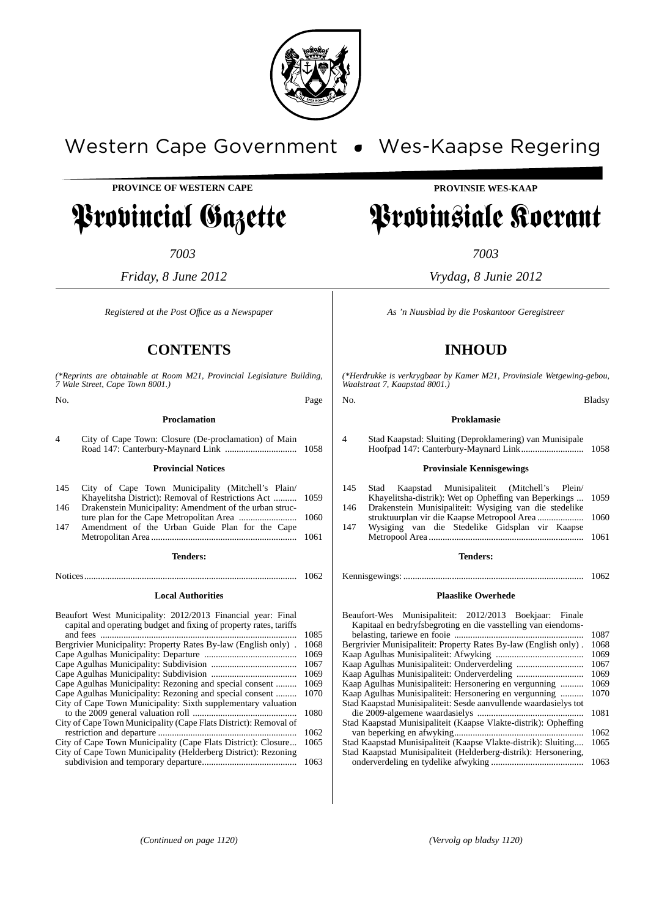Western Cape Government • Wes-Kaapse Regering

**PROVINCE OF WESTERN CAPE**

# Provincial Gazette

*7003*

*Friday, 8 June 2012*

*Registered at the Post Office as a Newspaper*

## CONTENTS

*(\*Reprints are obtainable at Room M21, Provincial Legislature Building, 7 Wale Street, Cape Town 8001.)*

| No. | | Page |
|---|---|---|
| | **Proclamation** | |
| 4 | City of Cape Town: Closure (De-proclamation) of Main Road 147: Canterbury-Maynard Link | 1058 |
| | **Provincial Notices** | |
| 145 | City of Cape Town Municipality (Mitchell's Plain/ Khayelitsha District): Removal of Restrictions Act | 1059 |
| 146 | Drakenstein Municipality: Amendment of the urban structure plan for the Cape Metropolitan Area | 1060 |
| 147 | Amendment of the Urban Guide Plan for the Cape Metropolitan Area | 1061 |
| | **Tenders:** | |
| | Notices | 1062 |
| | **Local Authorities** | |
| | Beaufort West Municipality: 2012/2013 Financial year: Final capital and operating budget and fixing of property rates, tariffs and fees | 1085 |
| | Bergrivier Municipality: Property Rates By-law (English only) | 1068 |
| | Cape Agulhas Municipality: Departure | 1069 |
| | Cape Agulhas Municipality: Subdivision | 1067 |
| | Cape Agulhas Municipality: Subdivision | 1069 |
| | Cape Agulhas Municipality: Rezoning and special consent | 1069 |
| | Cape Agulhas Municipality: Rezoning and special consent | 1070 |
| | City of Cape Town Municipality: Sixth supplementary valuation to the 2009 general valuation roll | 1080 |
| | City of Cape Town Municipality (Cape Flats District): Removal of restriction and departure | 1062 |
| | City of Cape Town Municipality (Cape Flats District): Closure | 1065 |
| | City of Cape Town Municipality (Helderberg District): Rezoning subdivision and temporary departure | 1063 |

*(Continued on page 1120)*

**PROVINSIE WES-KAAP**

# Provinsiale Koerant

*7003*

*Vrydag, 8 Junie 2012*

*As 'n Nuusblad by die Poskantoor Geregistreer*

## INHOUD

*(\*Herdrukke is verkrygbaar by Kamer M21, Provinsiale Wetgewing-gebou, Waalstraat 7, Kaapstad 8001.)*

| No. | | Bladsy |
|---|---|---|
| | **Proklamasie** | |
| 4 | Stad Kaapstad: Sluiting (Deproklamering) van Munisipale Hoofpad 147: Canterbury-Maynard Link | 1058 |
| | **Provinsiale Kennisgewings** | |
| 145 | Stad Kaapstad Munisipaliteit (Mitchell's Plein/ Khayelitsha-distrik): Wet op Opheffing van Beperkings | 1059 |
| 146 | Drakenstein Munisipaliteit: Wysiging van die stedelike struktuurplan vir die Kaapse Metropool Area | 1060 |
| 147 | Wysiging van die Stedelike Gidsplan vir Kaapse Metropool Area | 1061 |
| | **Tenders:** | |
| | Kennisgewings: | 1062 |
| | **Plaaslike Owerhede** | |
| | Beaufort-Wes Munisipaliteit: 2012/2013 Boekjaar: Finale Kapitaal en bedryfsbegroting en die vasstelling van eiendomsbelasting, tariewe en fooie | 1087 |
| | Bergrivier Munisipaliteit: Property Rates By-law (English only) | 1068 |
| | Kaap Agulhas Munisipaliteit: Afwyking | 1069 |
| | Kaap Agulhas Munisipaliteit: Onderverdeling | 1067 |
| | Kaap Agulhas Munisipaliteit: Onderverdeling | 1069 |
| | Kaap Agulhas Munisipaliteit: Hersonering en vergunning | 1069 |
| | Kaap Agulhas Munisipaliteit: Hersonering en vergunning | 1070 |
| | Stad Kaapstad Munisipaliteit: Sesde aanvullende waardasielys tot die 2009-algemene waardasielys | 1081 |
| | Stad Kaapstad Munisipaliteit (Kaapse Vlakte-distrik): Opheffing van beperking en afwyking | 1062 |
| | Stad Kaapstad Munisipaliteit (Kaapse Vlakte-distrik): Sluiting | 1065 |
| | Stad Kaapstad Munisipaliteit (Helderberg-distrik): Hersonering, onderverdeling en tydelike afwyking | 1063 |

*(Vervolg op bladsy 1120)*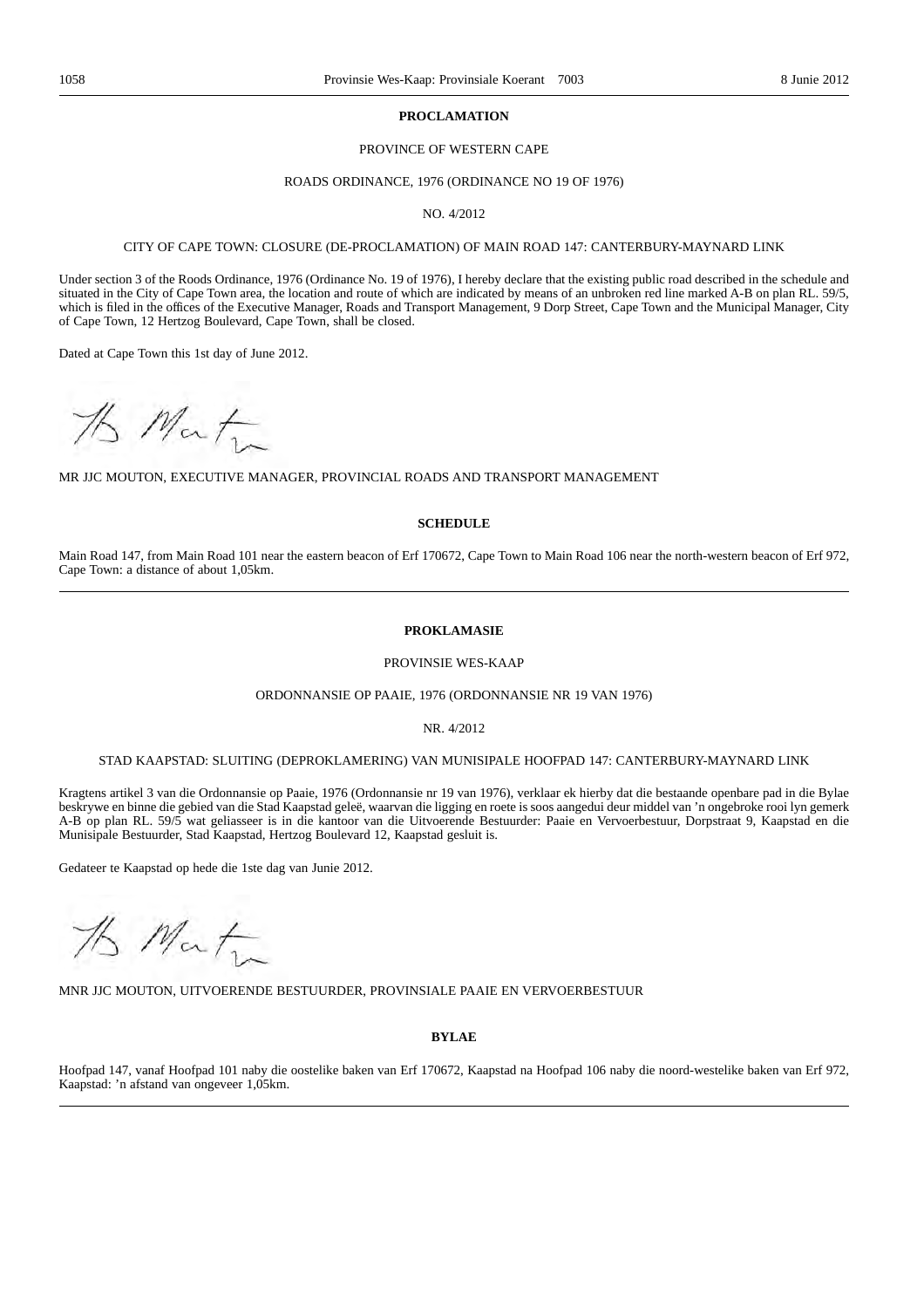**PROCLAMATION**

PROVINCE OF WESTERN CAPE

ROADS ORDINANCE, 1976 (ORDINANCE NO 19 OF 1976)

NO. 4/2012

CITY OF CAPE TOWN: CLOSURE (DE-PROCLAMATION) OF MAIN ROAD 147: CANTERBURY-MAYNARD LINK

Under section 3 of the Roods Ordinance, 1976 (Ordinance No. 19 of 1976), I hereby declare that the existing public road described in the schedule and situated in the City of Cape Town area, the location and route of which are indicated by means of an unbroken red line marked A-B on plan RL. 59/5, which is filed in the offices of the Executive Manager, Roads and Transport Management, 9 Dorp Street, Cape Town and the Municipal Manager, City of Cape Town, 12 Hertzog Boulevard, Cape Town, shall be closed.

Dated at Cape Town this 1st day of June 2012.

MR JJC MOUTON, EXECUTIVE MANAGER, PROVINCIAL ROADS AND TRANSPORT MANAGEMENT

**SCHEDULE**

Main Road 147, from Main Road 101 near the eastern beacon of Erf 170672, Cape Town to Main Road 106 near the north-western beacon of Erf 972, Cape Town: a distance of about 1,05km.

---

**PROKLAMASIE**

PROVINSIE WES-KAAP

ORDONNANSIE OP PAAIE, 1976 (ORDONNANSIE NR 19 VAN 1976)

NR. 4/2012

STAD KAAPSTAD: SLUITING (DEPROKLAMERING) VAN MUNISIPALE HOOFPAD 147: CANTERBURY-MAYNARD LINK

Kragtens artikel 3 van die Ordonnansie op Paaie, 1976 (Ordonnansie nr 19 van 1976), verklaar ek hierby dat die bestaande openbare pad in die Bylae beskrywe en binne die gebied van die Stad Kaapstad geleë, waarvan die ligging en roete is soos aangedui deur middel van 'n ongebroke rooi lyn gemerk A-B op plan RL. 59/5 wat geliasseer is in die kantoor van die Uitvoerende Bestuurder: Paaie en Vervoerbestuur, Dorpstraat 9, Kaapstad en die Munisipale Bestuurder, Stad Kaapstad, Hertzog Boulevard 12, Kaapstad gesluit is.

Gedateer te Kaapstad op hede die 1ste dag van Junie 2012.

MNR JJC MOUTON, UITVOERENDE BESTUURDER, PROVINSIALE PAAIE EN VERVOERBESTUUR

**BYLAE**

Hoofpad 147, vanaf Hoofpad 101 naby die oostelike baken van Erf 170672, Kaapstad na Hoofpad 106 naby die noord-westelike baken van Erf 972, Kaapstad: 'n afstand van ongeveer 1,05km.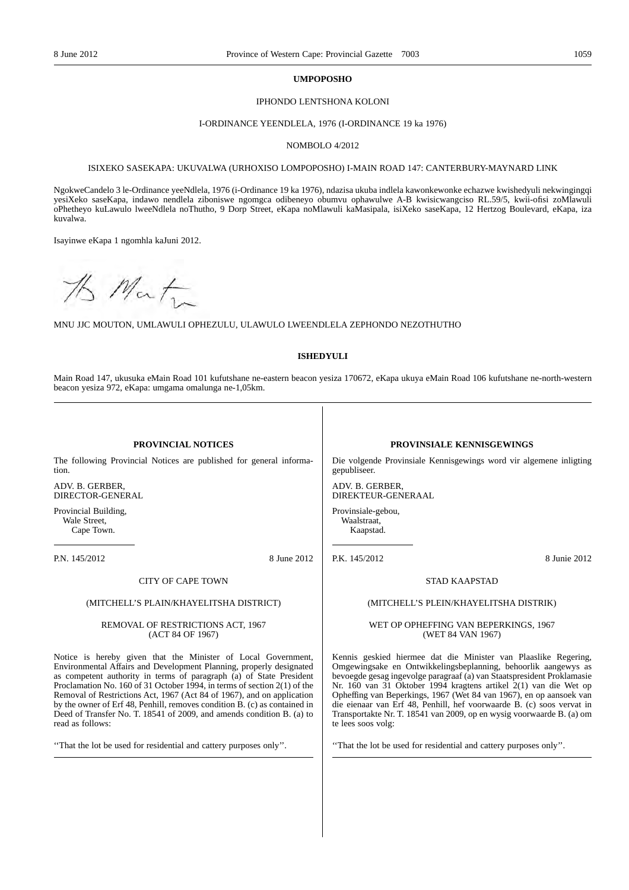**UMPOPOSHO**

IPHONDO LENTSHONA KOLONI

I-ORDINANCE YEENDLELA, 1976 (I-ORDINANCE 19 ka 1976)

NOMBOLO 4/2012

ISIXEKO SASEKAPA: UKUVALWA (URHOXISO LOMPOPOSHO) I-MAIN ROAD 147: CANTERBURY-MAYNARD LINK

NgokweCandelo 3 le-Ordinance yeeNdlela, 1976 (i-Ordinance 19 ka 1976), ndazisa ukuba indlela kawonkewonke echazwe kwishedyuli nekwingingqi yesiXeko saseKapa, indawo nendlela ziboniswe ngomgca odibeneyo obumvu ophawulwe A-B kwisicwangciso RL.59/5, kwii-ofisi zoMlawuli oPhetheyo kuLawulo lweeNdlela noThutho, 9 Dorp Street, eKapa noMlawuli kaMasipala, isiXeko saseKapa, 12 Hertzog Boulevard, eKapa, iza kuvalwa.

Isayinwe eKapa 1 ngomhla kaJuni 2012.

MNU JJC MOUTON, UMLAWULI OPHEZULU, ULAWULO LWEENDLELA ZEPHONDO NEZOTHUTHO

**ISHEDYULI**

Main Road 147, ukusuka eMain Road 101 kufutshane ne-eastern beacon yesiza 170672, eKapa ukuya eMain Road 106 kufutshane ne-north-western beacon yesiza 972, eKapa: umgama omalunga ne-1,05km.

---

**PROVINCIAL NOTICES**

The following Provincial Notices are published for general information.

ADV. B. GERBER,
DIRECTOR-GENERAL

Provincial Building,
Wale Street,
Cape Town.

P.N. 145/2012 8 June 2012

CITY OF CAPE TOWN

(MITCHELL'S PLAIN/KHAYELITSHA DISTRICT)

REMOVAL OF RESTRICTIONS ACT, 1967
(ACT 84 OF 1967)

Notice is hereby given that the Minister of Local Government, Environmental Affairs and Development Planning, properly designated as competent authority in terms of paragraph (a) of State President Proclamation No. 160 of 31 October 1994, in terms of section 2(1) of the Removal of Restrictions Act, 1967 (Act 84 of 1967), and on application by the owner of Erf 48, Penhill, removes condition B. (c) as contained in Deed of Transfer No. T. 18541 of 2009, and amends condition B. (a) to read as follows:

''That the lot be used for residential and cattery purposes only''.

---

**PROVINSIALE KENNISGEWINGS**

Die volgende Provinsiale Kennisgewings word vir algemene inligting gepubliseer.

ADV. B. GERBER,
DIREKTEUR-GENERAAL

Provinsiale-gebou,
Waalstraat,
Kaapstad.

P.K. 145/2012 8 Junie 2012

STAD KAAPSTAD

(MITCHELL'S PLEIN/KHAYELITSHA DISTRIK)

WET OP OPHEFFING VAN BEPERKINGS, 1967
(WET 84 VAN 1967)

Kennis geskied hiermee dat die Minister van Plaaslike Regering, Omgewingsake en Ontwikkelingsbeplanning, behoorlik aangewys as bevoegde gesag ingevolge paragraaf (a) van Staatspresident Proklamasie Nr. 160 van 31 Oktober 1994 kragtens artikel 2(1) van die Wet op Opheffing van Beperkings, 1967 (Wet 84 van 1967), en op aansoek van die eienaar van Erf 48, Penhill, hef voorwaarde B. (c) soos vervat in Transportakte Nr. T. 18541 van 2009, op en wysig voorwaarde B. (a) om te lees soos volg:

''That the lot be used for residential and cattery purposes only''.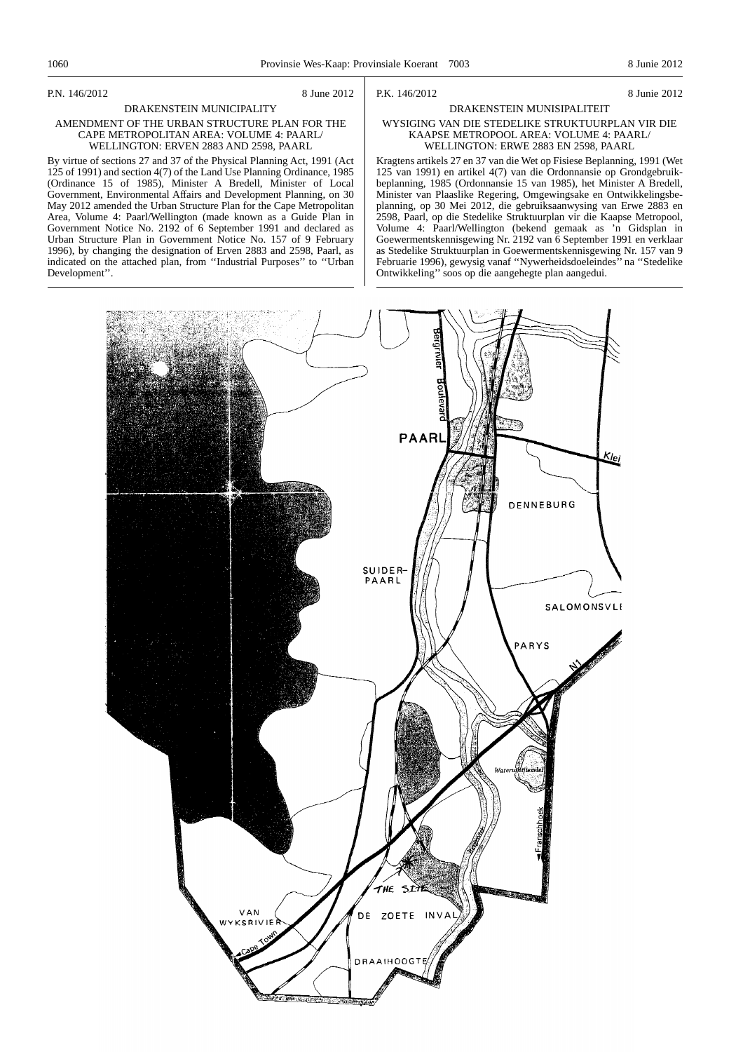P.N. 146/2012 8 June 2012

DRAKENSTEIN MUNICIPALITY

AMENDMENT OF THE URBAN STRUCTURE PLAN FOR THE CAPE METROPOLITAN AREA: VOLUME 4: PAARL/ WELLINGTON: ERVEN 2883 AND 2598, PAARL

By virtue of sections 27 and 37 of the Physical Planning Act, 1991 (Act 125 of 1991) and section 4(7) of the Land Use Planning Ordinance, 1985 (Ordinance 15 of 1985), Minister A Bredell, Minister of Local Government, Environmental Affairs and Development Planning, on 30 May 2012 amended the Urban Structure Plan for the Cape Metropolitan Area, Volume 4: Paarl/Wellington (made known as a Guide Plan in Government Notice No. 2192 of 6 September 1991 and declared as Urban Structure Plan in Government Notice No. 157 of 9 February 1996), by changing the designation of Erven 2883 and 2598, Paarl, as indicated on the attached plan, from ''Industrial Purposes'' to ''Urban Development''.

P.K. 146/2012 8 Junie 2012

DRAKENSTEIN MUNISIPALITEIT

WYSIGING VAN DIE STEDELIKE STRUKTUURPLAN VIR DIE KAAPSE METROPOOL AREA: VOLUME 4: PAARL/ WELLINGTON: ERWE 2883 EN 2598, PAARL

Kragtens artikels 27 en 37 van die Wet op Fisiese Beplanning, 1991 (Wet 125 van 1991) en artikel 4(7) van die Ordonnansie op Grondgebruikbeplanning, 1985 (Ordonnansie 15 van 1985), het Minister A Bredell, Minister van Plaaslike Regering, Omgewingsake en Ontwikkelingsbeplanning, op 30 Mei 2012, die gebruiksaanwysing van Erwe 2883 en 2598, Paarl, op die Stedelike Struktuurplan vir die Kaapse Metropool, Volume 4: Paarl/Wellington (bekend gemaak as 'n Gidsplan in Goewermentskennisgewing Nr. 2192 van 6 September 1991 en verklaar as Stedelike Struktuurplan in Goewermentskennisgewing Nr. 157 van 9 Februarie 1996), gewysig vanaf ''Nywerheidsdoeleindes'' na ''Stedelike Ontwikkeling'' soos op die aangehegte plan aangedui.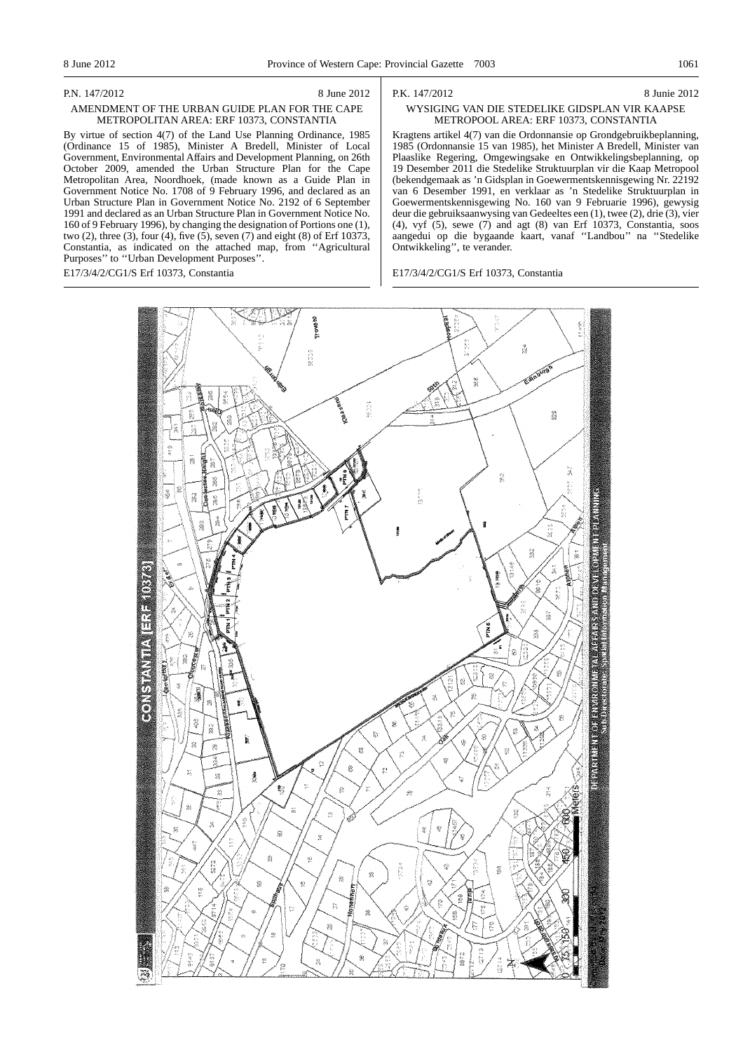P.N. 147/2012 8 June 2012

## AMENDMENT OF THE URBAN GUIDE PLAN FOR THE CAPE METROPOLITAN AREA: ERF 10373, CONSTANTIA

By virtue of section 4(7) of the Land Use Planning Ordinance, 1985 (Ordinance 15 of 1985), Minister A Bredell, Minister of Local Government, Environmental Affairs and Development Planning, on 26th October 2009, amended the Urban Structure Plan for the Cape Metropolitan Area, Noordhoek, (made known as a Guide Plan in Government Notice No. 1708 of 9 February 1996, and declared as an Urban Structure Plan in Government Notice No. 2192 of 6 September 1991 and declared as an Urban Structure Plan in Government Notice No. 160 of 9 February 1996), by changing the designation of Portions one (1), two (2), three (3), four (4), five (5), seven (7) and eight (8) of Erf 10373, Constantia, as indicated on the attached map, from ''Agricultural Purposes'' to ''Urban Development Purposes''.

E17/3/4/2/CG1/S Erf 10373, Constantia

P.K. 147/2012 8 Junie 2012

## WYSIGING VAN DIE STEDELIKE GIDSPLAN VIR KAAPSE METROPOOL AREA: ERF 10373, CONSTANTIA

Kragtens artikel 4(7) van die Ordonnansie op Grondgebruikbeplanning, 1985 (Ordonnansie 15 van 1985), het Minister A Bredell, Minister van Plaaslike Regering, Omgewingsake en Ontwikkelingsbeplanning, op 19 Desember 2011 die Stedelike Struktuurplan vir die Kaap Metropool (bekendgemaak as 'n Gidsplan in Goewermentskennisgewing Nr. 22192 van 6 Desember 1991, en verklaar as 'n Stedelike Struktuurplan in Goewermentskennisgewing No. 160 van 9 Februarie 1996), gewysig deur die gebruiksaanwysing van Gedeeltes een (1), twee (2), drie (3), vier (4), vyf (5), sewe (7) and agt (8) van Erf 10373, Constantia, soos aangedui op die bygaande kaart, vanaf ''Landbou'' na ''Stedelike Ontwikkeling'', te verander.

E17/3/4/2/CG1/S Erf 10373, Constantia

CONSTANTIA (ERF 10373)

DEPARTMENT OF ENVIRONMENTAL AFFAIRS AND DEVELOPMENT PLANNING
Sub-Directorate: Spatial Information Management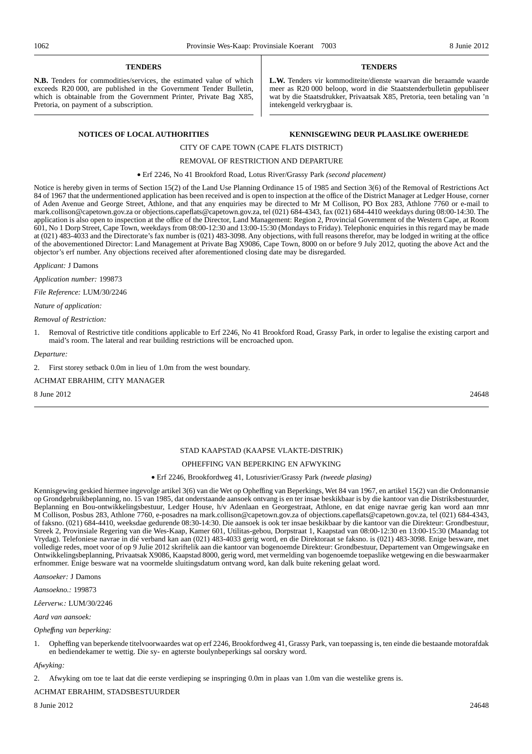## TENDERS

**N.B.** Tenders for commodities/services, the estimated value of which exceeds R20 000, are published in the Government Tender Bulletin, which is obtainable from the Government Printer, Private Bag X85, Pretoria, on payment of a subscription.

## TENDERS

**L.W.** Tenders vir kommoditeite/dienste waarvan die beraamde waarde meer as R20 000 beloop, word in die Staatstenderbulletin gepubliseer wat by die Staatsdrukker, Privaatsak X85, Pretoria, teen betaling van 'n intekengeld verkrygbaar is.

## NOTICES OF LOCAL AUTHORITIES

## KENNISGEWING DEUR PLAASLIKE OWERHEDE

CITY OF CAPE TOWN (CAPE FLATS DISTRICT)

REMOVAL OF RESTRICTION AND DEPARTURE

• Erf 2246, No 41 Brookford Road, Lotus River/Grassy Park *(second placement)*

Notice is hereby given in terms of Section 15(2) of the Land Use Planning Ordinance 15 of 1985 and Section 3(6) of the Removal of Restrictions Act 84 of 1967 that the undermentioned application has been received and is open to inspection at the office of the District Manager at Ledger House, corner of Aden Avenue and George Street, Athlone, and that any enquiries may be directed to Mr M Collison, PO Box 283, Athlone 7760 or e-mail to mark.collison@capetown.gov.za or objections.capeflats@capetown.gov.za, tel (021) 684-4343, fax (021) 684-4410 weekdays during 08:00-14:30. The application is also open to inspection at the office of the Director, Land Management: Region 2, Provincial Government of the Western Cape, at Room 601, No 1 Dorp Street, Cape Town, weekdays from 08:00-12:30 and 13:00-15:30 (Mondays to Friday). Telephonic enquiries in this regard may be made at (021) 483-4033 and the Directorate's fax number is (021) 483-3098. Any objections, with full reasons therefor, may be lodged in writing at the office of the abovementioned Director: Land Management at Private Bag X9086, Cape Town, 8000 on or before 9 July 2012, quoting the above Act and the objector's erf number. Any objections received after aforementioned closing date may be disregarded.

*Applicant:* J Damons

*Application number:* 199873

*File Reference:* LUM/30/2246

*Nature of application:*

*Removal of Restriction:*

1. Removal of Restrictive title conditions applicable to Erf 2246, No 41 Brookford Road, Grassy Park, in order to legalise the existing carport and maid's room. The lateral and rear building restrictions will be encroached upon.

*Departure:*

2. First storey setback 0.0m in lieu of 1.0m from the west boundary.

ACHMAT EBRAHIM, CITY MANAGER

8 June 2012 24648

---

STAD KAAPSTAD (KAAPSE VLAKTE-DISTRIK)

OPHEFFING VAN BEPERKING EN AFWYKING

• Erf 2246, Brookfordweg 41, Lotusrivier/Grassy Park *(tweede plasing)*

Kennisgewing geskied hiermee ingevolge artikel 3(6) van die Wet op Opheffing van Beperkings, Wet 84 van 1967, en artikel 15(2) van die Ordonnansie op Grondgebruikbeplanning, no. 15 van 1985, dat onderstaande aansoek ontvang is en ter insae beskikbaar is by die kantoor van die Distriksbestuurder, Beplanning en Bou-ontwikkelingsbestuur, Ledger House, h/v Adenlaan en Georgestraat, Athlone, en dat enige navrae gerig kan word aan mnr M Collison, Posbus 283, Athlone 7760, e-posadres na mark.collison@capetown.gov.za of objections.capeflats@capetown.gov.za, tel (021) 684-4343, of faksno. (021) 684-4410, weeksdae gedurende 08:30-14:30. Die aansoek is ook ter insae beskikbaar by die kantoor van die Direkteur: Grondbestuur, Streek 2, Provinsiale Regering van die Wes-Kaap, Kamer 601, Utilitas-gebou, Dorpstraat 1, Kaapstad van 08:00-12:30 en 13:00-15:30 (Maandag tot Vrydag). Telefoniese navrae in dié verband kan aan (021) 483-4033 gerig word, en die Direktoraat se faksno. is (021) 483-3098. Enige besware, met volledige redes, moet voor of op 9 Julie 2012 skriftelik aan die kantoor van bogenoemde Direkteur: Grondbestuur, Departement van Omgewingsake en Ontwikkelingsbeplanning, Privaatsak X9086, Kaapstad 8000, gerig word, met vermelding van bogenoemde toepaslike wetgewing en die beswaarmaker erfnommer. Enige besware wat na voormelde sluitingsdatum ontvang word, kan dalk buite rekening gelaat word.

*Aansoeker:* J Damons

*Aansoekno.:* 199873

*Lêerverw.:* LUM/30/2246

*Aard van aansoek:*

*Opheffing van beperking:*

1. Opheffing van beperkende titelvoorwaardes wat op erf 2246, Brookfordweg 41, Grassy Park, van toepassing is, ten einde die bestaande motorafdak en bediendekamer te wettig. Die sy- en agterste boulynbeperkings sal oorskry word.

*Afwyking:*

2. Afwyking om toe te laat dat die eerste verdieping se inspringing 0.0m in plaas van 1.0m van die westelike grens is.

ACHMAT EBRAHIM, STADSBESTUURDER

8 Junie 2012 24648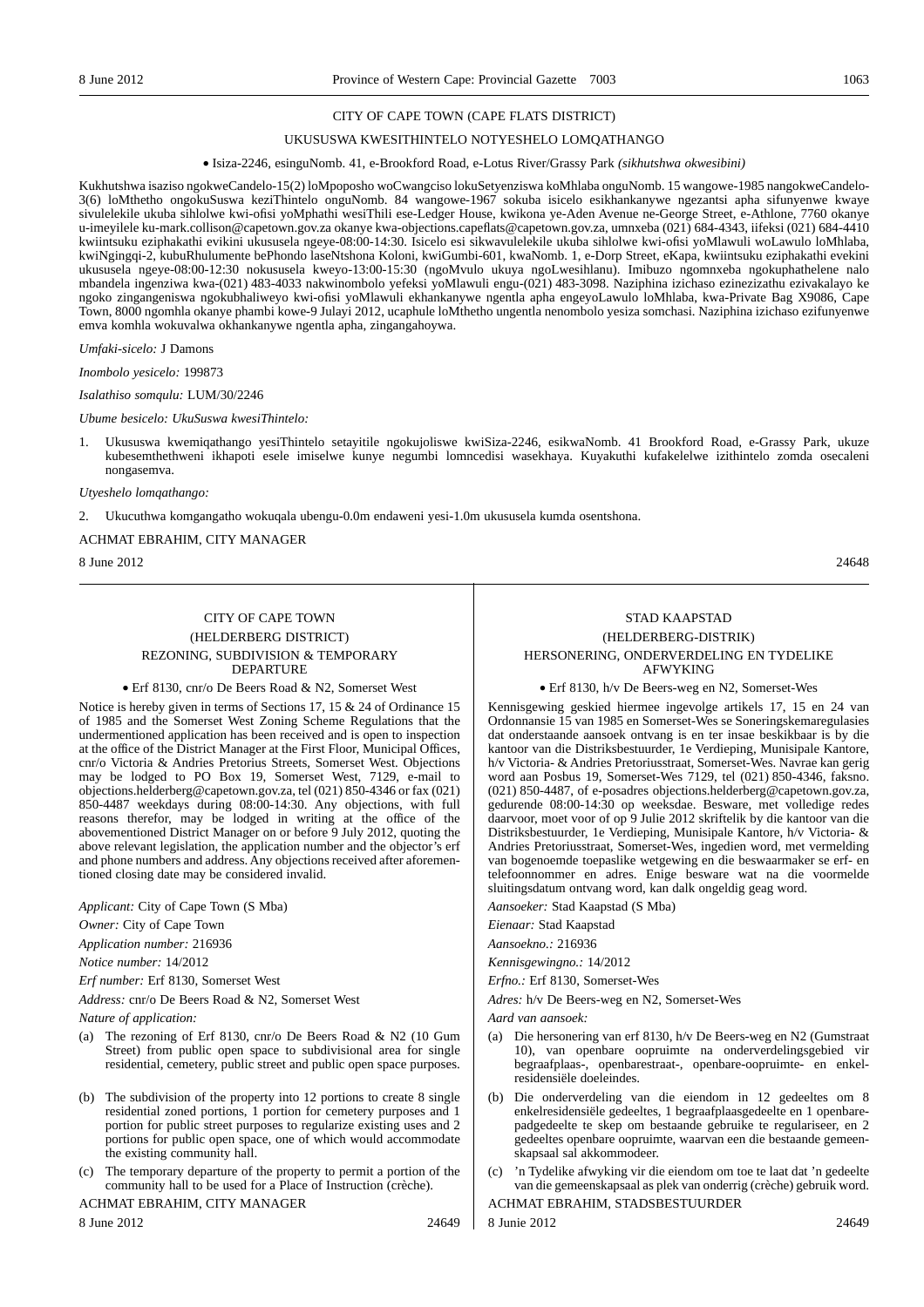CITY OF CAPE TOWN (CAPE FLATS DISTRICT)

UKUSUSWA KWESITHINTELO NOTYESHELO LOMQATHANGO

• Isiza-2246, esinguNomb. 41, e-Brookford Road, e-Lotus River/Grassy Park *(sikhutshwa okwesibini)*

Kukhutshwa isaziso ngokweCandelo-15(2) loMpoposho woCwangciso lokuSetyenziswa koMhlaba onguNomb. 15 wangowe-1985 nangokweCandelo-3(6) loMthetho ongokuSuswa keziThintelo onguNomb. 84 wangowe-1967 sokuba isicelo esikhankanywe ngezantsi apha sifunyenwe kwaye sivulelekile ukuba sihlolwe kwi-ofisi yoMphathi wesiThili ese-Ledger House, kwikona ye-Aden Avenue ne-George Street, e-Athlone, 7760 okanye u-imeyilele ku-mark.collison@capetown.gov.za okanye kwa-objections.capeflats@capetown.gov.za, umnxeba (021) 684-4343, iifeksi (021) 684-4410 kwiintsuku eziphakathi evikini ukususela ngeye-08:00-14:30. Isicelo esi sikwavulelekile ukuba sihlolwe kwi-ofisi yoMlawuli woLawulo loMhlaba, kwiNgingqi-2, kubuRhulumente bePhondo laseNtshona Koloni, kwiGumbi-601, kwaNomb. 1, e-Dorp Street, eKapa, kwiintsuku eziphakathi evekini ukususela ngeye-08:00-12:30 nokususela kweyo-13:00-15:30 (ngoMvulo ukuya ngoLwesihlanu). Imibuzo ngomnxeba ngokuphathelene nalo mbandela ingenziwa kwa-(021) 483-4033 nakwinombolo yefeksi yoMlawuli engu-(021) 483-3098. Naziphina izichaso ezinezizathu ezivakalayo ke ngoko zingangeniswa ngokubhaliweyo kwi-ofisi yoMlawuli ekhankanywe ngentla apha engeyoLawulo loMhlaba, kwa-Private Bag X9086, Cape Town, 8000 ngomhla okanye phambi kowe-9 Julayi 2012, ucaphule loMthetho ungentla nenombolo yesiza somchasi. Naziphina izichaso ezifunyenwe emva komhla wokuvalwa okhankanywe ngentla apha, zingangahoywa.

*Umfaki-sicelo:* J Damons

*Inombolo yesicelo:* 199873

*Isalathiso somqulu:* LUM/30/2246

*Ubume besicelo: UkuSuswa kwesiThintelo:*

1. Ukususwa kwemiqathango yesiThintelo setayitile ngokujoliswe kwiSiza-2246, esikwaNomb. 41 Brookford Road, e-Grassy Park, ukuze kubesemthethweni ikhapoti esele imiselwe kunye negumbi lomncedisi wasekhaya. Kuyakuthi kufakelelwe izithintelo zomda osecaleni nongasemva.

*Utyeshelo lomqathango:*

2. Ukucuthwa komgangatho wokuqala ubengu-0.0m endaweni yesi-1.0m ukususela kumda osentshona.

ACHMAT EBRAHIM, CITY MANAGER

8 June 2012 24648

---

CITY OF CAPE TOWN

(HELDERBERG DISTRICT)

REZONING, SUBDIVISION & TEMPORARY DEPARTURE

• Erf 8130, cnr/o De Beers Road & N2, Somerset West

Notice is hereby given in terms of Sections 17, 15 & 24 of Ordinance 15 of 1985 and the Somerset West Zoning Scheme Regulations that the undermentioned application has been received and is open to inspection at the office of the District Manager at the First Floor, Municipal Offices, cnr/o Victoria & Andries Pretorius Streets, Somerset West. Objections may be lodged to PO Box 19, Somerset West, 7129, e-mail to objections.helderberg@capetown.gov.za, tel (021) 850-4346 or fax (021) 850-4487 weekdays during 08:00-14:30. Any objections, with full reasons therefor, may be lodged in writing at the office of the abovementioned District Manager on or before 9 July 2012, quoting the above relevant legislation, the application number and the objector's erf and phone numbers and address. Any objections received after aforementioned closing date may be considered invalid.

*Applicant:* City of Cape Town (S Mba)

*Owner:* City of Cape Town

*Application number:* 216936

*Notice number:* 14/2012

*Erf number:* Erf 8130, Somerset West

*Address:* cnr/o De Beers Road & N2, Somerset West

*Nature of application:*

(a) The rezoning of Erf 8130, cnr/o De Beers Road & N2 (10 Gum Street) from public open space to subdivisional area for single residential, cemetery, public street and public open space purposes.

(b) The subdivision of the property into 12 portions to create 8 single residential zoned portions, 1 portion for cemetery purposes and 1 portion for public street purposes to regularize existing uses and 2 portions for public open space, one of which would accommodate the existing community hall.

(c) The temporary departure of the property to permit a portion of the community hall to be used for a Place of Instruction (crèche).

ACHMAT EBRAHIM, CITY MANAGER

8 June 2012 24649

---

STAD KAAPSTAD

(HELDERBERG-DISTRIK)

HERSONERING, ONDERVERDELING EN TYDELIKE AFWYKING

• Erf 8130, h/v De Beers-weg en N2, Somerset-Wes

Kennisgewing geskied hiermee ingevolge artikels 17, 15 en 24 van Ordonnansie 15 van 1985 en Somerset-Wes se Soneringskemaregulasies dat onderstaande aansoek ontvang is en ter insae beskikbaar is by die kantoor van die Distriksbestuurder, 1e Verdieping, Munisipale Kantore, h/v Victoria- & Andries Pretoriusstraat, Somerset-Wes. Navrae kan gerig word aan Posbus 19, Somerset-Wes 7129, tel (021) 850-4346, faksno. (021) 850-4487, of e-posadres objections.helderberg@capetown.gov.za, gedurende 08:00-14:30 op weeksdae. Besware, met volledige redes daarvoor, moet voor of op 9 Julie 2012 skriftelik by die kantoor van die Distriksbestuurder, 1e Verdieping, Munisipale Kantore, h/v Victoria- & Andries Pretoriusstraat, Somerset-Wes, ingedien word, met vermelding van bogenoemde toepaslike wetgewing en die beswaarmaker se erf- en telefoonnommer en adres. Enige besware wat na die voormelde sluitingsdatum ontvang word, kan dalk ongeldig geag word.

*Aansoeker:* Stad Kaapstad (S Mba)

*Eienaar:* Stad Kaapstad

*Aansoekno.:* 216936

*Kennisgewingno.:* 14/2012

*Erfno.:* Erf 8130, Somerset-Wes

*Adres:* h/v De Beers-weg en N2, Somerset-Wes

*Aard van aansoek:*

(a) Die hersonering van erf 8130, h/v De Beers-weg en N2 (Gumstraat 10), van openbare oopruimte na onderverdelingsgebied vir begraafplaas-, openbarestraat-, openbare-oopruimte- en enkelresidensiële doeleindes.

(b) Die onderverdeling van die eiendom in 12 gedeeltes om 8 enkelresidensiële gedeeltes, 1 begraafplaasgedeelte en 1 openbarepadgedeelte te skep om bestaande gebruike te regulariseer, en 2 gedeeltes openbare oopruimte, waarvan een die bestaande gemeenskapsaal sal akkommodeer.

(c) 'n Tydelike afwyking vir die eiendom om toe te laat dat 'n gedeelte van die gemeenskapsaal as plek van onderrig (crèche) gebruik word.

ACHMAT EBRAHIM, STADSBESTUURDER

8 Junie 2012 24649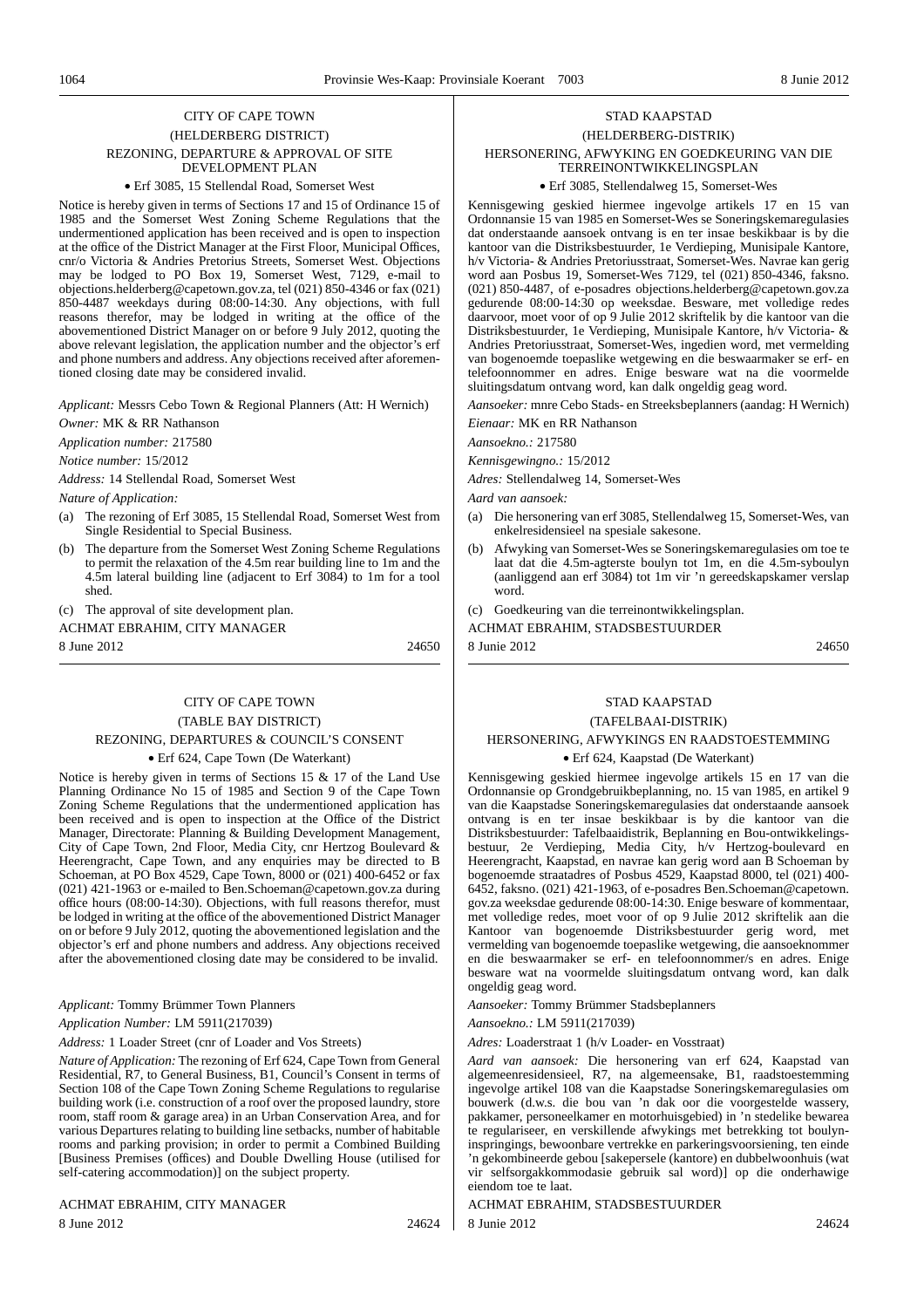## CITY OF CAPE TOWN

### (HELDERBERG DISTRICT)

### REZONING, DEPARTURE & APPROVAL OF SITE DEVELOPMENT PLAN

- Erf 3085, 15 Stellendal Road, Somerset West

Notice is hereby given in terms of Sections 17 and 15 of Ordinance 15 of 1985 and the Somerset West Zoning Scheme Regulations that the undermentioned application has been received and is open to inspection at the office of the District Manager at the First Floor, Municipal Offices, cnr/o Victoria & Andries Pretorius Streets, Somerset West. Objections may be lodged to PO Box 19, Somerset West, 7129, e-mail to objections.helderberg@capetown.gov.za, tel (021) 850-4346 or fax (021) 850-4487 weekdays during 08:00-14:30. Any objections, with full reasons therefor, may be lodged in writing at the office of the abovementioned District Manager on or before 9 July 2012, quoting the above relevant legislation, the application number and the objector's erf and phone numbers and address. Any objections received after aforementioned closing date may be considered invalid.

*Applicant:* Messrs Cebo Town & Regional Planners (Att: H Wernich)

*Owner:* MK & RR Nathanson

*Application number:* 217580

*Notice number:* 15/2012

*Address:* 14 Stellendal Road, Somerset West

*Nature of Application:*

(a) The rezoning of Erf 3085, 15 Stellendal Road, Somerset West from Single Residential to Special Business.

(b) The departure from the Somerset West Zoning Scheme Regulations to permit the relaxation of the 4.5m rear building line to 1m and the 4.5m lateral building line (adjacent to Erf 3084) to 1m for a tool shed.

(c) The approval of site development plan.

ACHMAT EBRAHIM, CITY MANAGER

8 June 2012 24650

---

## STAD KAAPSTAD

### (HELDERBERG-DISTRIK)

### HERSONERING, AFWYKING EN GOEDKEURING VAN DIE TERREINONTWIKKELINGSPLAN

- Erf 3085, Stellendalweg 15, Somerset-Wes

Kennisgewing geskied hiermee ingevolge artikels 17 en 15 van Ordonnansie 15 van 1985 en Somerset-Wes se Soneringskemaregulasies dat onderstaande aansoek ontvang is en ter insae beskikbaar is by die kantoor van die Distriksbestuurder, 1e Verdieping, Munisipale Kantore, h/v Victoria- & Andries Pretoriusstraat, Somerset-Wes. Navrae kan gerig word aan Posbus 19, Somerset-Wes 7129, tel (021) 850-4346, faksno. (021) 850-4487, of e-posadres objections.helderberg@capetown.gov.za gedurende 08:00-14:30 op weeksdae. Besware, met volledige redes daarvoor, moet voor of op 9 Julie 2012 skriftelik by die kantoor van die Distriksbestuurder, 1e Verdieping, Munisipale Kantore, h/v Victoria- & Andries Pretoriusstraat, Somerset-Wes, ingedien word, met vermelding van bogenoemde toepaslike wetgewing en die beswaarmaker se erf- en telefoonnommer en adres. Enige besware wat na die voormelde sluitingsdatum ontvang word, kan dalk ongeldig geag word.

*Aansoeker:* mnre Cebo Stads- en Streeksbeplanners (aandag: H Wernich)

*Eienaar:* MK en RR Nathanson

*Aansoekno.:* 217580

*Kennisgewingno.:* 15/2012

*Adres:* Stellendalweg 14, Somerset-Wes

*Aard van aansoek:*

(a) Die hersonering van erf 3085, Stellendalweg 15, Somerset-Wes, van enkelresidensieel na spesiale sakesone.

(b) Afwyking van Somerset-Wes se Soneringskemaregulasies om toe te laat dat die 4.5m-agterste boulyn tot 1m, en die 4.5m-syboulyn (aanliggend aan erf 3084) tot 1m vir 'n gereedskapskamer verslap word.

(c) Goedkeuring van die terreinontwikkelingsplan.

ACHMAT EBRAHIM, STADSBESTUURDER

8 Junie 2012 24650

---

## CITY OF CAPE TOWN

### (TABLE BAY DISTRICT)

### REZONING, DEPARTURES & COUNCIL'S CONSENT

- Erf 624, Cape Town (De Waterkant)

Notice is hereby given in terms of Sections 15 & 17 of the Land Use Planning Ordinance No 15 of 1985 and Section 9 of the Cape Town Zoning Scheme Regulations that the undermentioned application has been received and is open to inspection at the Office of the District Manager, Directorate: Planning & Building Development Management, City of Cape Town, 2nd Floor, Media City, cnr Hertzog Boulevard & Heerengracht, Cape Town, and any enquiries may be directed to B Schoeman, at PO Box 4529, Cape Town, 8000 or (021) 400-6452 or fax (021) 421-1963 or e-mailed to Ben.Schoeman@capetown.gov.za during office hours (08:00-14:30). Objections, with full reasons therefor, must be lodged in writing at the office of the abovementioned District Manager on or before 9 July 2012, quoting the abovementioned legislation and the objector's erf and phone numbers and address. Any objections received after the abovementioned closing date may be considered to be invalid.

*Applicant:* Tommy Brümmer Town Planners

*Application Number:* LM 5911(217039)

*Address:* 1 Loader Street (cnr of Loader and Vos Streets)

*Nature of Application:* The rezoning of Erf 624, Cape Town from General Residential, R7, to General Business, B1, Council's Consent in terms of Section 108 of the Cape Town Zoning Scheme Regulations to regularise building work (i.e. construction of a roof over the proposed laundry, store room, staff room & garage area) in an Urban Conservation Area, and for various Departures relating to building line setbacks, number of habitable rooms and parking provision; in order to permit a Combined Building [Business Premises (offices) and Double Dwelling House (utilised for self-catering accommodation)] on the subject property.

ACHMAT EBRAHIM, CITY MANAGER

8 June 2012 24624

---

## STAD KAAPSTAD

### (TAFELBAAI-DISTRIK)

### HERSONERING, AFWYKINGS EN RAADSTOESTEMMING

- Erf 624, Kaapstad (De Waterkant)

Kennisgewing geskied hiermee ingevolge artikels 15 en 17 van die Ordonnansie op Grondgebruikbeplanning, no. 15 van 1985, en artikel 9 van die Kaapstadse Soneringskemaregulasies dat onderstaande aansoek ontvang is en ter insae beskikbaar is by die kantoor van die Distriksbestuurder: Tafelbaaidistrik, Beplanning en Bou-ontwikkelingsbestuur, 2e Verdieping, Media City, h/v Hertzog-boulevard en Heerengracht, Kaapstad, en navrae kan gerig word aan B Schoeman by bogenoemde straatadres of Posbus 4529, Kaapstad 8000, tel (021) 400-6452, faksno. (021) 421-1963, of e-posadres Ben.Schoeman@capetown.gov.za weeksdae gedurende 08:00-14:30. Enige besware of kommentaar, met volledige redes, moet voor of op 9 Julie 2012 skriftelik aan die Kantoor van bogenoemde Distriksbestuurder gerig word, met vermelding van bogenoemde toepaslike wetgewing, die aansoeknommer en die beswaarmaker se erf- en telefoonnommer/s en adres. Enige besware wat na voormelde sluitingsdatum ontvang word, kan dalk ongeldig geag word.

*Aansoeker:* Tommy Brümmer Stadsbeplanners

*Aansoekno.:* LM 5911(217039)

*Adres:* Loaderstraat 1 (h/v Loader- en Vosstraat)

*Aard van aansoek:* Die hersonering van erf 624, Kaapstad van algemeenresidensieel, R7, na algemeensake, B1, raadstoestemming ingevolge artikel 108 van die Kaapstadse Soneringskemaregulasies om bouwerk (d.w.s. die bou van 'n dak oor die voorgestelde wassery, pakkamer, personeelkamer en motorhuisgebied) in 'n stedelike bewarea te regulariseer, en verskillende afwykings met betrekking tot boulyninspringings, bewoonbare vertrekke en parkeringsvoorsiening, ten einde 'n gekombineerde gebou [sakepersele (kantore) en dubbelwoonhuis (wat vir selfsorgakkommodasie gebruik sal word)] op die onderhawige eiendom toe te laat.

ACHMAT EBRAHIM, STADSBESTUURDER

8 Junie 2012 24624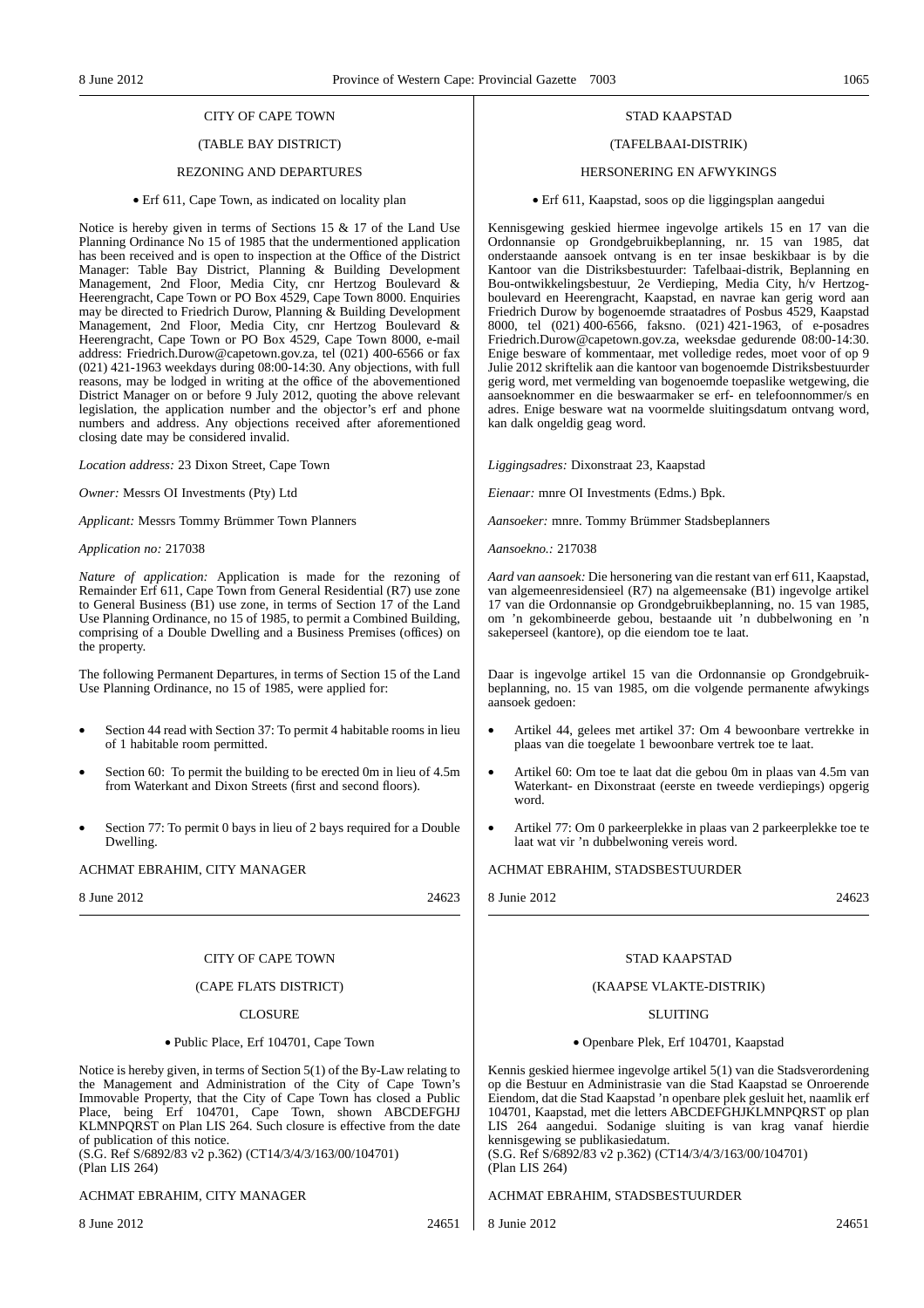CITY OF CAPE TOWN

(TABLE BAY DISTRICT)

REZONING AND DEPARTURES

• Erf 611, Cape Town, as indicated on locality plan

Notice is hereby given in terms of Sections 15 & 17 of the Land Use Planning Ordinance No 15 of 1985 that the undermentioned application has been received and is open to inspection at the Office of the District Manager: Table Bay District, Planning & Building Development Management, 2nd Floor, Media City, cnr Hertzog Boulevard & Heerengracht, Cape Town or PO Box 4529, Cape Town 8000. Enquiries may be directed to Friedrich Durow, Planning & Building Development Management, 2nd Floor, Media City, cnr Hertzog Boulevard & Heerengracht, Cape Town or PO Box 4529, Cape Town 8000, e-mail address: Friedrich.Durow@capetown.gov.za, tel (021) 400-6566 or fax (021) 421-1963 weekdays during 08:00-14:30. Any objections, with full reasons, may be lodged in writing at the office of the abovementioned District Manager on or before 9 July 2012, quoting the above relevant legislation, the application number and the objector's erf and phone numbers and address. Any objections received after aforementioned closing date may be considered invalid.

*Location address:* 23 Dixon Street, Cape Town

*Owner:* Messrs OI Investments (Pty) Ltd

*Applicant:* Messrs Tommy Brümmer Town Planners

*Application no:* 217038

*Nature of application:* Application is made for the rezoning of Remainder Erf 611, Cape Town from General Residential (R7) use zone to General Business (B1) use zone, in terms of Section 17 of the Land Use Planning Ordinance, no 15 of 1985, to permit a Combined Building, comprising of a Double Dwelling and a Business Premises (offices) on the property.

The following Permanent Departures, in terms of Section 15 of the Land Use Planning Ordinance, no 15 of 1985, were applied for:

- Section 44 read with Section 37: To permit 4 habitable rooms in lieu of 1 habitable room permitted.
- Section 60: To permit the building to be erected 0m in lieu of 4.5m from Waterkant and Dixon Streets (first and second floors).
- Section 77: To permit 0 bays in lieu of 2 bays required for a Double Dwelling.

ACHMAT EBRAHIM, CITY MANAGER

8 June 2012 24623

STAD KAAPSTAD

(TAFELBAAI-DISTRIK)

HERSONERING EN AFWYKINGS

• Erf 611, Kaapstad, soos op die liggingsplan aangedui

Kennisgewing geskied hiermee ingevolge artikels 15 en 17 van die Ordonnansie op Grondgebruikbeplanning, nr. 15 van 1985, dat onderstaande aansoek ontvang is en ter insae beskikbaar is by die Kantoor van die Distriksbestuurder: Tafelbaai-distrik, Beplanning en Bou-ontwikkelingsbestuur, 2e Verdieping, Media City, h/v Hertzogboulevard en Heerengracht, Kaapstad, en navrae kan gerig word aan Friedrich Durow by bogenoemde straatadres of Posbus 4529, Kaapstad 8000, tel (021) 400-6566, faksno. (021) 421-1963, of e-posadres Friedrich.Durow@capetown.gov.za, weeksdae gedurende 08:00-14:30. Enige besware of kommentaar, met volledige redes, moet voor of op 9 Julie 2012 skriftelik aan die kantoor van bogenoemde Distriksbestuurder gerig word, met vermelding van bogenoemde toepaslike wetgewing, die aansoeknommer en die beswaarmaker se erf- en telefoonnommer/s en adres. Enige besware wat na voormelde sluitingsdatum ontvang word, kan dalk ongeldig geag word.

*Liggingsadres:* Dixonstraat 23, Kaapstad

*Eienaar:* mnre OI Investments (Edms.) Bpk.

*Aansoeker:* mnre. Tommy Brümmer Stadsbeplanners

*Aansoekno.:* 217038

*Aard van aansoek:* Die hersonering van die restant van erf 611, Kaapstad, van algemeenresidensieel (R7) na algemeensake (B1) ingevolge artikel 17 van die Ordonnansie op Grondgebruikbeplanning, no. 15 van 1985, om 'n gekombineerde gebou, bestaande uit 'n dubbelwoning en 'n sakeperseel (kantore), op die eiendom toe te laat.

Daar is ingevolge artikel 15 van die Ordonnansie op Grondgebruikbeplanning, no. 15 van 1985, om die volgende permanente afwykings aansoek gedoen:

- Artikel 44, gelees met artikel 37: Om 4 bewoonbare vertrekke in plaas van die toegelate 1 bewoonbare vertrek toe te laat.
- Artikel 60: Om toe te laat dat die gebou 0m in plaas van 4.5m van Waterkant- en Dixonstraat (eerste en tweede verdiepings) opgerig word.
- Artikel 77: Om 0 parkeerplekke in plaas van 2 parkeerplekke toe te laat wat vir 'n dubbelwoning vereis word.

ACHMAT EBRAHIM, STADSBESTUURDER

8 Junie 2012 24623

CITY OF CAPE TOWN

(CAPE FLATS DISTRICT)

CLOSURE

• Public Place, Erf 104701, Cape Town

Notice is hereby given, in terms of Section 5(1) of the By-Law relating to the Management and Administration of the City of Cape Town's Immovable Property, that the City of Cape Town has closed a Public Place, being Erf 104701, Cape Town, shown ABCDEFGHJ KLMNPQRST on Plan LIS 264. Such closure is effective from the date of publication of this notice.
(S.G. Ref S/6892/83 v2 p.362) (CT14/3/4/3/163/00/104701)
(Plan LIS 264)

ACHMAT EBRAHIM, CITY MANAGER

8 June 2012 24651

STAD KAAPSTAD

(KAAPSE VLAKTE-DISTRIK)

SLUITING

• Openbare Plek, Erf 104701, Kaapstad

Kennis geskied hiermee ingevolge artikel 5(1) van die Stadsverordening op die Bestuur en Administrasie van die Stad Kaapstad se Onroerende Eiendom, dat die Stad Kaapstad 'n openbare plek gesluit het, naamlik erf 104701, Kaapstad, met die letters ABCDEFGHJKLMNPQRST op plan LIS 264 aangedui. Sodanige sluiting is van krag vanaf hierdie kennisgewing se publikasiedatum.
(S.G. Ref S/6892/83 v2 p.362) (CT14/3/4/3/163/00/104701)
(Plan LIS 264)

ACHMAT EBRAHIM, STADSBESTUURDER

8 Junie 2012 24651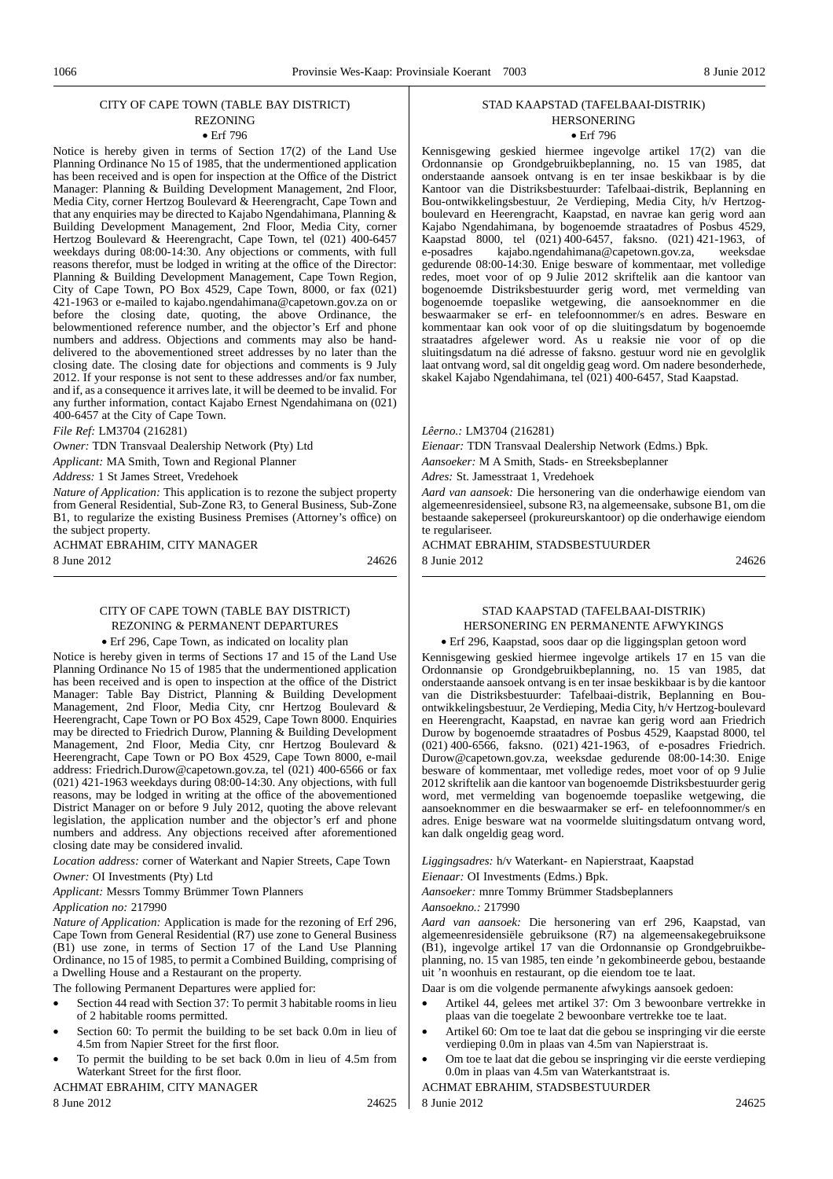## CITY OF CAPE TOWN (TABLE BAY DISTRICT)

### REZONING

• Erf 796

Notice is hereby given in terms of Section 17(2) of the Land Use Planning Ordinance No 15 of 1985, that the undermentioned application has been received and is open for inspection at the Office of the District Manager: Planning & Building Development Management, 2nd Floor, Media City, corner Hertzog Boulevard & Heerengracht, Cape Town and that any enquiries may be directed to Kajabo Ngendahimana, Planning & Building Development Management, 2nd Floor, Media City, corner Hertzog Boulevard & Heerengracht, Cape Town, tel (021) 400-6457 weekdays during 08:00-14:30. Any objections or comments, with full reasons therefor, must be lodged in writing at the office of the Director: Planning & Building Development Management, Cape Town Region, City of Cape Town, PO Box 4529, Cape Town, 8000, or fax (021) 421-1963 or e-mailed to kajabo.ngendahimana@capetown.gov.za on or before the closing date, quoting, the above Ordinance, the belowmentioned reference number, and the objector's Erf and phone numbers and address. Objections and comments may also be hand-delivered to the abovementioned street addresses by no later than the closing date. The closing date for objections and comments is 9 July 2012. If your response is not sent to these addresses and/or fax number, and if, as a consequence it arrives late, it will be deemed to be invalid. For any further information, contact Kajabo Ernest Ngendahimana on (021) 400-6457 at the City of Cape Town.

*File Ref:* LM3704 (216281)

*Owner:* TDN Transvaal Dealership Network (Pty) Ltd

*Applicant:* MA Smith, Town and Regional Planner

*Address:* 1 St James Street, Vredehoek

*Nature of Application:* This application is to rezone the subject property from General Residential, Sub-Zone R3, to General Business, Sub-Zone B1, to regularize the existing Business Premises (Attorney's office) on the subject property.

ACHMAT EBRAHIM, CITY MANAGER

8 June 2012 24626

## STAD KAAPSTAD (TAFELBAAI-DISTRIK)

### HERSONERING

• Erf 796

Kennisgewing geskied hiermee ingevolge artikel 17(2) van die Ordonnansie op Grondgebruikbeplanning, no. 15 van 1985, dat onderstaande aansoek ontvang is en ter insae beskikbaar is by die Kantoor van die Distriksbestuurder: Tafelbaai-distrik, Beplanning en Bou-ontwikkelingsbestuur, 2e Verdieping, Media City, h/v Hertzog-boulevard en Heerengracht, Kaapstad, en navrae kan gerig word aan Kajabo Ngendahimana, by bogenoemde straatadres of Posbus 4529, Kaapstad 8000, tel (021) 400-6457, faksno. (021) 421-1963, of e-posadres kajabo.ngendahimana@capetown.gov.za, weeksdae gedurende 08:00-14:30. Enige besware of kommentaar, met volledige redes, moet voor of op 9 Julie 2012 skriftelik aan die kantoor van bogenoemde Distriksbestuurder gerig word, met vermelding van bogenoemde toepaslike wetgewing, die aansoeknommer en die beswaarmaker se erf- en telefoonnommer/s en adres. Besware en kommentaar kan ook voor of op die sluitingsdatum by bogenoemde straatadres afgelewer word. As u reaksie nie voor of op die sluitingsdatum na dié adresse of faksno. gestuur word nie en gevolglik laat ontvang word, sal dit ongeldig geag word. Om nadere besonderhede, skakel Kajabo Ngendahimana, tel (021) 400-6457, Stad Kaapstad.

*Lêerno.:* LM3704 (216281)

*Eienaar:* TDN Transvaal Dealership Network (Edms.) Bpk.

*Aansoeker:* M A Smith, Stads- en Streeksbeplanner

*Adres:* St. Jamesstraat 1, Vredehoek

*Aard van aansoek:* Die hersonering van die onderhawige eiendom van algemeenresidensieel, subsone R3, na algemeensake, subsone B1, om die bestaande sakeperseel (prokureurskantoor) op die onderhawige eiendom te regulariseer.

ACHMAT EBRAHIM, STADSBESTUURDER

8 Junie 2012 24626

## CITY OF CAPE TOWN (TABLE BAY DISTRICT)

### REZONING & PERMANENT DEPARTURES

• Erf 296, Cape Town, as indicated on locality plan

Notice is hereby given in terms of Sections 17 and 15 of the Land Use Planning Ordinance No 15 of 1985 that the undermentioned application has been received and is open to inspection at the office of the District Manager: Table Bay District, Planning & Building Development Management, 2nd Floor, Media City, cnr Hertzog Boulevard & Heerengracht, Cape Town or PO Box 4529, Cape Town 8000. Enquiries may be directed to Friedrich Durow, Planning & Building Development Management, 2nd Floor, Media City, cnr Hertzog Boulevard & Heerengracht, Cape Town or PO Box 4529, Cape Town 8000, e-mail address: Friedrich.Durow@capetown.gov.za, tel (021) 400-6566 or fax (021) 421-1963 weekdays during 08:00-14:30. Any objections, with full reasons, may be lodged in writing at the office of the abovementioned District Manager on or before 9 July 2012, quoting the above relevant legislation, the application number and the objector's erf and phone numbers and address. Any objections received after aforementioned closing date may be considered invalid.

*Location address:* corner of Waterkant and Napier Streets, Cape Town

*Owner:* OI Investments (Pty) Ltd

*Applicant:* Messrs Tommy Brümmer Town Planners

*Application no:* 217990

*Nature of Application:* Application is made for the rezoning of Erf 296, Cape Town from General Residential (R7) use zone to General Business (B1) use zone, in terms of Section 17 of the Land Use Planning Ordinance, no 15 of 1985, to permit a Combined Building, comprising of a Dwelling House and a Restaurant on the property.

The following Permanent Departures were applied for:

- Section 44 read with Section 37: To permit 3 habitable rooms in lieu of 2 habitable rooms permitted.
- Section 60: To permit the building to be set back 0.0m in lieu of 4.5m from Napier Street for the first floor.
- To permit the building to be set back 0.0m in lieu of 4.5m from Waterkant Street for the first floor.

ACHMAT EBRAHIM, CITY MANAGER

8 June 2012 24625

## STAD KAAPSTAD (TAFELBAAI-DISTRIK)

### HERSONERING EN PERMANENTE AFWYKINGS

• Erf 296, Kaapstad, soos daar op die liggingsplan getoon word

Kennisgewing geskied hiermee ingevolge artikels 17 en 15 van die Ordonnansie op Grondgebruikbeplanning, no. 15 van 1985, dat onderstaande aansoek ontvang is en ter insae beskikbaar is by die kantoor van die Distriksbestuurder: Tafelbaai-distrik, Beplanning en Bou-ontwikkelingsbestuur, 2e Verdieping, Media City, h/v Hertzog-boulevard en Heerengracht, Kaapstad, en navrae kan gerig word aan Friedrich Durow by bogenoemde straatadres of Posbus 4529, Kaapstad 8000, tel (021) 400-6566, faksno. (021) 421-1963, of e-posadres Friedrich.Durow@capetown.gov.za, weeksdae gedurende 08:00-14:30. Enige besware of kommentaar, met volledige redes, moet voor of op 9 Julie 2012 skriftelik aan die kantoor van bogenoemde Distriksbestuurder gerig word, met vermelding van bogenoemde toepaslike wetgewing, die aansoeknommer en die beswaarmaker se erf- en telefoonnommer/s en adres. Enige besware wat na voormelde sluitingsdatum ontvang word, kan dalk ongeldig geag word.

*Liggingsadres:* h/v Waterkant- en Napierstraat, Kaapstad

*Eienaar:* OI Investments (Edms.) Bpk.

*Aansoeker:* mnre Tommy Brümmer Stadsbeplanners

*Aansoekno.:* 217990

*Aard van aansoek:* Die hersonering van erf 296, Kaapstad, van algemeenresidensiële gebruiksone (R7) na algemeensakegebruiksone (B1), ingevolge artikel 17 van die Ordonnansie op Grondgebruikbeplanning, no. 15 van 1985, ten einde 'n gekombineerde gebou, bestaande uit 'n woonhuis en restaurant, op die eiendom toe te laat.

Daar is om die volgende permanente afwykings aansoek gedoen:

- Artikel 44, gelees met artikel 37: Om 3 bewoonbare vertrekke in plaas van die toegelate 2 bewoonbare vertrekke toe te laat.
- Artikel 60: Om toe te laat dat die gebou se inspringing vir die eerste verdieping 0.0m in plaas van 4.5m van Napierstraat is.
- Om toe te laat dat die gebou se inspringing vir die eerste verdieping 0.0m in plaas van 4.5m van Waterkantstraat is.

ACHMAT EBRAHIM, STADSBESTUURDER

8 Junie 2012 24625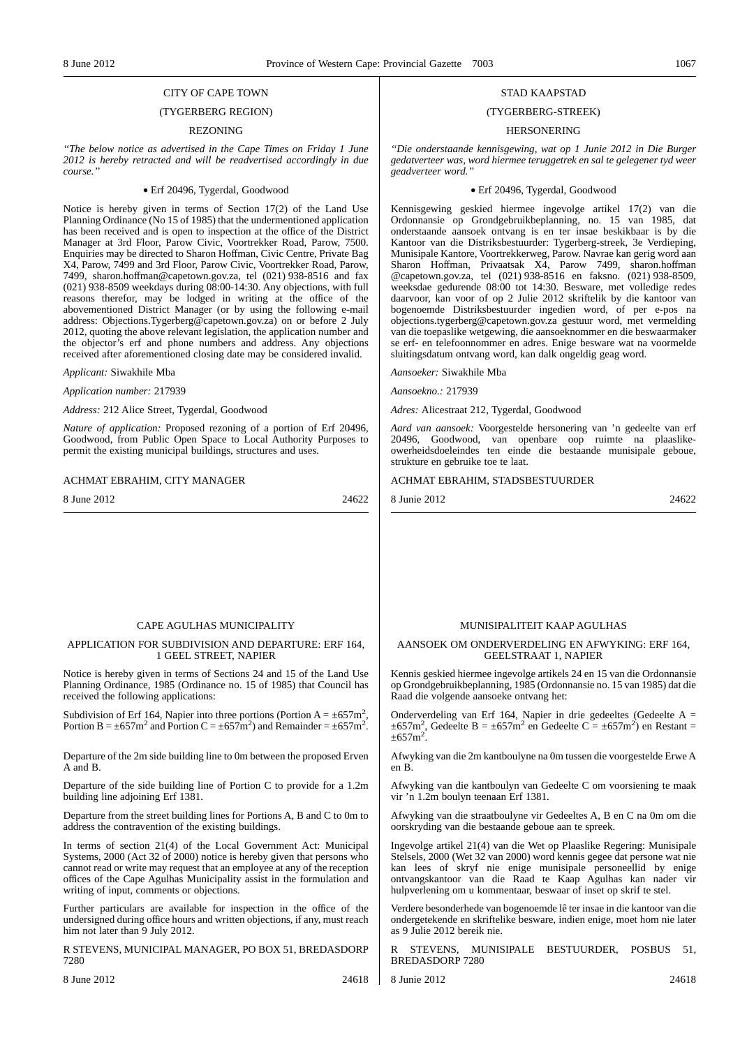CITY OF CAPE TOWN

(TYGERBERG REGION)

REZONING

*"The below notice as advertised in the Cape Times on Friday 1 June 2012 is hereby retracted and will be readvertised accordingly in due course."*

- Erf 20496, Tygerdal, Goodwood

Notice is hereby given in terms of Section 17(2) of the Land Use Planning Ordinance (No 15 of 1985) that the undermentioned application has been received and is open to inspection at the office of the District Manager at 3rd Floor, Parow Civic, Voortrekker Road, Parow, 7500. Enquiries may be directed to Sharon Hoffman, Civic Centre, Private Bag X4, Parow, 7499 and 3rd Floor, Parow Civic, Voortrekker Road, Parow, 7499, sharon.hoffman@capetown.gov.za, tel (021) 938-8516 and fax (021) 938-8509 weekdays during 08:00-14:30. Any objections, with full reasons therefor, may be lodged in writing at the office of the abovementioned District Manager (or by using the following e-mail address: Objections.Tygerberg@capetown.gov.za) on or before 2 July 2012, quoting the above relevant legislation, the application number and the objector's erf and phone numbers and address. Any objections received after aforementioned closing date may be considered invalid.

*Applicant:* Siwakhile Mba

*Application number:* 217939

*Address:* 212 Alice Street, Tygerdal, Goodwood

*Nature of application:* Proposed rezoning of a portion of Erf 20496, Goodwood, from Public Open Space to Local Authority Purposes to permit the existing municipal buildings, structures and uses.

ACHMAT EBRAHIM, CITY MANAGER

8 June 2012 24622

---

STAD KAAPSTAD

(TYGERBERG-STREEK)

HERSONERING

*"Die onderstaande kennisgewing, wat op 1 Junie 2012 in Die Burger gedatverteer was, word hiermee teruggetrek en sal te gelegener tyd weer geadverteer word."*

- Erf 20496, Tygerdal, Goodwood

Kennisgewing geskied hiermee ingevolge artikel 17(2) van die Ordonnansie op Grondgebruikbeplanning, no. 15 van 1985, dat onderstaande aansoek ontvang is en ter insae beskikbaar is by die Kantoor van die Distriksbestuurder: Tygerberg-streek, 3e Verdieping, Munisipale Kantore, Voortrekkerweg, Parow. Navrae kan gerig word aan Sharon Hoffman, Privaatsak X4, Parow 7499, sharon.hoffman @capetown.gov.za, tel (021) 938-8516 en faksno. (021) 938-8509, weeksdae gedurende 08:00 tot 14:30. Besware, met volledige redes daarvoor, kan voor of op 2 Julie 2012 skriftelik by die kantoor van bogenoemde Distriksbestuurder ingedien word, of per e-pos na objections.tygerberg@capetown.gov.za gestuur word, met vermelding van die toepaslike wetgewing, die aansoeknommer en die beswaarmaker se erf- en telefoonnommer en adres. Enige besware wat na voormelde sluitingsdatum ontvang word, kan dalk ongeldig geag word.

*Aansoeker:* Siwakhile Mba

*Aansoekno.:* 217939

*Adres:* Alicestraat 212, Tygerdal, Goodwood

*Aard van aansoek:* Voorgestelde hersonering van 'n gedeelte van erf 20496, Goodwood, van openbare oop ruimte na plaaslike-owerheidsdoeleindes ten einde die bestaande munisipale geboue, strukture en gebruike toe te laat.

ACHMAT EBRAHIM, STADSBESTUURDER

8 Junie 2012 24622

---

CAPE AGULHAS MUNICIPALITY

APPLICATION FOR SUBDIVISION AND DEPARTURE: ERF 164, 1 GEEL STREET, NAPIER

Notice is hereby given in terms of Sections 24 and 15 of the Land Use Planning Ordinance, 1985 (Ordinance no. 15 of 1985) that Council has received the following applications:

Subdivision of Erf 164, Napier into three portions (Portion A = $\pm 657m^2$, Portion B = $\pm 657m^2$ and Portion C = $\pm 657m^2$) and Remainder = $\pm 657m^2$.

Departure of the 2m side building line to 0m between the proposed Erven A and B.

Departure of the side building line of Portion C to provide for a 1.2m building line adjoining Erf 1381.

Departure from the street building lines for Portions A, B and C to 0m to address the contravention of the existing buildings.

In terms of section 21(4) of the Local Government Act: Municipal Systems, 2000 (Act 32 of 2000) notice is hereby given that persons who cannot read or write may request that an employee at any of the reception offices of the Cape Agulhas Municipality assist in the formulation and writing of input, comments or objections.

Further particulars are available for inspection in the office of the undersigned during office hours and written objections, if any, must reach him not later than 9 July 2012.

R STEVENS, MUNICIPAL MANAGER, PO BOX 51, BREDASDORP 7280

8 June 2012 24618

---

MUNISIPALITEIT KAAP AGULHAS

AANSOEK OM ONDERVERDELING EN AFWYKING: ERF 164, GEELSTRAAT 1, NAPIER

Kennis geskied hiermee ingevolge artikels 24 en 15 van die Ordonnansie op Grondgebruikbeplanning, 1985 (Ordonnansie no. 15 van 1985) dat die Raad die volgende aansoeke ontvang het:

Onderverdeling van Erf 164, Napier in drie gedeeltes (Gedeelte A = $\pm 657m^2$, Gedeelte B = $\pm 657m^2$ en Gedeelte C = $\pm 657m^2$) en Restant = $\pm 657m^2$.

Afwyking van die 2m kantboulyne na 0m tussen die voorgestelde Erwe A en B.

Afwyking van die kantboulyn van Gedeelte C om voorsiening te maak vir 'n 1.2m boulyn teenaan Erf 1381.

Afwyking van die straatboulyne vir Gedeeltes A, B en C na 0m om die oorskryding van die bestaande geboue aan te spreek.

Ingevolge artikel 21(4) van die Wet op Plaaslike Regering: Munisipale Stelsels, 2000 (Wet 32 van 2000) word kennis gegee dat persone wat nie kan lees of skryf nie enige munisipale personeellid by enige ontvangskantoor van die Raad te Kaap Agulhas kan nader vir hulpverlening om u kommentaar, beswaar of inset op skrif te stel.

Verdere besonderhede van bogenoemde lê ter insae in die kantoor van die ondergetekende en skriftelike besware, indien enige, moet hom nie later as 9 Julie 2012 bereik nie.

R STEVENS, MUNISIPALE BESTUURDER, POSBUS 51, BREDASDORP 7280

8 Junie 2012 24618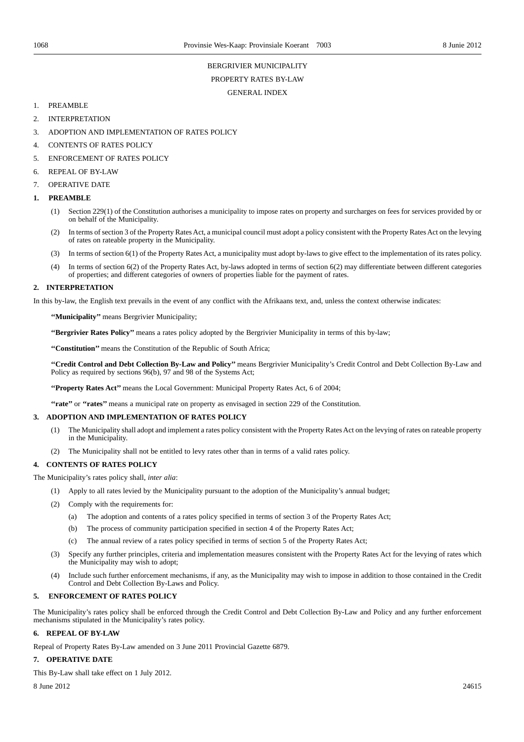BERGRIVIER MUNICIPALITY

PROPERTY RATES BY-LAW

GENERAL INDEX

1. PREAMBLE
2. INTERPRETATION
3. ADOPTION AND IMPLEMENTATION OF RATES POLICY
4. CONTENTS OF RATES POLICY
5. ENFORCEMENT OF RATES POLICY
6. REPEAL OF BY-LAW
7. OPERATIVE DATE

**1. PREAMBLE**

(1) Section 229(1) of the Constitution authorises a municipality to impose rates on property and surcharges on fees for services provided by or on behalf of the Municipality.

(2) In terms of section 3 of the Property Rates Act, a municipal council must adopt a policy consistent with the Property Rates Act on the levying of rates on rateable property in the Municipality.

(3) In terms of section 6(1) of the Property Rates Act, a municipality must adopt by-laws to give effect to the implementation of its rates policy.

(4) In terms of section 6(2) of the Property Rates Act, by-laws adopted in terms of section 6(2) may differentiate between different categories of properties; and different categories of owners of properties liable for the payment of rates.

**2. INTERPRETATION**

In this by-law, the English text prevails in the event of any conflict with the Afrikaans text, and, unless the context otherwise indicates:

**''Municipality''** means Bergrivier Municipality;

**''Bergrivier Rates Policy''** means a rates policy adopted by the Bergrivier Municipality in terms of this by-law;

**''Constitution''** means the Constitution of the Republic of South Africa;

**''Credit Control and Debt Collection By-Law and Policy''** means Bergrivier Municipality's Credit Control and Debt Collection By-Law and Policy as required by sections 96(b), 97 and 98 of the Systems Act;

**''Property Rates Act''** means the Local Government: Municipal Property Rates Act, 6 of 2004;

**''rate''** or **''rates''** means a municipal rate on property as envisaged in section 229 of the Constitution.

**3. ADOPTION AND IMPLEMENTATION OF RATES POLICY**

(1) The Municipality shall adopt and implement a rates policy consistent with the Property Rates Act on the levying of rates on rateable property in the Municipality.

(2) The Municipality shall not be entitled to levy rates other than in terms of a valid rates policy.

**4. CONTENTS OF RATES POLICY**

The Municipality's rates policy shall, *inter alia*:

(1) Apply to all rates levied by the Municipality pursuant to the adoption of the Municipality's annual budget;

(2) Comply with the requirements for:

(a) The adoption and contents of a rates policy specified in terms of section 3 of the Property Rates Act;

(b) The process of community participation specified in section 4 of the Property Rates Act;

(c) The annual review of a rates policy specified in terms of section 5 of the Property Rates Act;

(3) Specify any further principles, criteria and implementation measures consistent with the Property Rates Act for the levying of rates which the Municipality may wish to adopt;

(4) Include such further enforcement mechanisms, if any, as the Municipality may wish to impose in addition to those contained in the Credit Control and Debt Collection By-Laws and Policy.

**5. ENFORCEMENT OF RATES POLICY**

The Municipality's rates policy shall be enforced through the Credit Control and Debt Collection By-Law and Policy and any further enforcement mechanisms stipulated in the Municipality's rates policy.

**6. REPEAL OF BY-LAW**

Repeal of Property Rates By-Law amended on 3 June 2011 Provincial Gazette 6879.

**7. OPERATIVE DATE**

This By-Law shall take effect on 1 July 2012.

8 June 2012 24615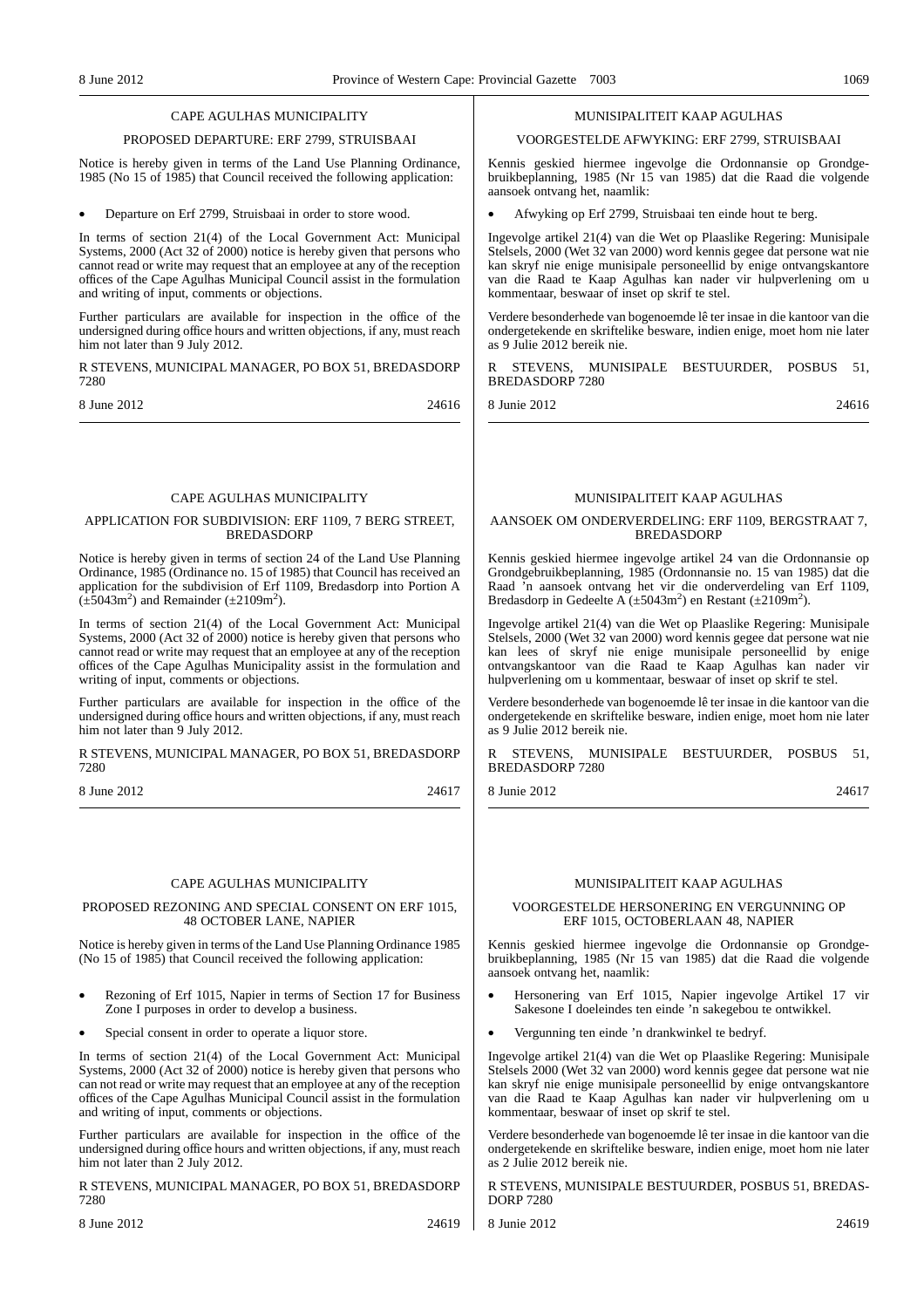## CAPE AGULHAS MUNICIPALITY

### PROPOSED DEPARTURE: ERF 2799, STRUISBAAI

Notice is hereby given in terms of the Land Use Planning Ordinance, 1985 (No 15 of 1985) that Council received the following application:

- Departure on Erf 2799, Struisbaai in order to store wood.

In terms of section 21(4) of the Local Government Act: Municipal Systems, 2000 (Act 32 of 2000) notice is hereby given that persons who cannot read or write may request that an employee at any of the reception offices of the Cape Agulhas Municipal Council assist in the formulation and writing of input, comments or objections.

Further particulars are available for inspection in the office of the undersigned during office hours and written objections, if any, must reach him not later than 9 July 2012.

R STEVENS, MUNICIPAL MANAGER, PO BOX 51, BREDASDORP 7280

8 June 2012 24616

## MUNISIPALITEIT KAAP AGULHAS

### VOORGESTELDE AFWYKING: ERF 2799, STRUISBAAI

Kennis geskied hiermee ingevolge die Ordonnansie op Grondgebruikbeplanning, 1985 (Nr 15 van 1985) dat die Raad die volgende aansoek ontvang het, naamlik:

- Afwyking op Erf 2799, Struisbaai ten einde hout te berg.

Ingevolge artikel 21(4) van die Wet op Plaaslike Regering: Munisipale Stelsels, 2000 (Wet 32 van 2000) word kennis gegee dat persone wat nie kan skryf nie enige munisipale personeellid by enige ontvangskantore van die Raad te Kaap Agulhas kan nader vir hulpverlening om u kommentaar, beswaar of inset op skrif te stel.

Verdere besonderhede van bogenoemde lê ter insae in die kantoor van die ondergetekende en skriftelike besware, indien enige, moet hom nie later as 9 Julie 2012 bereik nie.

R STEVENS, MUNISIPALE BESTUURDER, POSBUS 51, BREDASDORP 7280

8 Junie 2012 24616

## CAPE AGULHAS MUNICIPALITY

### APPLICATION FOR SUBDIVISION: ERF 1109, 7 BERG STREET, BREDASDORP

Notice is hereby given in terms of section 24 of the Land Use Planning Ordinance, 1985 (Ordinance no. 15 of 1985) that Council has received an application for the subdivision of Erf 1109, Bredasdorp into Portion A ($\pm 5043m^2$) and Remainder ($\pm 2109m^2$).

In terms of section 21(4) of the Local Government Act: Municipal Systems, 2000 (Act 32 of 2000) notice is hereby given that persons who cannot read or write may request that an employee at any of the reception offices of the Cape Agulhas Municipality assist in the formulation and writing of input, comments or objections.

Further particulars are available for inspection in the office of the undersigned during office hours and written objections, if any, must reach him not later than 9 July 2012.

R STEVENS, MUNICIPAL MANAGER, PO BOX 51, BREDASDORP 7280

8 June 2012 24617

## MUNISIPALITEIT KAAP AGULHAS

### AANSOEK OM ONDERVERDELING: ERF 1109, BERGSTRAAT 7, BREDASDORP

Kennis geskied hiermee ingevolge artikel 24 van die Ordonnansie op Grondgebruikbeplanning, 1985 (Ordonnansie no. 15 van 1985) dat die Raad 'n aansoek ontvang het vir die onderverdeling van Erf 1109, Bredasdorp in Gedeelte A ($\pm 5043m^2$) en Restant ($\pm 2109m^2$).

Ingevolge artikel 21(4) van die Wet op Plaaslike Regering: Munisipale Stelsels, 2000 (Wet 32 van 2000) word kennis gegee dat persone wat nie kan lees of skryf nie enige munisipale personeellid by enige ontvangskantoor van die Raad te Kaap Agulhas kan nader vir hulpverlening om u kommentaar, beswaar of inset op skrif te stel.

Verdere besonderhede van bogenoemde lê ter insae in die kantoor van die ondergetekende en skriftelike besware, indien enige, moet hom nie later as 9 Julie 2012 bereik nie.

R STEVENS, MUNISIPALE BESTUURDER, POSBUS 51, BREDASDORP 7280

8 Junie 2012 24617

## CAPE AGULHAS MUNICIPALITY

### PROPOSED REZONING AND SPECIAL CONSENT ON ERF 1015, 48 OCTOBER LANE, NAPIER

Notice is hereby given in terms of the Land Use Planning Ordinance 1985 (No 15 of 1985) that Council received the following application:

- Rezoning of Erf 1015, Napier in terms of Section 17 for Business Zone I purposes in order to develop a business.
- Special consent in order to operate a liquor store.

In terms of section 21(4) of the Local Government Act: Municipal Systems, 2000 (Act 32 of 2000) notice is hereby given that persons who can not read or write may request that an employee at any of the reception offices of the Cape Agulhas Municipal Council assist in the formulation and writing of input, comments or objections.

Further particulars are available for inspection in the office of the undersigned during office hours and written objections, if any, must reach him not later than 2 July 2012.

R STEVENS, MUNICIPAL MANAGER, PO BOX 51, BREDASDORP 7280

8 June 2012 24619

## MUNISIPALITEIT KAAP AGULHAS

### VOORGESTELDE HERSONERING EN VERGUNNING OP ERF 1015, OCTOBERLAAN 48, NAPIER

Kennis geskied hiermee ingevolge die Ordonnansie op Grondgebruikbeplanning, 1985 (Nr 15 van 1985) dat die Raad die volgende aansoek ontvang het, naamlik:

- Hersonering van Erf 1015, Napier ingevolge Artikel 17 vir Sakesone I doeleindes ten einde 'n sakegebou te ontwikkel.
- Vergunning ten einde 'n drankwinkel te bedryf.

Ingevolge artikel 21(4) van die Wet op Plaaslike Regering: Munisipale Stelsels 2000 (Wet 32 van 2000) word kennis gegee dat persone wat nie kan skryf nie enige munisipale personeellid by enige ontvangskantore van die Raad te Kaap Agulhas kan nader vir hulpverlening om u kommentaar, beswaar of inset op skrif te stel.

Verdere besonderhede van bogenoemde lê ter insae in die kantoor van die ondergetekende en skriftelike besware, indien enige, moet hom nie later as 2 Julie 2012 bereik nie.

R STEVENS, MUNISIPALE BESTUURDER, POSBUS 51, BREDASDORP 7280

8 Junie 2012 24619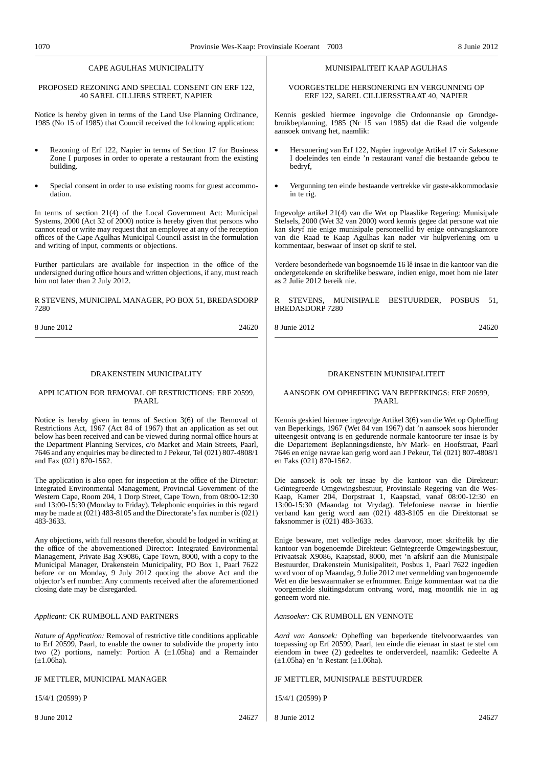CAPE AGULHAS MUNICIPALITY

PROPOSED REZONING AND SPECIAL CONSENT ON ERF 122, 40 SAREL CILLIERS STREET, NAPIER

Notice is hereby given in terms of the Land Use Planning Ordinance, 1985 (No 15 of 1985) that Council received the following application:

- Rezoning of Erf 122, Napier in terms of Section 17 for Business Zone I purposes in order to operate a restaurant from the existing building.
- Special consent in order to use existing rooms for guest accommodation.

In terms of section 21(4) of the Local Government Act: Municipal Systems, 2000 (Act 32 of 2000) notice is hereby given that persons who cannot read or write may request that an employee at any of the reception offices of the Cape Agulhas Municipal Council assist in the formulation and writing of input, comments or objections.

Further particulars are available for inspection in the office of the undersigned during office hours and written objections, if any, must reach him not later than 2 July 2012.

R STEVENS, MUNICIPAL MANAGER, PO BOX 51, BREDASDORP 7280

8 June 2012 24620

MUNISIPALITEIT KAAP AGULHAS

VOORGESTELDE HERSONERING EN VERGUNNING OP ERF 122, SAREL CILLIERSSTRAAT 40, NAPIER

Kennis geskied hiermee ingevolge die Ordonnansie op Grondgebruikbeplanning, 1985 (Nr 15 van 1985) dat die Raad die volgende aansoek ontvang het, naamlik:

- Hersonering van Erf 122, Napier ingevolge Artikel 17 vir Sakesone I doeleindes ten einde 'n restaurant vanaf die bestaande gebou te bedryf,
- Vergunning ten einde bestaande vertrekke vir gaste-akkommodasie in te rig.

Ingevolge artikel 21(4) van die Wet op Plaaslike Regering: Munisipale Stelsels, 2000 (Wet 32 van 2000) word kennis gegee dat persone wat nie kan skryf nie enige munisipale personeellid by enige ontvangskantore van die Raad te Kaap Agulhas kan nader vir hulpverlening om u kommentaar, beswaar of inset op skrif te stel.

Verdere besonderhede van bogsnoemde 16 lê insae in die kantoor van die ondergetekende en skriftelike besware, indien enige, moet hom nie later as 2 Julie 2012 bereik nie.

R STEVENS, MUNISIPALE BESTUURDER, POSBUS 51, BREDASDORP 7280

8 Junie 2012 24620

DRAKENSTEIN MUNICIPALITY

APPLICATION FOR REMOVAL OF RESTRICTIONS: ERF 20599, PAARL

Notice is hereby given in terms of Section 3(6) of the Removal of Restrictions Act, 1967 (Act 84 of 1967) that an application as set out below has been received and can be viewed during normal office hours at the Department Planning Services, c/o Market and Main Streets, Paarl, 7646 and any enquiries may be directed to J Pekeur, Tel (021) 807-4808/1 and Fax (021) 870-1562.

The application is also open for inspection at the office of the Director: Integrated Environmental Management, Provincial Government of the Western Cape, Room 204, 1 Dorp Street, Cape Town, from 08:00-12:30 and 13:00-15:30 (Monday to Friday). Telephonic enquiries in this regard may be made at (021) 483-8105 and the Directorate's fax number is (021) 483-3633.

Any objections, with full reasons therefor, should be lodged in writing at the office of the abovementioned Director: Integrated Environmental Management, Private Bag X9086, Cape Town, 8000, with a copy to the Municipal Manager, Drakenstein Municipality, PO Box 1, Paarl 7622 before or on Monday, 9 July 2012 quoting the above Act and the objector's erf number. Any comments received after the aforementioned closing date may be disregarded.

*Applicant:* CK RUMBOLL AND PARTNERS

*Nature of Application:* Removal of restrictive title conditions applicable to Erf 20599, Paarl, to enable the owner to subdivide the property into two (2) portions, namely: Portion A (±1.05ha) and a Remainder (±1.06ha).

JF METTLER, MUNICIPAL MANAGER

15/4/1 (20599) P

8 June 2012 24627

DRAKENSTEIN MUNISIPALITEIT

AANSOEK OM OPHEFFING VAN BEPERKINGS: ERF 20599, PAARL

Kennis geskied hiermee ingevolge Artikel 3(6) van die Wet op Opheffing van Beperkings, 1967 (Wet 84 van 1967) dat 'n aansoek soos hieronder uiteengesit ontvang is en gedurende normale kantoorure ter insae is by die Departement Beplanningsdienste, h/v Mark- en Hoofstraat, Paarl 7646 en enige navrae kan gerig word aan J Pekeur, Tel (021) 807-4808/1 en Faks (021) 870-1562.

Die aansoek is ook ter insae by die kantoor van die Direkteur: Geïntegreerde Omgewingsbestuur, Provinsiale Regering van die Wes-Kaap, Kamer 204, Dorpstraat 1, Kaapstad, vanaf 08:00-12:30 en 13:00-15:30 (Maandag tot Vrydag). Telefoniese navrae in hierdie verband kan gerig word aan (021) 483-8105 en die Direktoraat se faksnommer is (021) 483-3633.

Enige besware, met volledige redes daarvoor, moet skriftelik by die kantoor van bogenoemde Direkteur: Geïntegreerde Omgewingsbestuur, Privaatsak X9086, Kaapstad, 8000, met 'n afskrif aan die Munisipale Bestuurder, Drakenstein Munisipaliteit, Posbus 1, Paarl 7622 ingedien word voor of op Maandag, 9 Julie 2012 met vermelding van bogenoemde Wet en die beswaarmaker se erfnommer. Enige kommentaar wat na die voorgemelde sluitingsdatum ontvang word, mag moontlik nie in ag geneem word nie.

*Aansoeker:* CK RUMBOLL EN VENNOTE

*Aard van Aansoek:* Opheffing van beperkende titelvoorwaardes van toepassing op Erf 20599, Paarl, ten einde die eienaar in staat te stel om eiendom in twee (2) gedeeltes te onderverdeel, naamlik: Gedeelte A (±1.05ha) en 'n Restant (±1.06ha).

JF METTLER, MUNISIPALE BESTUURDER

15/4/1 (20599) P

8 Junie 2012 24627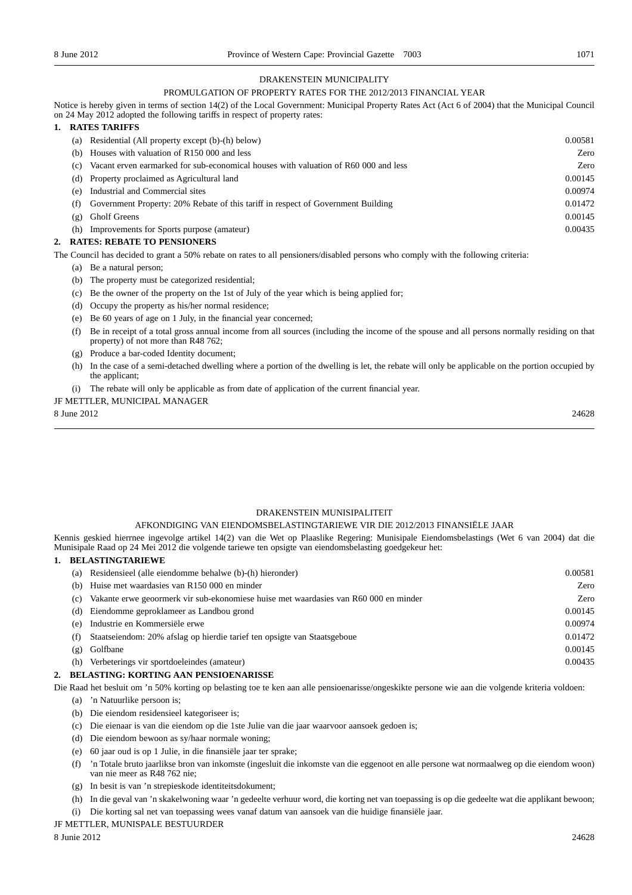DRAKENSTEIN MUNICIPALITY

PROMULGATION OF PROPERTY RATES FOR THE 2012/2013 FINANCIAL YEAR

Notice is hereby given in terms of section 14(2) of the Local Government: Municipal Property Rates Act (Act 6 of 2004) that the Municipal Council on 24 May 2012 adopted the following tariffs in respect of property rates:

**1. RATES TARIFFS**

| | | |
|---|---|---|
| (a) | Residential (All property except (b)-(h) below) | 0.00581 |
| (b) | Houses with valuation of R150 000 and less | Zero |
| (c) | Vacant erven earmarked for sub-economical houses with valuation of R60 000 and less | Zero |
| (d) | Property proclaimed as Agricultural land | 0.00145 |
| (e) | Industrial and Commercial sites | 0.00974 |
| (f) | Government Property: 20% Rebate of this tariff in respect of Government Building | 0.01472 |
| (g) | Gholf Greens | 0.00145 |
| (h) | Improvements for Sports purpose (amateur) | 0.00435 |

**2. RATES: REBATE TO PENSIONERS**

The Council has decided to grant a 50% rebate on rates to all pensioners/disabled persons who comply with the following criteria:

(a) Be a natural person;

(b) The property must be categorized residential;

(c) Be the owner of the property on the 1st of July of the year which is being applied for;

(d) Occupy the property as his/her normal residence;

(e) Be 60 years of age on 1 July, in the financial year concerned;

(f) Be in receipt of a total gross annual income from all sources (including the income of the spouse and all persons normally residing on that property) of not more than R48 762;

(g) Produce a bar-coded Identity document;

(h) In the case of a semi-detached dwelling where a portion of the dwelling is let, the rebate will only be applicable on the portion occupied by the applicant;

(i) The rebate will only be applicable as from date of application of the current financial year.

JF METTLER, MUNICIPAL MANAGER

8 June 2012 24628

---

DRAKENSTEIN MUNISIPALITEIT

AFKONDIGING VAN EIENDOMSBELASTINGTARIEWE VIR DIE 2012/2013 FINANSIËLE JAAR

Kennis geskied hierrnee ingevolge artikel 14(2) van die Wet op Plaaslike Regering: Munisipale Eiendomsbelastings (Wet 6 van 2004) dat die Munisipale Raad op 24 Mei 2012 die volgende tariewe ten opsigte van eiendomsbelasting goedgekeur het:

**1. BELASTINGTARIEWE**

| | | |
|---|---|---|
| (a) | Residensieel (alle eiendomme behalwe (b)-(h) hieronder) | 0.00581 |
| (b) | Huise met waardasies van R150 000 en minder | Zero |
| (c) | Vakante erwe geoormerk vir sub-ekonomiese huise met waardasies van R60 000 en minder | Zero |
| (d) | Eiendomme geproklameer as Landbou grond | 0.00145 |
| (e) | Industrie en Kommersiële erwe | 0.00974 |
| (f) | Staatseiendom: 20% afslag op hierdie tarief ten opsigte van Staatsgeboue | 0.01472 |
| (g) | Golfbane | 0.00145 |
| (h) | Verbeterings vir sportdoeleindes (amateur) | 0.00435 |

**2. BELASTING: KORTING AAN PENSIOENARISSE**

Die Raad het besluit om 'n 50% korting op belasting toe te ken aan alle pensioenarisse/ongeskikte persone wie aan die volgende kriteria voldoen:

(a) 'n Natuurlike persoon is;

(b) Die eiendom residensieel kategoriseer is;

(c) Die eienaar is van die eiendom op die 1ste Julie van die jaar waarvoor aansoek gedoen is;

(d) Die eiendom bewoon as sy/haar normale woning;

(e) 60 jaar oud is op 1 Julie, in die finansiële jaar ter sprake;

(f) 'n Totale bruto jaarlikse bron van inkomste (ingesluit die inkomste van die eggenoot en alle persone wat normaalweg op die eiendom woon) van nie meer as R48 762 nie;

(g) In besit is van 'n strepieskode identiteitsdokument;

(h) In die geval van 'n skakelwoning waar 'n gedeelte verhuur word, die korting net van toepassing is op die gedeelte wat die applikant bewoon;

(i) Die korting sal net van toepassing wees vanaf datum van aansoek van die huidige finansiële jaar.

JF METTLER, MUNISPALE BESTUURDER

8 Junie 2012 24628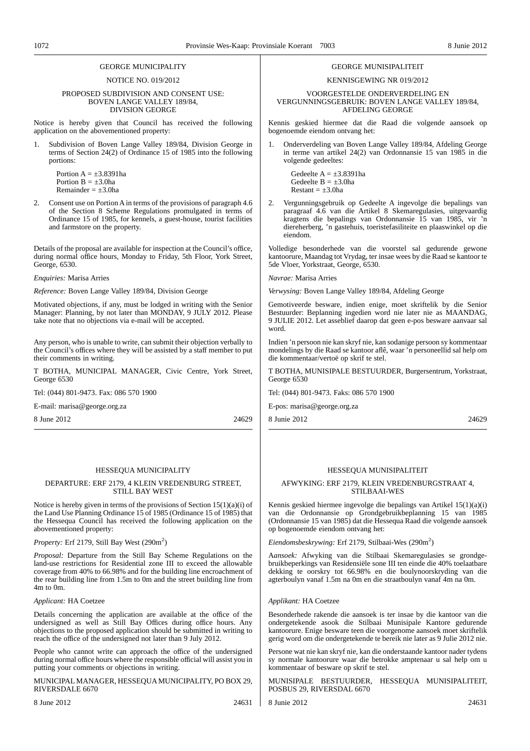## GEORGE MUNICIPALITY

NOTICE NO. 019/2012

PROPOSED SUBDIVISION AND CONSENT USE: BOVEN LANGE VALLEY 189/84, DIVISION GEORGE

Notice is hereby given that Council has received the following application on the abovementioned property:

1. Subdivision of Boven Lange Valley 189/84, Division George in terms of Section 24(2) of Ordinance 15 of 1985 into the following portions:

   Portion A = ±3.8391ha
   Portion B = ±3.0ha
   Remainder = ±3.0ha

2. Consent use on Portion A in terms of the provisions of paragraph 4.6 of the Section 8 Scheme Regulations promulgated in terms of Ordinance 15 of 1985, for kennels, a guest-house, tourist facilities and farmstore on the property.

Details of the proposal are available for inspection at the Council's office, during normal office hours, Monday to Friday, 5th Floor, York Street, George, 6530.

*Enquiries:* Marisa Arries

*Reference:* Boven Lange Valley 189/84, Division George

Motivated objections, if any, must be lodged in writing with the Senior Manager: Planning, by not later than MONDAY, 9 JULY 2012. Please take note that no objections via e-mail will be accepted.

Any person, who is unable to write, can submit their objection verbally to the Council's offices where they will be assisted by a staff member to put their comments in writing.

T BOTHA, MUNICIPAL MANAGER, Civic Centre, York Street, George 6530

Tel: (044) 801-9473. Fax: 086 570 1900

E-mail: marisa@george.org.za

8 June 2012 24629

## GEORGE MUNISIPALITEIT

KENNISGEWING NR 019/2012

VOORGESTELDE ONDERVERDELING EN VERGUNNINGSGEBRUIK: BOVEN LANGE VALLEY 189/84, AFDELING GEORGE

Kennis geskied hiermee dat die Raad die volgende aansoek op bogenoemde eiendom ontvang het:

1. Onderverdeling van Boven Lange Valley 189/84, Afdeling George in terme van artikel 24(2) van Ordonnansie 15 van 1985 in die volgende gedeeltes:

   Gedeelte A = ±3.8391ha
   Gedeelte B = ±3.0ha
   Restant = ±3.0ha

2. Vergunningsgebruik op Gedeelte A ingevolge die bepalings van paragraaf 4.6 van die Artikel 8 Skemaregulasies, uitgevaardig kragtens die bepalings van Ordonnansie 15 van 1985, vir 'n diereherberg, 'n gastehuis, toeristefasiliteite en plaaswinkel op die eiendom.

Volledige besonderhede van die voorstel sal gedurende gewone kantoorure, Maandag tot Vrydag, ter insae wees by die Raad se kantoor te 5de Vloer, Yorkstraat, George, 6530.

*Navrae:* Marisa Arries

*Verwysing:* Boven Lange Valley 189/84, Afdeling George

Gemotiveerde besware, indien enige, moet skriftelik by die Senior Bestuurder: Beplanning ingedien word nie later nie as MAANDAG, 9 JULIE 2012. Let asseblief daarop dat geen e-pos besware aanvaar sal word.

Indien 'n persoon nie kan skryf nie, kan sodanige persoon sy kommentaar mondelings by die Raad se kantoor aflê, waar 'n personeellid sal help om die kommentaar/vertoë op skrif te stel.

T BOTHA, MUNISIPALE BESTUURDER, Burgersentrum, Yorkstraat, George 6530

Tel: (044) 801-9473. Faks: 086 570 1900

E-pos: marisa@george.org.za

8 Junie 2012 24629

## HESSEQUA MUNICIPALITY

DEPARTURE: ERF 2179, 4 KLEIN VREDENBURG STREET, STILL BAY WEST

Notice is hereby given in terms of the provisions of Section 15(1)(a)(i) of the Land Use Planning Ordinance 15 of 1985 (Ordinance 15 of 1985) that the Hessequa Council has received the following application on the abovementioned property:

*Property:* Erf 2179, Still Bay West (290m$^2$)

*Proposal:* Departure from the Still Bay Scheme Regulations on the land-use restrictions for Residential zone III to exceed the allowable coverage from 40% to 66.98% and for the building line encroachment of the rear building line from 1.5m to 0m and the street building line from 4m to 0m.

*Applicant:* HA Coetzee

Details concerning the application are available at the office of the undersigned as well as Still Bay Offices during office hours. Any objections to the proposed application should be submitted in writing to reach the office of the undersigned not later than 9 July 2012.

People who cannot write can approach the office of the undersigned during normal office hours where the responsible official will assist you in putting your comments or objections in writing.

MUNICIPAL MANAGER, HESSEQUA MUNICIPALITY, PO BOX 29, RIVERSDALE 6670

8 June 2012 24631

## HESSEQUA MUNISIPALITEIT

AFWYKING: ERF 2179, KLEIN VREDENBURGSTRAAT 4, STILBAAI-WES

Kennis geskied hiermee ingevolge die bepalings van Artikel 15(1)(a)(i) van die Ordonnansie op Grondgebruikbeplanning 15 van 1985 (Ordonnansie 15 van 1985) dat die Hessequa Raad die volgende aansoek op bogenoemde eiendom ontvang het:

*Eiendomsbeskrywing:* Erf 2179, Stilbaai-Wes (290m$^2$)

*Aansoek:* Afwyking van die Stilbaai Skemaregulasies se grondgebruikbeperkings van Residensiële sone III ten einde die 40% toelaatbare dekking te oorskry tot 66.98% en die boulynoorskryding van die agterboulyn vanaf 1.5m na 0m en die straatboulyn vanaf 4m na 0m.

*Applikant:* HA Coetzee

Besonderhede rakende die aansoek is ter insae by die kantoor van die ondergetekende asook die Stilbaai Munisipale Kantore gedurende kantoorure. Enige besware teen die voorgenome aansoek moet skriftelik gerig word om die ondergetekende te bereik nie later as 9 Julie 2012 nie.

Persone wat nie kan skryf nie, kan die onderstaande kantoor nader tydens sy normale kantoorure waar die betrokke amptenaar u sal help om u kommentaar of besware op skrif te stel.

MUNISIPALE BESTUURDER, HESSEQUA MUNISIPALITEIT, POSBUS 29, RIVERSDAL 6670

8 Junie 2012 24631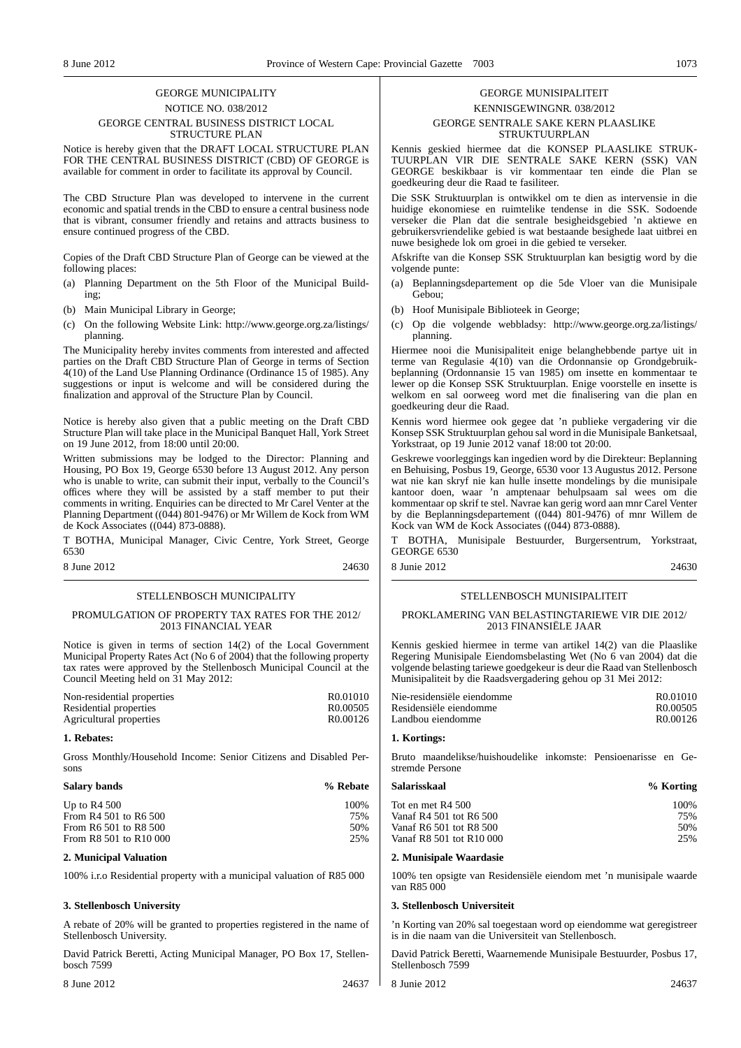## GEORGE MUNICIPALITY

NOTICE NO. 038/2012

### GEORGE CENTRAL BUSINESS DISTRICT LOCAL STRUCTURE PLAN

Notice is hereby given that the DRAFT LOCAL STRUCTURE PLAN FOR THE CENTRAL BUSINESS DISTRICT (CBD) OF GEORGE is available for comment in order to facilitate its approval by Council.

The CBD Structure Plan was developed to intervene in the current economic and spatial trends in the CBD to ensure a central business node that is vibrant, consumer friendly and retains and attracts business to ensure continued progress of the CBD.

Copies of the Draft CBD Structure Plan of George can be viewed at the following places:

(a) Planning Department on the 5th Floor of the Municipal Building;

(b) Main Municipal Library in George;

(c) On the following Website Link: http://www.george.org.za/listings/planning.

The Municipality hereby invites comments from interested and affected parties on the Draft CBD Structure Plan of George in terms of Section 4(10) of the Land Use Planning Ordinance (Ordinance 15 of 1985). Any suggestions or input is welcome and will be considered during the finalization and approval of the Structure Plan by Council.

Notice is hereby also given that a public meeting on the Draft CBD Structure Plan will take place in the Municipal Banquet Hall, York Street on 19 June 2012, from 18:00 until 20:00.

Written submissions may be lodged to the Director: Planning and Housing, PO Box 19, George 6530 before 13 August 2012. Any person who is unable to write, can submit their input, verbally to the Council's offices where they will be assisted by a staff member to put their comments in writing. Enquiries can be directed to Mr Carel Venter at the Planning Department ((044) 801-9476) or Mr Willem de Kock from WM de Kock Associates ((044) 873-0888).

T BOTHA, Municipal Manager, Civic Centre, York Street, George 6530

8 June 2012 24630

## GEORGE MUNISIPALITEIT

KENNISGEWINGNR. 038/2012

### GEORGE SENTRALE SAKE KERN PLAASLIKE STRUKTUURPLAN

Kennis geskied hiermee dat die KONSEP PLAASLIKE STRUKTUURPLAN VIR DIE SENTRALE SAKE KERN (SSK) VAN GEORGE beskikbaar is vir kommentaar ten einde die Plan se goedkeuring deur die Raad te fasiliteer.

Die SSK Struktuurplan is ontwikkel om te dien as intervensie in die huidige ekonomiese en ruimtelike tendense in die SSK. Sodoende verseker die Plan dat die sentrale besigheidsgebied 'n aktiewe en gebruikersvriendelike gebied is wat bestaande besighede laat uitbrei en nuwe besighede lok om groei in die gebied te verseker.

Afskrifte van die Konsep SSK Struktuurplan kan besigtig word by die volgende punte:

(a) Beplanningsdepartement op die 5de Vloer van die Munisipale Gebou;

(b) Hoof Munisipale Biblioteek in George;

(c) Op die volgende webbladsy: http://www.george.org.za/listings/planning.

Hiermee nooi die Munisipaliteit enige belanghebbende partye uit in terme van Regulasie 4(10) van die Ordonnansie op Grondgebruikbeplanning (Ordonnansie 15 van 1985) om insette en kommentaar te lewer op die Konsep SSK Struktuurplan. Enige voorstelle en insette is welkom en sal oorweeg word met die finalisering van die plan en goedkeuring deur die Raad.

Kennis word hiermee ook gegee dat 'n publieke vergadering vir die Konsep SSK Struktuurplan gehou sal word in die Munisipale Banketsaal, Yorkstraat, op 19 Junie 2012 vanaf 18:00 tot 20:00.

Geskrewe voorleggings kan ingedien word by die Direkteur: Beplanning en Behuising, Posbus 19, George, 6530 voor 13 Augustus 2012. Persone wat nie kan skryf nie kan hulle insette mondelings by die munisipale kantoor doen, waar 'n amptenaar behulpsaam sal wees om die kommentaar op skrif te stel. Navrae kan gerig word aan mnr Carel Venter by die Beplanningsdepartement ((044) 801-9476) of mnr Willem de Kock van WM de Kock Associates ((044) 873-0888).

T BOTHA, Munisipale Bestuurder, Burgersentrum, Yorkstraat, GEORGE 6530

8 Junie 2012 24630

## STELLENBOSCH MUNICIPALITY

### PROMULGATION OF PROPERTY TAX RATES FOR THE 2012/2013 FINANCIAL YEAR

Notice is given in terms of section 14(2) of the Local Government Municipal Property Rates Act (No 6 of 2004) that the following property tax rates were approved by the Stellenbosch Municipal Council at the Council Meeting held on 31 May 2012:

| | |
|---|---|
| Non-residential properties | R0.01010 |
| Residential properties | R0.00505 |
| Agricultural properties | R0.00126 |

**1. Rebates:**

Gross Monthly/Household Income: Senior Citizens and Disabled Persons

| Salary bands | % Rebate |
|---|---|
| Up to R4 500 | 100% |
| From R4 501 to R6 500 | 75% |
| From R6 501 to R8 500 | 50% |
| From R8 501 to R10 000 | 25% |

**2. Municipal Valuation**

100% i.r.o Residential property with a municipal valuation of R85 000

**3. Stellenbosch University**

A rebate of 20% will be granted to properties registered in the name of Stellenbosch University.

David Patrick Beretti, Acting Municipal Manager, PO Box 17, Stellenbosch 7599

8 June 2012 24637

## STELLENBOSCH MUNISIPALITEIT

### PROKLAMERING VAN BELASTINGTARIEWE VIR DIE 2012/2013 FINANSIËLE JAAR

Kennis geskied hiermee in terme van artikel 14(2) van die Plaaslike Regering Munisipale Eiendomsbelasting Wet (No 6 van 2004) dat die volgende belasting tariewe goedgekeur is deur die Raad van Stellenbosch Munisipaliteit by die Raadsvergadering gehou op 31 Mei 2012:

| | |
|---|---|
| Nie-residensiële eiendomme | R0.01010 |
| Residensiële eiendomme | R0.00505 |
| Landbou eiendomme | R0.00126 |

**1. Kortings:**

Bruto maandelikse/huishoudelike inkomste: Pensioenarisse en Gestremde Persone

| Salarisskaal | % Korting |
|---|---|
| Tot en met R4 500 | 100% |
| Vanaf R4 501 tot R6 500 | 75% |
| Vanaf R6 501 tot R8 500 | 50% |
| Vanaf R8 501 tot R10 000 | 25% |

**2. Munisipale Waardasie**

100% ten opsigte van Residensiële eiendom met 'n munisipale waarde van R85 000

**3. Stellenbosch Universiteit**

'n Korting van 20% sal toegestaan word op eiendomme wat geregistreer is in die naam van die Universiteit van Stellenbosch.

David Patrick Beretti, Waarnemende Munisipale Bestuurder, Posbus 17, Stellenbosch 7599

8 Junie 2012 24637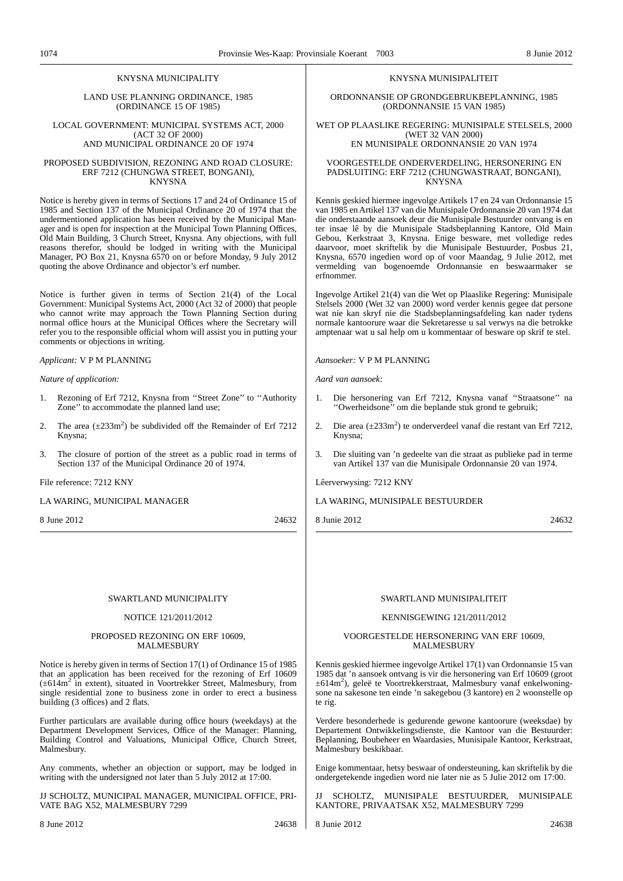KNYSNA MUNICIPALITY

LAND USE PLANNING ORDINANCE, 1985
(ORDINANCE 15 OF 1985)

LOCAL GOVERNMENT: MUNICIPAL SYSTEMS ACT, 2000
(ACT 32 OF 2000)
AND MUNICIPAL ORDINANCE 20 OF 1974

PROPOSED SUBDIVISION, REZONING AND ROAD CLOSURE:
ERF 7212 (CHUNGWA STREET, BONGANI),
KNYSNA

Notice is hereby given in terms of Sections 17 and 24 of Ordinance 15 of 1985 and Section 137 of the Municipal Ordinance 20 of 1974 that the undermentioned application has been received by the Municipal Manager and is open for inspection at the Municipal Town Planning Offices, Old Main Building, 3 Church Street, Knysna. Any objections, with full reasons therefor, should be lodged in writing with the Municipal Manager, PO Box 21, Knysna 6570 on or before Monday, 9 July 2012 quoting the above Ordinance and objector's erf number.

Notice is further given in terms of Section 21(4) of the Local Government: Municipal Systems Act, 2000 (Act 32 of 2000) that people who cannot write may approach the Town Planning Section during normal office hours at the Municipal Offices where the Secretary will refer you to the responsible official whom will assist you in putting your comments or objections in writing.

*Applicant:* V P M PLANNING

*Nature of application:*

1. Rezoning of Erf 7212, Knysna from ''Street Zone'' to ''Authority Zone'' to accommodate the planned land use;
2. The area (±233m$^2$) be subdivided off the Remainder of Erf 7212 Knysna;
3. The closure of portion of the street as a public road in terms of Section 137 of the Municipal Ordinance 20 of 1974.

File reference: 7212 KNY

LA WARING, MUNICIPAL MANAGER

8 June 2012 24632

KNYSNA MUNISIPALITEIT

ORDONNANSIE OP GRONDGEBRUKBEPLANNING, 1985
(ORDONNANSIE 15 VAN 1985)

WET OP PLAASLIKE REGERING: MUNISIPALE STELSELS, 2000
(WET 32 VAN 2000)
EN MUNISIPALE ORDONNANSIE 20 VAN 1974

VOORGESTELDE ONDERVERDELING, HERSONERING EN
PADSLUITING: ERF 7212 (CHUNGWASTRAAT, BONGANI),
KNYSNA

Kennis geskied hiermee ingevolge Artikels 17 en 24 van Ordonnansie 15 van 1985 en Artikel 137 van die Munisipale Ordonnansie 20 van 1974 dat die onderstaande aansoek deur die Munisipale Bestuurder ontvang is en ter insae lê by die Munisipale Stadsbeplanning Kantore, Old Main Gebou, Kerkstraat 3, Knysna. Enige besware, met volledige redes daarvoor, moet skriftelik by die Munisipale Bestuurder, Posbus 21, Knysna, 6570 ingedien word op of voor Maandag, 9 Julie 2012, met vermelding van bogenoemde Ordonnansie en beswaarmaker se erfnommer.

Ingevolge Artikel 21(4) van die Wet op Plaaslike Regering: Munisipale Stelsels 2000 (Wet 32 van 2000) word verder kennis gegee dat persone wat nie kan skryf nie die Stadsbeplanningsafdeling kan nader tydens normale kantoorure waar die Sekretaresse u sal verwys na die betrokke amptenaar wat u sal help om u kommentaar of besware op skrif te stel.

*Aansoeker:* V P M PLANNING

*Aard van aansoek:*

1. Die hersonering van Erf 7212, Knysna vanaf ''Straatsone'' na ''Owerheidsone'' om die beplande stuk grond te gebruik;
2. Die area (±233m$^2$) te onderverdeel vanaf die restant van Erf 7212, Knysna;
3. Die sluiting van 'n gedeelte van die straat as publieke pad in terme van Artikel 137 van die Munisipale Ordonnansie 20 van 1974.

Lêerverwysing: 7212 KNY

LA WARING, MUNISIPALE BESTUURDER

8 Junie 2012 24632

SWARTLAND MUNICIPALITY

NOTICE 121/2011/2012

PROPOSED REZONING ON ERF 10609,
MALMESBURY

Notice is hereby given in terms of Section 17(1) of Ordinance 15 of 1985 that an application has been received for the rezoning of Erf 10609 (±614m$^2$ in extent), situated in Voortrekker Street, Malmesbury, from single residential zone to business zone in order to erect a business building (3 offices) and 2 flats.

Further particulars are available during office hours (weekdays) at the Department Development Services, Office of the Manager: Planning, Building Control and Valuations, Municipal Office, Church Street, Malmesbury.

Any comments, whether an objection or support, may be lodged in writing with the undersigned not later than 5 July 2012 at 17:00.

JJ SCHOLTZ, MUNICIPAL MANAGER, MUNICIPAL OFFICE, PRIVATE BAG X52, MALMESBURY 7299

8 June 2012 24638

SWARTLAND MUNISIPALITEIT

KENNISGEWING 121/2011/2012

VOORGESTELDE HERSONERING VAN ERF 10609,
MALMESBURY

Kennis geskied hiermee ingevolge Artikel 17(1) van Ordonnansie 15 van 1985 dat 'n aansoek ontvang is vir die hersonering van Erf 10609 (groot ±614m$^2$), geleë te Voortrekkerstraat, Malmesbury vanaf enkelwoningsone na sakesone ten einde 'n sakegebou (3 kantore) en 2 woonstelle op te rig.

Verdere besonderhede is gedurende gewone kantoorure (weeksdae) by Departement Ontwikkelingsdienste, die Kantoor van die Bestuurder: Beplanning, Boubeheer en Waardasies, Munisipale Kantoor, Kerkstraat, Malmesbury beskikbaar.

Enige kommentaar, hetsy beswaar of ondersteuning, kan skriftelik by die ondergetekende ingedien word nie later nie as 5 Julie 2012 om 17:00.

JJ SCHOLTZ, MUNISIPALE BESTUURDER, MUNISIPALE KANTORE, PRIVAATSAK X52, MALMESBURY 7299

8 Junie 2012 24638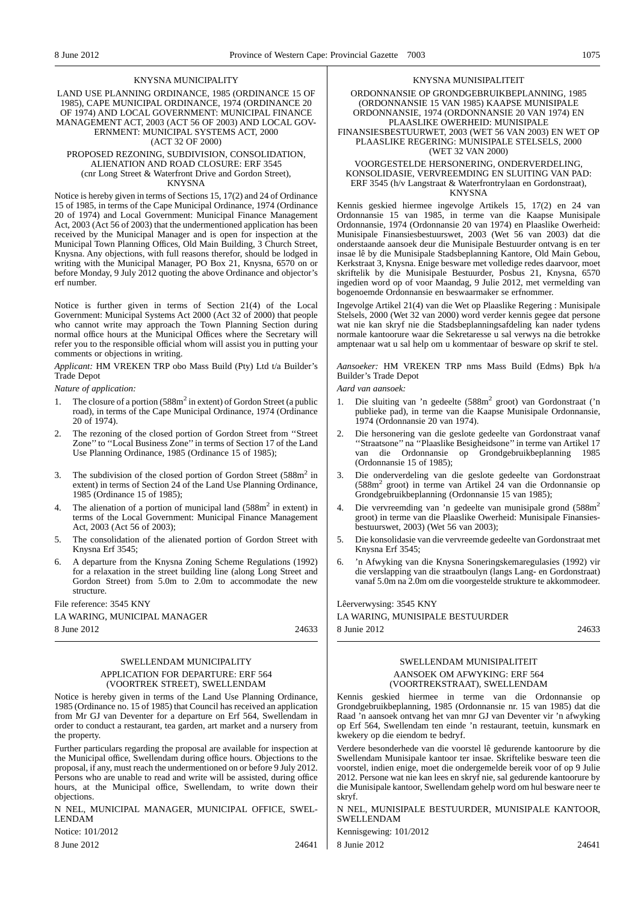## KNYSNA MUNICIPALITY

LAND USE PLANNING ORDINANCE, 1985 (ORDINANCE 15 OF 1985), CAPE MUNICIPAL ORDINANCE, 1974 (ORDINANCE 20 OF 1974) AND LOCAL GOVERNMENT: MUNICIPAL FINANCE MANAGEMENT ACT, 2003 (ACT 56 OF 2003) AND LOCAL GOVERNMENT: MUNICIPAL SYSTEMS ACT, 2000 (ACT 32 OF 2000)

### PROPOSED REZONING, SUBDIVISION, CONSOLIDATION, ALIENATION AND ROAD CLOSURE: ERF 3545 (cnr Long Street & Waterfront Drive and Gordon Street), KNYSNA

Notice is hereby given in terms of Sections 15, 17(2) and 24 of Ordinance 15 of 1985, in terms of the Cape Municipal Ordinance, 1974 (Ordinance 20 of 1974) and Local Government: Municipal Finance Management Act, 2003 (Act 56 of 2003) that the undermentioned application has been received by the Municipal Manager and is open for inspection at the Municipal Town Planning Offices, Old Main Building, 3 Church Street, Knysna. Any objections, with full reasons therefor, should be lodged in writing with the Municipal Manager, PO Box 21, Knysna, 6570 on or before Monday, 9 July 2012 quoting the above Ordinance and objector's erf number.

Notice is further given in terms of Section 21(4) of the Local Government: Municipal Systems Act 2000 (Act 32 of 2000) that people who cannot write may approach the Town Planning Section during normal office hours at the Municipal Offices where the Secretary will refer you to the responsible official whom will assist you in putting your comments or objections in writing.

*Applicant:* HM VREKEN TRP obo Mass Build (Pty) Ltd t/a Builder's Trade Depot

*Nature of application:*

1. The closure of a portion (588m$^2$ in extent) of Gordon Street (a public road), in terms of the Cape Municipal Ordinance, 1974 (Ordinance 20 of 1974).
2. The rezoning of the closed portion of Gordon Street from ''Street Zone'' to ''Local Business Zone'' in terms of Section 17 of the Land Use Planning Ordinance, 1985 (Ordinance 15 of 1985);
3. The subdivision of the closed portion of Gordon Street (588m$^2$ in extent) in terms of Section 24 of the Land Use Planning Ordinance, 1985 (Ordinance 15 of 1985);
4. The alienation of a portion of municipal land (588m$^2$ in extent) in terms of the Local Government: Municipal Finance Management Act, 2003 (Act 56 of 2003);
5. The consolidation of the alienated portion of Gordon Street with Knysna Erf 3545;
6. A departure from the Knysna Zoning Scheme Regulations (1992) for a relaxation in the street building line (along Long Street and Gordon Street) from 5.0m to 2.0m to accommodate the new structure.

File reference: 3545 KNY

LA WARING, MUNICIPAL MANAGER

8 June 2012 24633

## KNYSNA MUNISIPALITEIT

ORDONNANSIE OP GRONDGEBRUIKBEPLANNING, 1985 (ORDONNANSIE 15 VAN 1985) KAAPSE MUNISIPALE ORDONNANSIE, 1974 (ORDONNANSIE 20 VAN 1974) EN PLAASLIKE OWERHEID: MUNISIPALE FINANSIESBESTUURWET, 2003 (WET 56 VAN 2003) EN WET OP PLAASLIKE REGERING: MUNISIPALE STELSELS, 2000 (WET 32 VAN 2000)

### VOORGESTELDE HERSONERING, ONDERVERDELING, KONSOLIDASIE, VERVREEMDING EN SLUITING VAN PAD: ERF 3545 (h/v Langstraat & Waterfrontrylaan en Gordonstraat), KNYSNA

Kennis geskied hiermee ingevolge Artikels 15, 17(2) en 24 van Ordonnansie 15 van 1985, in terme van die Kaapse Munisipale Ordonnansie, 1974 (Ordonnansie 20 van 1974) en Plaaslike Owerheid: Munisipale Finansiesbestuurswet, 2003 (Wet 56 van 2003) dat die onderstaande aansoek deur die Munisipale Bestuurder ontvang is en ter insae lê by die Munisipale Stadsbeplanning Kantore, Old Main Gebou, Kerkstraat 3, Knysna. Enige besware met volledige redes daarvoor, moet skriftelik by die Munisipale Bestuurder, Posbus 21, Knysna, 6570 ingedien word op of voor Maandag, 9 Julie 2012, met vermelding van bogenoemde Ordonnansie en beswaarmaker se erfnommer.

Ingevolge Artikel 21(4) van die Wet op Plaaslike Regering : Munisipale Stelsels, 2000 (Wet 32 van 2000) word verder kennis gegee dat persone wat nie kan skryf nie die Stadsbeplanningsafdeling kan nader tydens normale kantoorure waar die Sekretaresse u sal verwys na die betrokke amptenaar wat u sal help om u kommentaar of besware op skrif te stel.

*Aansoeker:* HM VREKEN TRP nms Mass Build (Edms) Bpk h/a Builder's Trade Depot

*Aard van aansoek:*

1. Die sluiting van 'n gedeelte (588m$^2$ groot) van Gordonstraat ('n publieke pad), in terme van die Kaapse Munisipale Ordonnansie, 1974 (Ordonnansie 20 van 1974).
2. Die hersonering van die geslote gedeelte van Gordonstraat vanaf ''Straatsone'' na ''Plaaslike Besigheidsone'' in terme van Artikel 17 van die Ordonnansie op Grondgebruikbeplanning 1985 (Ordonnansie 15 of 1985);
3. Die onderverdeling van die geslote gedeelte van Gordonstraat (588m$^2$ groot) in terme van Artikel 24 van die Ordonnansie op Grondgebruikbeplanning (Ordonnansie 15 van 1985);
4. Die vervreemding van 'n gedeelte van munisipale grond (588m$^2$ groot) in terme van die Plaaslike Owerheid: Munisipale Finansiesbestuurswet, 2003) (Wet 56 van 2003);
5. Die konsolidasie van die vervreemde gedeelte van Gordonstraat met Knysna Erf 3545;
6. 'n Afwyking van die Knysna Soneringskemaregulasies (1992) vir die verslapping van die straatboulyn (langs Lang- en Gordonstraat) vanaf 5.0m na 2.0m om die voorgestelde strukture te akkommodeer.

Lêerverwysing: 3545 KNY

LA WARING, MUNISIPALE BESTUURDER

8 Junie 2012 24633

## SWELLENDAM MUNICIPALITY

### APPLICATION FOR DEPARTURE: ERF 564 (VOORTREK STREET), SWELLENDAM

Notice is hereby given in terms of the Land Use Planning Ordinance, 1985 (Ordinance no. 15 of 1985) that Council has received an application from Mr GJ van Deventer for a departure on Erf 564, Swellendam in order to conduct a restaurant, tea garden, art market and a nursery from the property.

Further particulars regarding the proposal are available for inspection at the Municipal office, Swellendam during office hours. Objections to the proposal, if any, must reach the undermentioned on or before 9 July 2012. Persons who are unable to read and write will be assisted, during office hours, at the Municipal office, Swellendam, to write down their objections.

N NEL, MUNICIPAL MANAGER, MUNICIPAL OFFICE, SWELLENDAM

Notice: 101/2012

8 June 2012 24641

## SWELLENDAM MUNISIPALITEIT

### AANSOEK OM AFWYKING: ERF 564 (VOORTREKSTRAAT), SWELLENDAM

Kennis geskied hiermee in terme van die Ordonnansie op Grondgebruikbeplanning, 1985 (Ordonnansie nr. 15 van 1985) dat die Raad 'n aansoek ontvang het van mnr GJ van Deventer vir 'n afwyking op Erf 564, Swellendam ten einde 'n restaurant, teetuin, kunsmark en kwekery op die eiendom te bedryf.

Verdere besonderhede van die voorstel lê gedurende kantoorure by die Swellendam Munisipale kantoor ter insae. Skriftelike besware teen die voorstel, indien enige, moet die ondergemelde bereik voor of op 9 Julie 2012. Persone wat nie kan lees en skryf nie, sal gedurende kantoorure by die Munisipale kantoor, Swellendam gehelp word om hul besware neer te skryf.

N NEL, MUNISIPALE BESTUURDER, MUNISIPALE KANTOOR, SWELLENDAM

Kennisgewing: 101/2012

8 Junie 2012 24641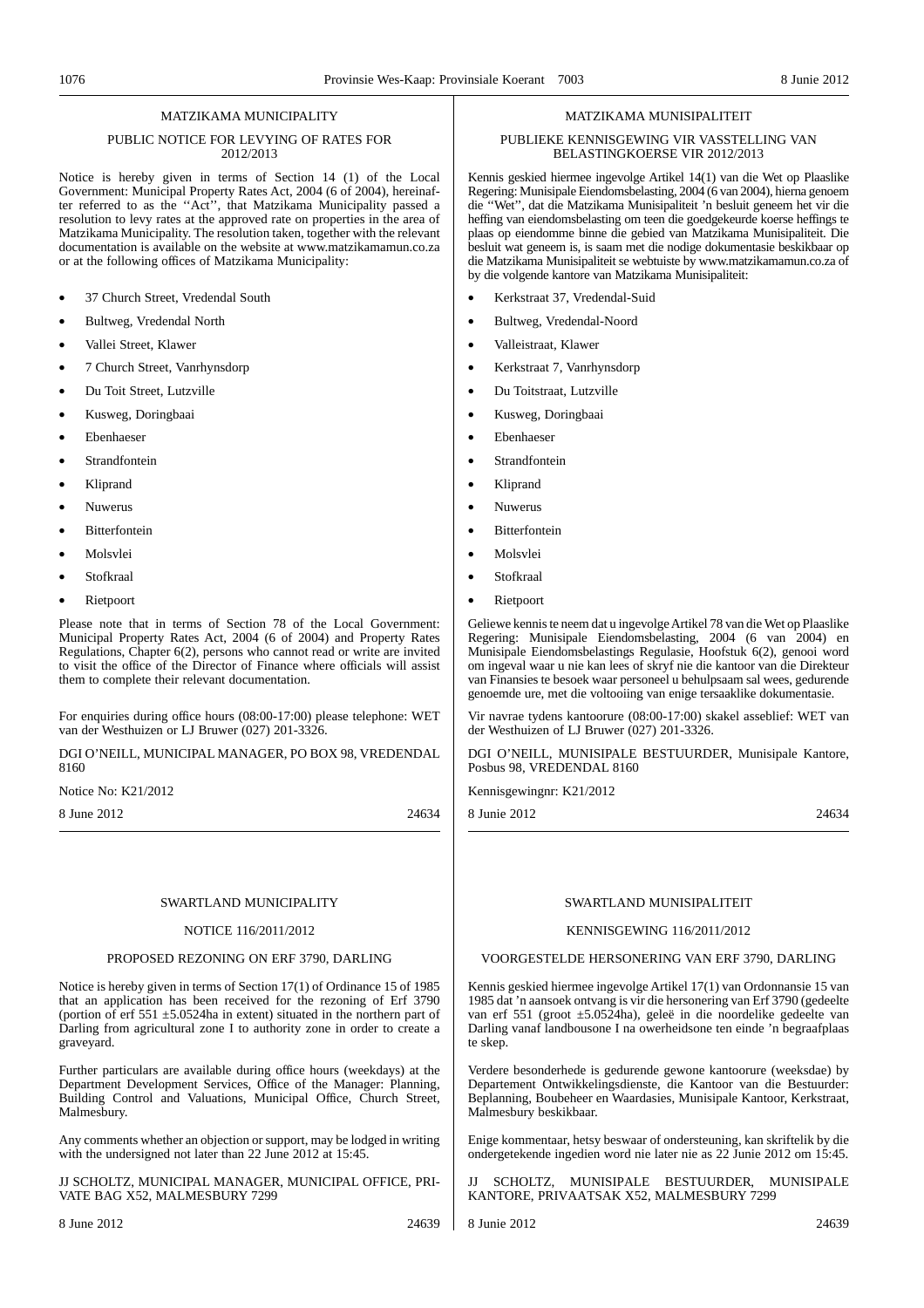## MATZIKAMA MUNICIPALITY

### PUBLIC NOTICE FOR LEVYING OF RATES FOR 2012/2013

Notice is hereby given in terms of Section 14 (1) of the Local Government: Municipal Property Rates Act, 2004 (6 of 2004), hereinafter referred to as the ''Act'', that Matzikama Municipality passed a resolution to levy rates at the approved rate on properties in the area of Matzikama Municipality. The resolution taken, together with the relevant documentation is available on the website at www.matzikamamun.co.za or at the following offices of Matzikama Municipality:

- 37 Church Street, Vredendal South
- Bultweg, Vredendal North
- Vallei Street, Klawer
- 7 Church Street, Vanrhynsdorp
- Du Toit Street, Lutzville
- Kusweg, Doringbaai
- Ebenhaeser
- Strandfontein
- Kliprand
- Nuwerus
- Bitterfontein
- Molsvlei
- Stofkraal
- Rietpoort

Please note that in terms of Section 78 of the Local Government: Municipal Property Rates Act, 2004 (6 of 2004) and Property Rates Regulations, Chapter 6(2), persons who cannot read or write are invited to visit the office of the Director of Finance where officials will assist them to complete their relevant documentation.

For enquiries during office hours (08:00-17:00) please telephone: WET van der Westhuizen or LJ Bruwer (027) 201-3326.

DGI O'NEILL, MUNICIPAL MANAGER, PO BOX 98, VREDENDAL 8160

Notice No: K21/2012

8 June 2012 24634

## MATZIKAMA MUNISIPALITEIT

### PUBLIEKE KENNISGEWING VIR VASSTELLING VAN BELASTINGKOERSE VIR 2012/2013

Kennis geskied hiermee ingevolge Artikel 14(1) van die Wet op Plaaslike Regering: Munisipale Eiendomsbelasting, 2004 (6 van 2004), hierna genoem die ''Wet'', dat die Matzikama Munisipaliteit 'n besluit geneem het vir die heffing van eiendomsbelasting om teen die goedgekeurde koerse heffings te plaas op eiendomme binne die gebied van Matzikama Munisipaliteit. Die besluit wat geneem is, is saam met die nodige dokumentasie beskikbaar op die Matzikama Munisipaliteit se webtuiste by www.matzikamamun.co.za of by die volgende kantore van Matzikama Munisipaliteit:

- Kerkstraat 37, Vredendal-Suid
- Bultweg, Vredendal-Noord
- Valleistraat, Klawer
- Kerkstraat 7, Vanrhynsdorp
- Du Toitstraat, Lutzville
- Kusweg, Doringbaai
- Ebenhaeser
- Strandfontein
- Kliprand
- Nuwerus
- Bitterfontein
- Molsvlei
- Stofkraal
- Rietpoort

Geliewe kennis te neem dat u ingevolge Artikel 78 van die Wet op Plaaslike Regering: Munisipale Eiendomsbelasting, 2004 (6 van 2004) en Munisipale Eiendomsbelastings Regulasie, Hoofstuk 6(2), genooi word om ingeval waar u nie kan lees of skryf nie die kantoor van die Direkteur van Finansies te besoek waar personeel u behulpsaam sal wees, gedurende genoemde ure, met die voltooiing van enige tersaaklike dokumentasie.

Vir navrae tydens kantoorure (08:00-17:00) skakel asseblief: WET van der Westhuizen of LJ Bruwer (027) 201-3326.

DGI O'NEILL, MUNISIPALE BESTUURDER, Munisipale Kantore, Posbus 98, VREDENDAL 8160

Kennisgewingnr: K21/2012

8 Junie 2012 24634

## SWARTLAND MUNICIPALITY

### NOTICE 116/2011/2012

### PROPOSED REZONING ON ERF 3790, DARLING

Notice is hereby given in terms of Section 17(1) of Ordinance 15 of 1985 that an application has been received for the rezoning of Erf 3790 (portion of erf 551 ±5.0524ha in extent) situated in the northern part of Darling from agricultural zone I to authority zone in order to create a graveyard.

Further particulars are available during office hours (weekdays) at the Department Development Services, Office of the Manager: Planning, Building Control and Valuations, Municipal Office, Church Street, Malmesbury.

Any comments whether an objection or support, may be lodged in writing with the undersigned not later than 22 June 2012 at 15:45.

JJ SCHOLTZ, MUNICIPAL MANAGER, MUNICIPAL OFFICE, PRIVATE BAG X52, MALMESBURY 7299

8 June 2012 24639

## SWARTLAND MUNISIPALITEIT

### KENNISGEWING 116/2011/2012

### VOORGESTELDE HERSONERING VAN ERF 3790, DARLING

Kennis geskied hiermee ingevolge Artikel 17(1) van Ordonnansie 15 van 1985 dat 'n aansoek ontvang is vir die hersonering van Erf 3790 (gedeelte van erf 551 (groot ±5.0524ha), geleë in die noordelike gedeelte van Darling vanaf landbousone I na owerheidsone ten einde 'n begraafplaas te skep.

Verdere besonderhede is gedurende gewone kantoorure (weeksdae) by Departement Ontwikkelingsdienste, die Kantoor van die Bestuurder: Beplanning, Boubeheer en Waardasies, Munisipale Kantoor, Kerkstraat, Malmesbury beskikbaar.

Enige kommentaar, hetsy beswaar of ondersteuning, kan skriftelik by die ondergetekende ingedien word nie later nie as 22 Junie 2012 om 15:45.

JJ SCHOLTZ, MUNISIPALE BESTUURDER, MUNISIPALE KANTORE, PRIVAATSAK X52, MALMESBURY 7299

8 Junie 2012 24639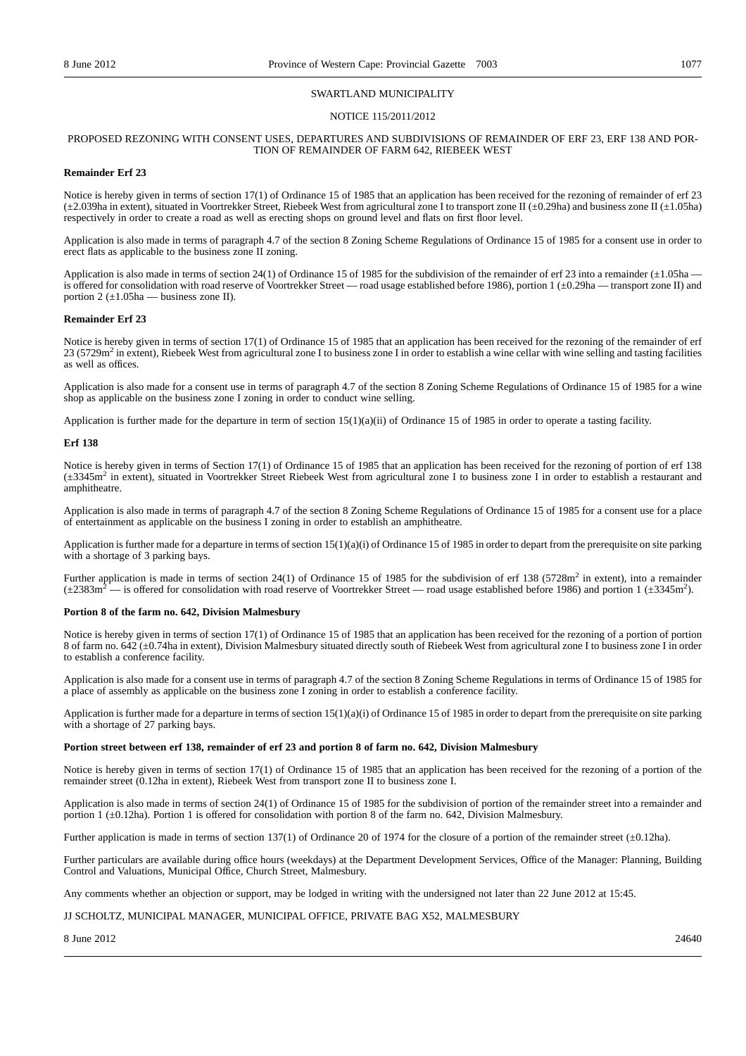SWARTLAND MUNICIPALITY

NOTICE 115/2011/2012

PROPOSED REZONING WITH CONSENT USES, DEPARTURES AND SUBDIVISIONS OF REMAINDER OF ERF 23, ERF 138 AND PORTION OF REMAINDER OF FARM 642, RIEBEEK WEST

**Remainder Erf 23**

Notice is hereby given in terms of section 17(1) of Ordinance 15 of 1985 that an application has been received for the rezoning of remainder of erf 23 (±2.039ha in extent), situated in Voortrekker Street, Riebeek West from agricultural zone I to transport zone II (±0.29ha) and business zone II (±1.05ha) respectively in order to create a road as well as erecting shops on ground level and flats on first floor level.

Application is also made in terms of paragraph 4.7 of the section 8 Zoning Scheme Regulations of Ordinance 15 of 1985 for a consent use in order to erect flats as applicable to the business zone II zoning.

Application is also made in terms of section 24(1) of Ordinance 15 of 1985 for the subdivision of the remainder of erf 23 into a remainder (±1.05ha — is offered for consolidation with road reserve of Voortrekker Street — road usage established before 1986), portion 1 (±0.29ha — transport zone II) and portion 2 (±1.05ha — business zone II).

**Remainder Erf 23**

Notice is hereby given in terms of section 17(1) of Ordinance 15 of 1985 that an application has been received for the rezoning of the remainder of erf 23 (5729m$^2$ in extent), Riebeek West from agricultural zone I to business zone I in order to establish a wine cellar with wine selling and tasting facilities as well as offices.

Application is also made for a consent use in terms of paragraph 4.7 of the section 8 Zoning Scheme Regulations of Ordinance 15 of 1985 for a wine shop as applicable on the business zone I zoning in order to conduct wine selling.

Application is further made for the departure in term of section 15(1)(a)(ii) of Ordinance 15 of 1985 in order to operate a tasting facility.

**Erf 138**

Notice is hereby given in terms of Section 17(1) of Ordinance 15 of 1985 that an application has been received for the rezoning of portion of erf 138 (±3345m$^2$ in extent), situated in Voortrekker Street Riebeek West from agricultural zone I to business zone I in order to establish a restaurant and amphitheatre.

Application is also made in terms of paragraph 4.7 of the section 8 Zoning Scheme Regulations of Ordinance 15 of 1985 for a consent use for a place of entertainment as applicable on the business I zoning in order to establish an amphitheatre.

Application is further made for a departure in terms of section 15(1)(a)(i) of Ordinance 15 of 1985 in order to depart from the prerequisite on site parking with a shortage of 3 parking bays.

Further application is made in terms of section 24(1) of Ordinance 15 of 1985 for the subdivision of erf 138 (5728m$^2$ in extent), into a remainder (±2383m$^2$ — is offered for consolidation with road reserve of Voortrekker Street — road usage established before 1986) and portion 1 (±3345m$^2$).

**Portion 8 of the farm no. 642, Division Malmesbury**

Notice is hereby given in terms of section 17(1) of Ordinance 15 of 1985 that an application has been received for the rezoning of a portion of portion 8 of farm no. 642 (±0.74ha in extent), Division Malmesbury situated directly south of Riebeek West from agricultural zone I to business zone I in order to establish a conference facility.

Application is also made for a consent use in terms of paragraph 4.7 of the section 8 Zoning Scheme Regulations in terms of Ordinance 15 of 1985 for a place of assembly as applicable on the business zone I zoning in order to establish a conference facility.

Application is further made for a departure in terms of section 15(1)(a)(i) of Ordinance 15 of 1985 in order to depart from the prerequisite on site parking with a shortage of 27 parking bays.

**Portion street between erf 138, remainder of erf 23 and portion 8 of farm no. 642, Division Malmesbury**

Notice is hereby given in terms of section 17(1) of Ordinance 15 of 1985 that an application has been received for the rezoning of a portion of the remainder street (0.12ha in extent), Riebeek West from transport zone II to business zone I.

Application is also made in terms of section 24(1) of Ordinance 15 of 1985 for the subdivision of portion of the remainder street into a remainder and portion 1 (±0.12ha). Portion 1 is offered for consolidation with portion 8 of the farm no. 642, Division Malmesbury.

Further application is made in terms of section 137(1) of Ordinance 20 of 1974 for the closure of a portion of the remainder street (±0.12ha).

Further particulars are available during office hours (weekdays) at the Department Development Services, Office of the Manager: Planning, Building Control and Valuations, Municipal Office, Church Street, Malmesbury.

Any comments whether an objection or support, may be lodged in writing with the undersigned not later than 22 June 2012 at 15:45.

JJ SCHOLTZ, MUNICIPAL MANAGER, MUNICIPAL OFFICE, PRIVATE BAG X52, MALMESBURY

8 June 2012 24640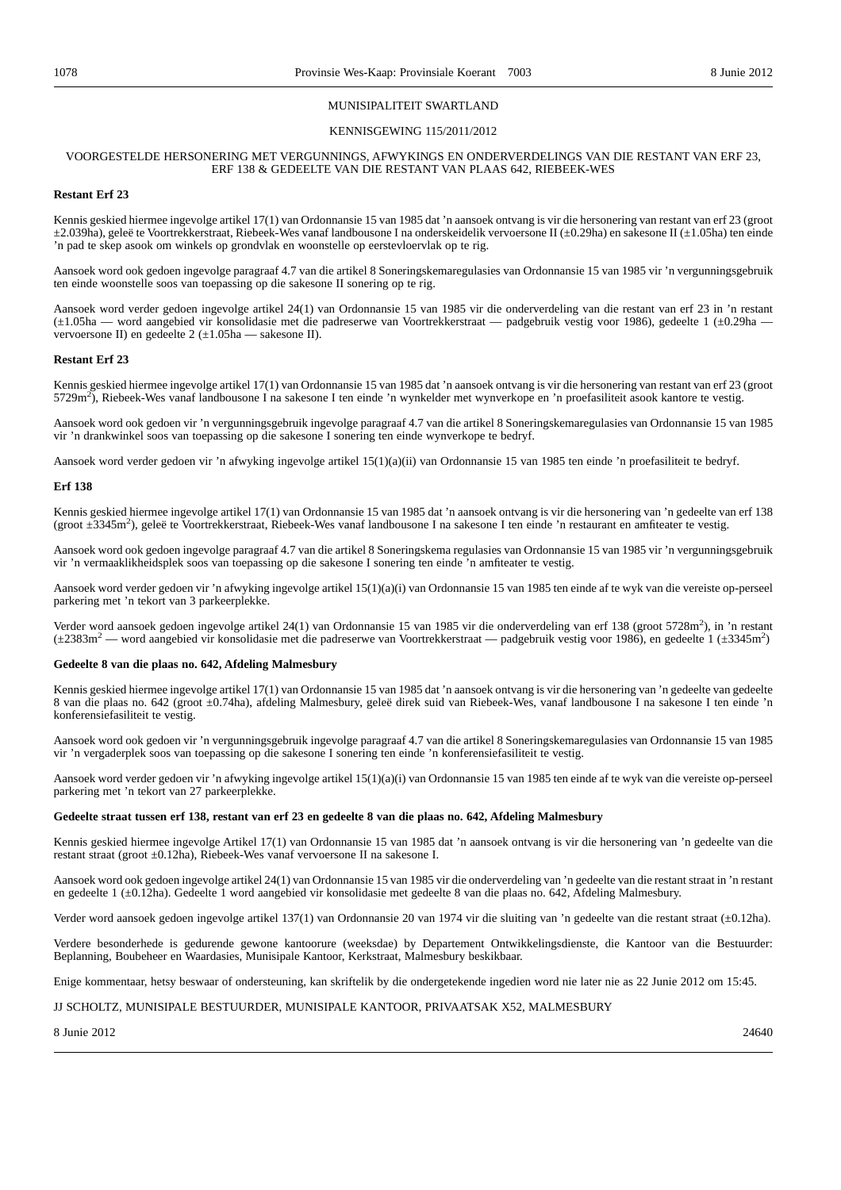MUNISIPALITEIT SWARTLAND

KENNISGEWING 115/2011/2012

VOORGESTELDE HERSONERING MET VERGUNNINGS, AFWYKINGS EN ONDERVERDELINGS VAN DIE RESTANT VAN ERF 23, ERF 138 & GEDEELTE VAN DIE RESTANT VAN PLAAS 642, RIEBEEK-WES

**Restant Erf 23**

Kennis geskied hiermee ingevolge artikel 17(1) van Ordonnansie 15 van 1985 dat 'n aansoek ontvang is vir die hersonering van restant van erf 23 (groot ±2.039ha), geleë te Voortrekkerstraat, Riebeek-Wes vanaf landbousone I na onderskeidelik vervoersone II (±0.29ha) en sakesone II (±1.05ha) ten einde 'n pad te skep asook om winkels op grondvlak en woonstelle op eerstevloervlak op te rig.

Aansoek word ook gedoen ingevolge paragraaf 4.7 van die artikel 8 Soneringskemaregulasies van Ordonnansie 15 van 1985 vir 'n vergunningsgebruik ten einde woonstelle soos van toepassing op die sakesone II sonering op te rig.

Aansoek word verder gedoen ingevolge artikel 24(1) van Ordonnansie 15 van 1985 vir die onderverdeling van die restant van erf 23 in 'n restant (±1.05ha — word aangebied vir konsolidasie met die padreserwe van Voortrekkerstraat — padgebruik vestig voor 1986), gedeelte 1 (±0.29ha — vervoersone II) en gedeelte 2 (±1.05ha — sakesone II).

**Restant Erf 23**

Kennis geskied hiermee ingevolge artikel 17(1) van Ordonnansie 15 van 1985 dat 'n aansoek ontvang is vir die hersonering van restant van erf 23 (groot 5729m$^2$), Riebeek-Wes vanaf landbousone I na sakesone I ten einde 'n wynkelder met wynverkope en 'n proefasiliteit asook kantore te vestig.

Aansoek word ook gedoen vir 'n vergunningsgebruik ingevolge paragraaf 4.7 van die artikel 8 Soneringskemaregulasies van Ordonnansie 15 van 1985 vir 'n drankwinkel soos van toepassing op die sakesone I sonering ten einde wynverkope te bedryf.

Aansoek word verder gedoen vir 'n afwyking ingevolge artikel 15(1)(a)(ii) van Ordonnansie 15 van 1985 ten einde 'n proefasiliteit te bedryf.

**Erf 138**

Kennis geskied hiermee ingevolge artikel 17(1) van Ordonnansie 15 van 1985 dat 'n aansoek ontvang is vir die hersonering van 'n gedeelte van erf 138 (groot ±3345m$^2$), geleë te Voortrekkerstraat, Riebeek-Wes vanaf landbousone I na sakesone I ten einde 'n restaurant en amfiteater te vestig.

Aansoek word ook gedoen ingevolge paragraaf 4.7 van die artikel 8 Soneringskema regulasies van Ordonnansie 15 van 1985 vir 'n vergunningsgebruik vir 'n vermaaklikheidsplek soos van toepassing op die sakesone I sonering ten einde 'n amfiteater te vestig.

Aansoek word verder gedoen vir 'n afwyking ingevolge artikel 15(1)(a)(i) van Ordonnansie 15 van 1985 ten einde af te wyk van die vereiste op-perseel parkering met 'n tekort van 3 parkeerplekke.

Verder word aansoek gedoen ingevolge artikel 24(1) van Ordonnansie 15 van 1985 vir die onderverdeling van erf 138 (groot 5728m$^2$), in 'n restant (±2383m$^2$ — word aangebied vir konsolidasie met die padreserwe van Voortrekkerstraat — padgebruik vestig voor 1986), en gedeelte 1 (±3345m$^2$)

**Gedeelte 8 van die plaas no. 642, Afdeling Malmesbury**

Kennis geskied hiermee ingevolge artikel 17(1) van Ordonnansie 15 van 1985 dat 'n aansoek ontvang is vir die hersonering van 'n gedeelte van gedeelte 8 van die plaas no. 642 (groot ±0.74ha), afdeling Malmesbury, geleë direk suid van Riebeek-Wes, vanaf landbousone I na sakesone I ten einde 'n konferensiefasiliteit te vestig.

Aansoek word ook gedoen vir 'n vergunningsgebruik ingevolge paragraaf 4.7 van die artikel 8 Soneringskemaregulasies van Ordonnansie 15 van 1985 vir 'n vergaderplek soos van toepassing op die sakesone I sonering ten einde 'n konferensiefasiliteit te vestig.

Aansoek word verder gedoen vir 'n afwyking ingevolge artikel 15(1)(a)(i) van Ordonnansie 15 van 1985 ten einde af te wyk van die vereiste op-perseel parkering met 'n tekort van 27 parkeerplekke.

**Gedeelte straat tussen erf 138, restant van erf 23 en gedeelte 8 van die plaas no. 642, Afdeling Malmesbury**

Kennis geskied hiermee ingevolge Artikel 17(1) van Ordonnansie 15 van 1985 dat 'n aansoek ontvang is vir die hersonering van 'n gedeelte van die restant straat (groot ±0.12ha), Riebeek-Wes vanaf vervoersone II na sakesone I.

Aansoek word ook gedoen ingevolge artikel 24(1) van Ordonnansie 15 van 1985 vir die onderverdeling van 'n gedeelte van die restant straat in 'n restant en gedeelte 1 (±0.12ha). Gedeelte 1 word aangebied vir konsolidasie met gedeelte 8 van die plaas no. 642, Afdeling Malmesbury.

Verder word aansoek gedoen ingevolge artikel 137(1) van Ordonnansie 20 van 1974 vir die sluiting van 'n gedeelte van die restant straat (±0.12ha).

Verdere besonderhede is gedurende gewone kantoorure (weeksdae) by Departement Ontwikkelingsdienste, die Kantoor van die Bestuurder: Beplanning, Boubeheer en Waardasies, Munisipale Kantoor, Kerkstraat, Malmesbury beskikbaar.

Enige kommentaar, hetsy beswaar of ondersteuning, kan skriftelik by die ondergetekende ingedien word nie later nie as 22 Junie 2012 om 15:45.

JJ SCHOLTZ, MUNISIPALE BESTUURDER, MUNISIPALE KANTOOR, PRIVAATSAK X52, MALMESBURY

8 Junie 2012 24640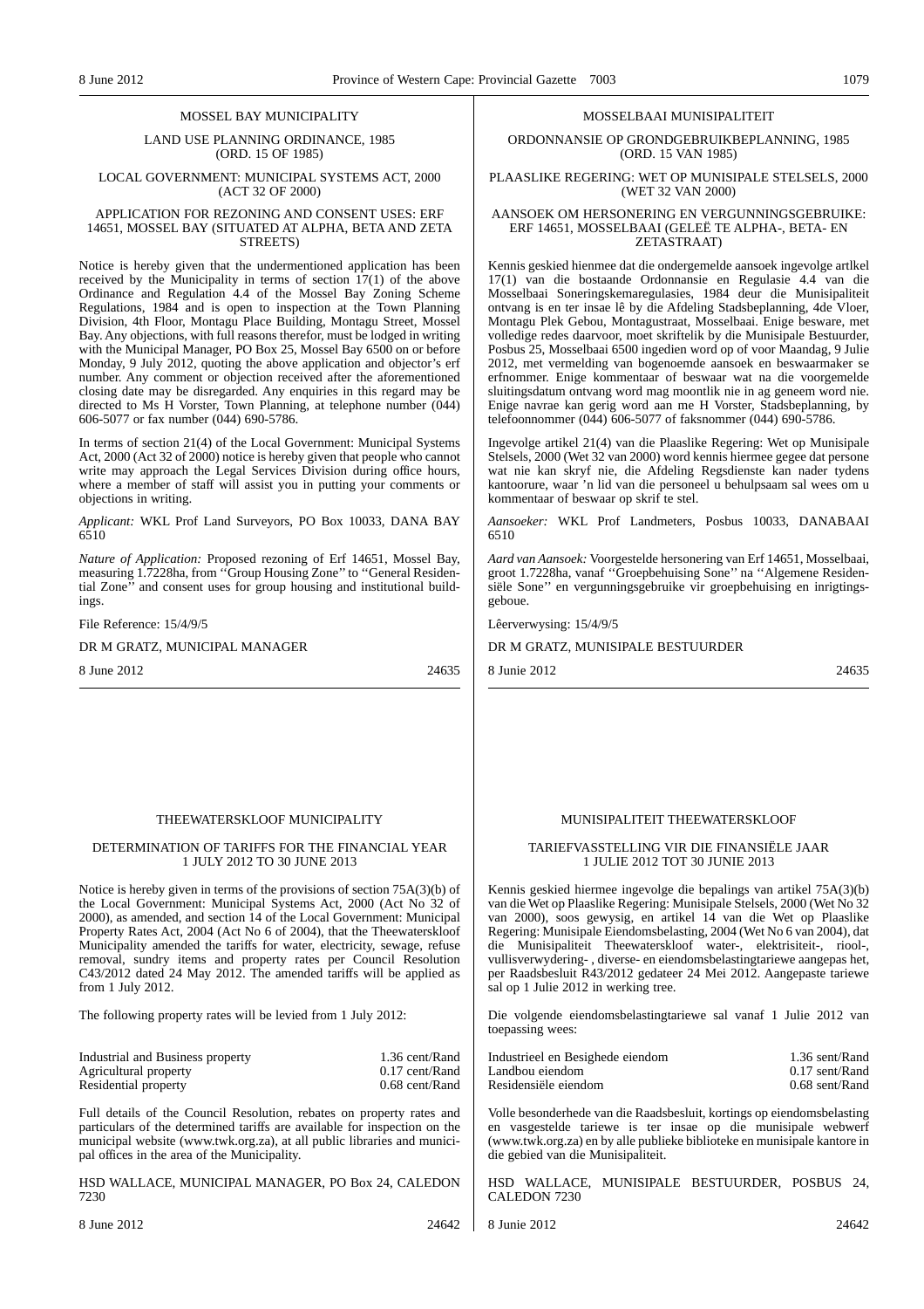## MOSSEL BAY MUNICIPALITY

LAND USE PLANNING ORDINANCE, 1985
(ORD. 15 OF 1985)

LOCAL GOVERNMENT: MUNICIPAL SYSTEMS ACT, 2000
(ACT 32 OF 2000)

APPLICATION FOR REZONING AND CONSENT USES: ERF 14651, MOSSEL BAY (SITUATED AT ALPHA, BETA AND ZETA STREETS)

Notice is hereby given that the undermentioned application has been received by the Municipality in terms of section 17(1) of the above Ordinance and Regulation 4.4 of the Mossel Bay Zoning Scheme Regulations, 1984 and is open to inspection at the Town Planning Division, 4th Floor, Montagu Place Building, Montagu Street, Mossel Bay. Any objections, with full reasons therefor, must be lodged in writing with the Municipal Manager, PO Box 25, Mossel Bay 6500 on or before Monday, 9 July 2012, quoting the above application and objector's erf number. Any comment or objection received after the aforementioned closing date may be disregarded. Any enquiries in this regard may be directed to Ms H Vorster, Town Planning, at telephone number (044) 606-5077 or fax number (044) 690-5786.

In terms of section 21(4) of the Local Government: Municipal Systems Act, 2000 (Act 32 of 2000) notice is hereby given that people who cannot write may approach the Legal Services Division during office hours, where a member of staff will assist you in putting your comments or objections in writing.

*Applicant:* WKL Prof Land Surveyors, PO Box 10033, DANA BAY 6510

*Nature of Application:* Proposed rezoning of Erf 14651, Mossel Bay, measuring 1.7228ha, from ''Group Housing Zone'' to ''General Residential Zone'' and consent uses for group housing and institutional buildings.

File Reference: 15/4/9/5

DR M GRATZ, MUNICIPAL MANAGER

8 June 2012 24635

## MOSSELBAAI MUNISIPALITEIT

ORDONNANSIE OP GRONDGEBRUIKBEPLANNING, 1985
(ORD. 15 VAN 1985)

PLAASLIKE REGERING: WET OP MUNISIPALE STELSELS, 2000
(WET 32 VAN 2000)

AANSOEK OM HERSONERING EN VERGUNNINGSGEBRUIKE: ERF 14651, MOSSELBAAI (GELEË TE ALPHA-, BETA- EN ZETASTRAAT)

Kennis geskied hienmee dat die ondergemelde aansoek ingevolge artlkel 17(1) van die bostaande Ordonnansie en Regulasie 4.4 van die Mosselbaai Soneringskemaregulasies, 1984 deur die Munisipaliteit ontvang is en ter insae lê by die Afdeling Stadsbeplanning, 4de Vloer, Montagu Plek Gebou, Montagustraat, Mosselbaai. Enige besware, met volledige redes daarvoor, moet skriftelik by die Munisipale Bestuurder, Posbus 25, Mosselbaai 6500 ingedien word op of voor Maandag, 9 Julie 2012, met vermelding van bogenoemde aansoek en beswaarmaker se erfnommer. Enige kommentaar of beswaar wat na die voorgemelde sluitingsdatum ontvang word mag moontlik nie in ag geneem word nie. Enige navrae kan gerig word aan me H Vorster, Stadsbeplanning, by telefoonnommer (044) 606-5077 of faksnommer (044) 690-5786.

Ingevolge artikel 21(4) van die Plaaslike Regering: Wet op Munisipale Stelsels, 2000 (Wet 32 van 2000) word kennis hiermee gegee dat persone wat nie kan skryf nie, die Afdeling Regsdienste kan nader tydens kantoorure, waar 'n lid van die personeel u behulpsaam sal wees om u kommentaar of beswaar op skrif te stel.

*Aansoeker:* WKL Prof Landmeters, Posbus 10033, DANABAAI 6510

*Aard van Aansoek:* Voorgestelde hersonering van Erf 14651, Mosselbaai, groot 1.7228ha, vanaf ''Groepbehuising Sone'' na ''Algemene Residensiële Sone'' en vergunningsgebruike vir groepbehuising en inrigtingsgeboue.

Lêerverwysing: 15/4/9/5

DR M GRATZ, MUNISIPALE BESTUURDER

8 Junie 2012 24635

## THEEWATERSKLOOF MUNICIPALITY

DETERMINATION OF TARIFFS FOR THE FINANCIAL YEAR
1 JULY 2012 TO 30 JUNE 2013

Notice is hereby given in terms of the provisions of section 75A(3)(b) of the Local Government: Municipal Systems Act, 2000 (Act No 32 of 2000), as amended, and section 14 of the Local Government: Municipal Property Rates Act, 2004 (Act No 6 of 2004), that the Theewaterskloof Municipality amended the tariffs for water, electricity, sewage, refuse removal, sundry items and property rates per Council Resolution C43/2012 dated 24 May 2012. The amended tariffs will be applied as from 1 July 2012.

The following property rates will be levied from 1 July 2012:

| | |
|---|---|
| Industrial and Business property | 1.36 cent/Rand |
| Agricultural property | 0.17 cent/Rand |
| Residential property | 0.68 cent/Rand |

Full details of the Council Resolution, rebates on property rates and particulars of the determined tariffs are available for inspection on the municipal website (www.twk.org.za), at all public libraries and municipal offices in the area of the Municipality.

HSD WALLACE, MUNICIPAL MANAGER, PO Box 24, CALEDON 7230

8 June 2012 24642

## MUNISIPALITEIT THEEWATERSKLOOF

TARIEFVASSTELLING VIR DIE FINANSIËLE JAAR
1 JULIE 2012 TOT 30 JUNIE 2013

Kennis geskied hiermee ingevolge die bepalings van artikel 75A(3)(b) van die Wet op Plaaslike Regering: Munisipale Stelsels, 2000 (Wet No 32 van 2000), soos gewysig, en artikel 14 van die Wet op Plaaslike Regering: Munisipale Eiendomsbelasting, 2004 (Wet No 6 van 2004), dat die Munisipaliteit Theewaterskloof water-, elektrisiteit-, riool-, vullisverwydering- , diverse- en eiendomsbelastingtariewe aangepas het, per Raadsbesluit R43/2012 gedateer 24 Mei 2012. Aangepaste tariewe sal op 1 Julie 2012 in werking tree.

Die volgende eiendomsbelastingtariewe sal vanaf 1 Julie 2012 van toepassing wees:

| | |
|---|---|
| Industrieel en Besighede eiendom | 1.36 sent/Rand |
| Landbou eiendom | 0.17 sent/Rand |
| Residensiële eiendom | 0.68 sent/Rand |

Volle besonderhede van die Raadsbesluit, kortings op eiendomsbelasting en vasgestelde tariewe is ter insae op die munisipale webwerf (www.twk.org.za) en by alle publieke biblioteke en munisipale kantore in die gebied van die Munisipaliteit.

HSD WALLACE, MUNISIPALE BESTUURDER, POSBUS 24, CALEDON 7230

8 Junie 2012 24642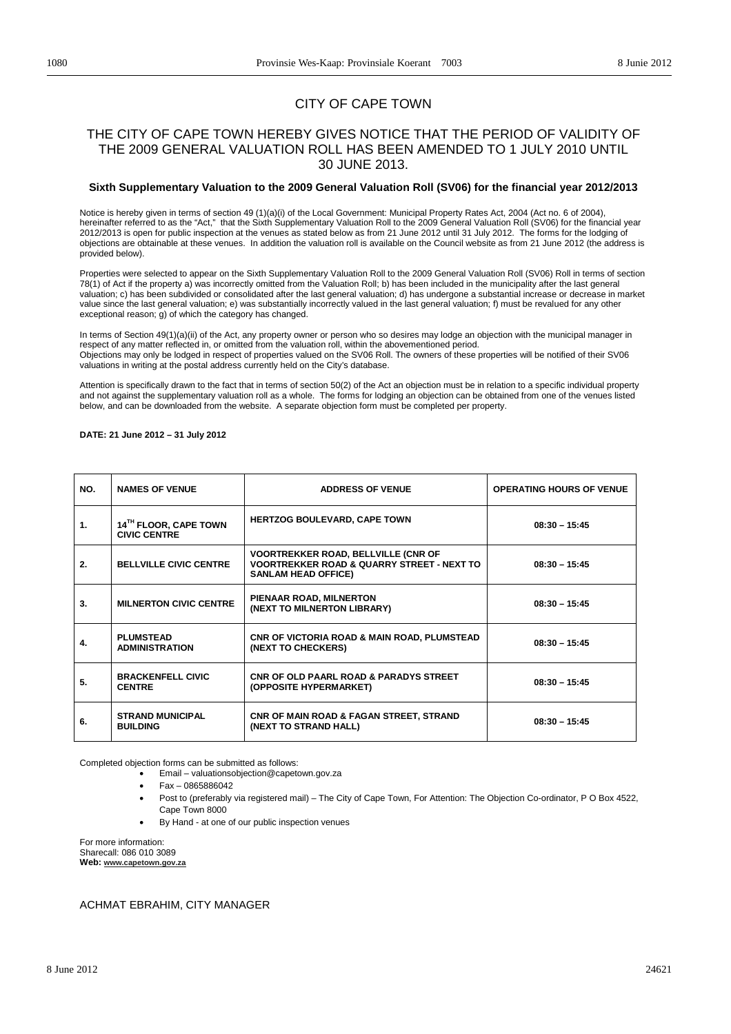# CITY OF CAPE TOWN

## THE CITY OF CAPE TOWN HEREBY GIVES NOTICE THAT THE PERIOD OF VALIDITY OF THE 2009 GENERAL VALUATION ROLL HAS BEEN AMENDED TO 1 JULY 2010 UNTIL 30 JUNE 2013.

### Sixth Supplementary Valuation to the 2009 General Valuation Roll (SV06) for the financial year 2012/2013

Notice is hereby given in terms of section 49 (1)(a)(i) of the Local Government: Municipal Property Rates Act, 2004 (Act no. 6 of 2004), hereinafter referred to as the "Act," that the Sixth Supplementary Valuation Roll to the 2009 General Valuation Roll (SV06) for the financial year 2012/2013 is open for public inspection at the venues as stated below as from 21 June 2012 until 31 July 2012. The forms for the lodging of objections are obtainable at these venues. In addition the valuation roll is available on the Council website as from 21 June 2012 (the address is provided below).

Properties were selected to appear on the Sixth Supplementary Valuation Roll to the 2009 General Valuation Roll (SV06) Roll in terms of section 78(1) of Act if the property a) was incorrectly omitted from the Valuation Roll; b) has been included in the municipality after the last general valuation; c) has been subdivided or consolidated after the last general valuation; d) has undergone a substantial increase or decrease in market value since the last general valuation; e) was substantially incorrectly valued in the last general valuation; f) must be revalued for any other exceptional reason; g) of which the category has changed.

In terms of Section 49(1)(a)(ii) of the Act, any property owner or person who so desires may lodge an objection with the municipal manager in respect of any matter reflected in, or omitted from the valuation roll, within the abovementioned period.
Objections may only be lodged in respect of properties valued on the SV06 Roll. The owners of these properties will be notified of their SV06 valuations in writing at the postal address currently held on the City's database.

Attention is specifically drawn to the fact that in terms of section 50(2) of the Act an objection must be in relation to a specific individual property and not against the supplementary valuation roll as a whole. The forms for lodging an objection can be obtained from one of the venues listed below, and can be downloaded from the website. A separate objection form must be completed per property.

**DATE: 21 June 2012 – 31 July 2012**

| NO. | NAMES OF VENUE | ADDRESS OF VENUE | OPERATING HOURS OF VENUE |
|---|---|---|---|
| 1. | 14TH FLOOR, CAPE TOWN CIVIC CENTRE | HERTZOG BOULEVARD, CAPE TOWN | 08:30 – 15:45 |
| 2. | BELLVILLE CIVIC CENTRE | VOORTREKKER ROAD, BELLVILLE (CNR OF VOORTREKKER ROAD & QUARRY STREET - NEXT TO SANLAM HEAD OFFICE) | 08:30 – 15:45 |
| 3. | MILNERTON CIVIC CENTRE | PIENAAR ROAD, MILNERTON (NEXT TO MILNERTON LIBRARY) | 08:30 – 15:45 |
| 4. | PLUMSTEAD ADMINISTRATION | CNR OF VICTORIA ROAD & MAIN ROAD, PLUMSTEAD (NEXT TO CHECKERS) | 08:30 – 15:45 |
| 5. | BRACKENFELL CIVIC CENTRE | CNR OF OLD PAARL ROAD & PARADYS STREET (OPPOSITE HYPERMARKET) | 08:30 – 15:45 |
| 6. | STRAND MUNICIPAL BUILDING | CNR OF MAIN ROAD & FAGAN STREET, STRAND (NEXT TO STRAND HALL) | 08:30 – 15:45 |

Completed objection forms can be submitted as follows:

- Email – valuationsobjection@capetown.gov.za
- Fax – 0865886042
- Post to (preferably via registered mail) – The City of Cape Town, For Attention: The Objection Co-ordinator, P O Box 4522, Cape Town 8000
- By Hand - at one of our public inspection venues

For more information:
Sharecall: 086 010 3089
**Web:** www.capetown.gov.za

ACHMAT EBRAHIM, CITY MANAGER

8 June 2012 24621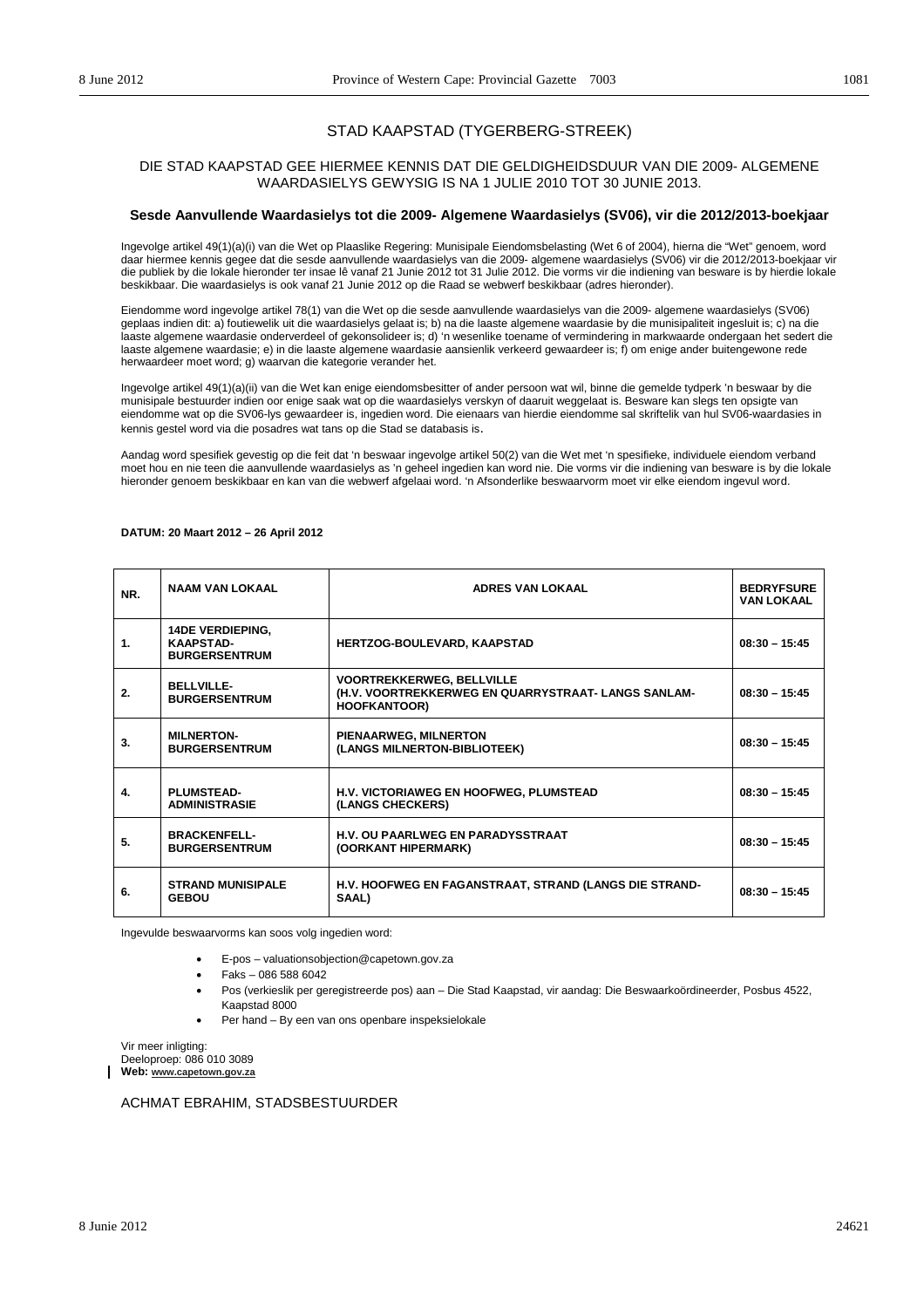## STAD KAAPSTAD (TYGERBERG-STREEK)

DIE STAD KAAPSTAD GEE HIERMEE KENNIS DAT DIE GELDIGHEIDSDUUR VAN DIE 2009- ALGEMENE WAARDASIELYS GEWYSIG IS NA 1 JULIE 2010 TOT 30 JUNIE 2013.

### Sesde Aanvullende Waardasielys tot die 2009- Algemene Waardasielys (SV06), vir die 2012/2013-boekjaar

Ingevolge artikel 49(1)(a)(i) van die Wet op Plaaslike Regering: Munisipale Eiendomsbelasting (Wet 6 of 2004), hierna die "Wet" genoem, word daar hiermee kennis gegee dat die sesde aanvullende waardasielys van die 2009- algemene waardasielys (SV06) vir die 2012/2013-boekjaar vir die publiek by die lokale hieronder ter insae lê vanaf 21 Junie 2012 tot 31 Julie 2012. Die vorms vir die indiening van besware is by hierdie lokale beskikbaar. Die waardasielys is ook vanaf 21 Junie 2012 op die Raad se webwerf beskikbaar (adres hieronder).

Eiendomme word ingevolge artikel 78(1) van die Wet op die sesde aanvullende waardasielys van die 2009- algemene waardasielys (SV06) geplaas indien dit: a) foutiewelik uit die waardasielys gelaat is; b) na die laaste algemene waardasie by die munisipaliteit ingesluit is; c) na die laaste algemene waardasie onderverdeel of gekonsolideer is; d) 'n wesenlike toename of vermindering in markwaarde ondergaan het sedert die laaste algemene waardasie; e) in die laaste algemene waardasie aansienlik verkeerd gewaardeer is; f) om enige ander buitengewone rede herwaardeer moet word; g) waarvan die kategorie verander het.

Ingevolge artikel 49(1)(a)(ii) van die Wet kan enige eiendomsbesitter of ander persoon wat wil, binne die gemelde tydperk 'n beswaar by die munisipale bestuurder indien oor enige saak wat op die waardasielys verskyn of daaruit weggelaat is. Besware kan slegs ten opsigte van eiendomme wat op die SV06-lys gewaardeer is, ingedien word. Die eienaars van hierdie eiendomme sal skriftelik van hul SV06-waardasies in kennis gestel word via die posadres wat tans op die Stad se databasis is.

Aandag word spesifiek gevestig op die feit dat 'n beswaar ingevolge artikel 50(2) van die Wet met 'n spesifieke, individuele eiendom verband moet hou en nie teen die aanvullende waardasielys as 'n geheel ingedien kan word nie. Die vorms vir die indiening van besware is by die lokale hieronder genoem beskikbaar en kan van die webwerf afgelaai word. 'n Afsonderlike beswaarvorm moet vir elke eiendom ingevul word.

**DATUM: 20 Maart 2012 – 26 April 2012**

| NR. | NAAM VAN LOKAAL | ADRES VAN LOKAAL | BEDRYFSURE VAN LOKAAL |
|---|---|---|---|
| 1. | 14DE VERDIEPING, KAAPSTAD-BURGERSENTRUM | HERTZOG-BOULEVARD, KAAPSTAD | 08:30 – 15:45 |
| 2. | BELLVILLE-BURGERSENTRUM | VOORTREKKERWEG, BELLVILLE (H.V. VOORTREKKERWEG EN QUARRYSTRAAT- LANGS SANLAM-HOOFKANTOOR) | 08:30 – 15:45 |
| 3. | MILNERTON-BURGERSENTRUM | PIENAARWEG, MILNERTON (LANGS MILNERTON-BIBLIOTEEK) | 08:30 – 15:45 |
| 4. | PLUMSTEAD-ADMINISTRASIE | H.V. VICTORIAWEG EN HOOFWEG, PLUMSTEAD (LANGS CHECKERS) | 08:30 – 15:45 |
| 5. | BRACKENFELL-BURGERSENTRUM | H.V. OU PAARLWEG EN PARADYSSTRAAT (OORKANT HIPERMARK) | 08:30 – 15:45 |
| 6. | STRAND MUNISIPALE GEBOU | H.V. HOOFWEG EN FAGANSTRAAT, STRAND (LANGS DIE STRAND-SAAL) | 08:30 – 15:45 |

Ingevulde beswaarvorms kan soos volg ingedien word:

- E-pos – valuationsobjection@capetown.gov.za
- Faks – 086 588 6042
- Pos (verkieslik per geregistreerde pos) aan – Die Stad Kaapstad, vir aandag: Die Beswaarkoördineerder, Posbus 4522, Kaapstad 8000
- Per hand – By een van ons openbare inspeksielokale

Vir meer inligting:
Deeloproep: 086 010 3089
**Web: www.capetown.gov.za**

ACHMAT EBRAHIM, STADSBESTUURDER

8 Junie 2012 24621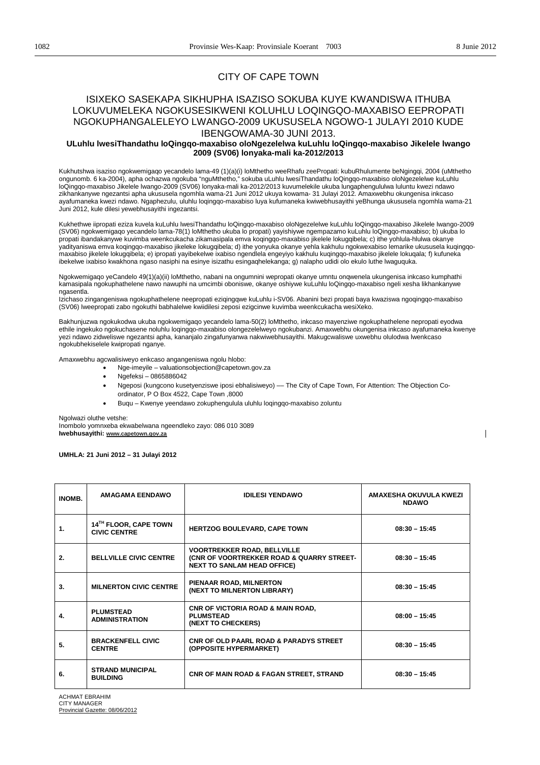# CITY OF CAPE TOWN

## ISIXEKO SASEKAPA SIKHUPHA ISAZISO SOKUBA KUYE KWANDISWA ITHUBA LOKUVUMELEKA NGOKUSESIKWENI KOLUHLU LOQINGQO-MAXABISO EEPROPATI NGOKUPHANGALELEYO LWANGO-2009 UKUSUSELA NGOWO-1 JULAYI 2010 KUDE IBENGOWAMA-30 JUNI 2013.

**ULuhlu lwesiThandathu loQingqo-maxabiso oloNgezelelwa kuLuhlu loQingqo-maxabiso Jikelele lwango 2009 (SV06) lonyaka-mali ka-2012/2013**

Kukhutshwa isaziso ngokwemigaqo yecandelo lama-49 (1)(a)(i) loMthetho weeRhafu zeePropati: kubuRhulumente beNgingqi, 2004 (uMthetho ongunomb. 6 ka-2004), apha ochazwa ngokuba "nguMthetho," sokuba uLuhlu lwesiThandathu loQingqo-maxabiso oloNgezelelwe kuLuhlu loQingqo-maxabiso Jikelele lwango-2009 (SV06) lonyaka-mali ka-2012/2013 kuvumelekile ukuba lungaphengululwa luluntu kwezi ndawo zikhankanywe ngezantsi apha ukususela ngomhla wama-21 Juni 2012 ukuya kowama- 31 Julayi 2012. Amaxwebhu okungenisa inkcaso ayafumaneka kwezi ndawo. Ngaphezulu, uluhlu loqingqo-maxabiso luya kufumaneka kwiwebhusayithi yeBhunga ukususela ngomhla wama-21 Juni 2012, kule dilesi yewebhusayithi ingezantsi.

Kukhethwe iipropati eziza kuvela kuLuhlu lwesiThandathu loQingqo-maxabiso oloNgezelelwe kuLuhlu loQingqo-maxabiso Jikelele lwango-2009 (SV06) ngokwemigaqo yecandelo lama-78(1) loMthetho ukuba lo propati) yayishiywe ngempazamo kuLuhlu loQingqo-maxabiso; b) ukuba lo propati ibandakanywe kuvimba weenkcukacha zikamasipala emva koqingqo-maxabiso jikelele lokugqibela; c) ithe yohlula-hlulwa okanye yadityaniswa emva koqingqo-maxabiso jikeleke lokugqibela; d) ithe yonyuka okanye yehla kakhulu ngokwexabiso lemarike ukususela kuqingqo-maxabiso jikelele lokugqibela; e) ipropati yayibekelwe ixabiso ngendlela engeyiyo kakhulu kuqingqo-maxabiso jikelele lokuqala; f) kufuneka ibekelwe ixabiso kwakhona ngaso nasiphi na esinye isizathu esingaqhelekanga; g) nalapho udidi olo ekulo luthe lwaguquka.

Ngokwemigaqo yeCandelo 49(1)(a)(ii) loMthetho, nabani na ongumnini wepropati okanye umntu onqwenela ukungenisa inkcaso kumphathi kamasipala ngokuphathelene nawo nawuphi na umcimbi oboniswe, okanye oshiywe kuLuhlu loQingqo-maxabiso ngeli xesha likhankanywe ngasentla.

Izichaso zingangeniswa ngokuphathelene neepropati eziqingqwe kuLuhlu i-SV06. Abanini bezi propati baya kwaziswa ngoqingqo-maxabiso (SV06) lweepropati zabo ngokuthi babhalelwe kwiidilesi zeposi ezigcinwe kuvimba weenkcukacha wesiXeko.

Bakhunjuzwa ngokukodwa ukuba ngokwemigaqo yecandelo lama-50(2) loMthetho, inkcaso mayenziwe ngokuphathelene nepropati eyodwa ethile ingekuko ngokuchasene noluhlu loqingqo-maxabiso olongezelelweyo ngokubanzi. Amaxwebhu okungenisa inkcaso ayafumaneka kwenye yezi ndawo zidweliswe ngezantsi apha, kananjalo zingafunyanwa nakwiwebhusayithi. Makugcwaliswe uxwebhu olulodwa lwenkcaso ngokubhekiselele kwipropati nganye.

Amaxwebhu agcwalisiweyo enkcaso angangeniswa ngolu hlobo:

- Nge-imeyile – valuationsobjection@capetown.gov.za
- Ngefeksi – 0865886042
- Ngeposi (kungcono kusetyenziswe iposi ebhalisiweyo) — The City of Cape Town, For Attention: The Objection Co-ordinator, P O Box 4522, Cape Town ,8000
- Buqu – Kwenye yeendawo zokuphengulula uluhlu loqingqo-maxabiso zoluntu

Ngolwazi oluthe vetshe:
Inombolo yomnxeba ekwabelwana ngeendleko zayo: 086 010 3089
**Iwebhusayithi: www.capetown.gov.za**

**UMHLA: 21 Juni 2012 – 31 Julayi 2012**

| INOMB. | AMAGAMA EENDAWO | IDILESI YENDAWO | AMAXESHA OKUVULA KWEZI NDAWO |
|---|---|---|---|
| 1. | 14TH FLOOR, CAPE TOWN CIVIC CENTRE | HERTZOG BOULEVARD, CAPE TOWN | 08:30 – 15:45 |
| 2. | BELLVILLE CIVIC CENTRE | VOORTREKKER ROAD, BELLVILLE (CNR OF VOORTREKKER ROAD & QUARRY STREET- NEXT TO SANLAM HEAD OFFICE) | 08:30 – 15:45 |
| 3. | MILNERTON CIVIC CENTRE | PIENAAR ROAD, MILNERTON (NEXT TO MILNERTON LIBRARY) | 08:30 – 15:45 |
| 4. | PLUMSTEAD ADMINISTRATION | CNR OF VICTORIA ROAD & MAIN ROAD, PLUMSTEAD (NEXT TO CHECKERS) | 08:00 – 15:45 |
| 5. | BRACKENFELL CIVIC CENTRE | CNR OF OLD PAARL ROAD & PARADYS STREET (OPPOSITE HYPERMARKET) | 08:30 – 15:45 |
| 6. | STRAND MUNICIPAL BUILDING | CNR OF MAIN ROAD & FAGAN STREET, STRAND | 08:30 – 15:45 |

ACHMAT EBRAHIM
CITY MANAGER
Provincial Gazette: 08/06/2012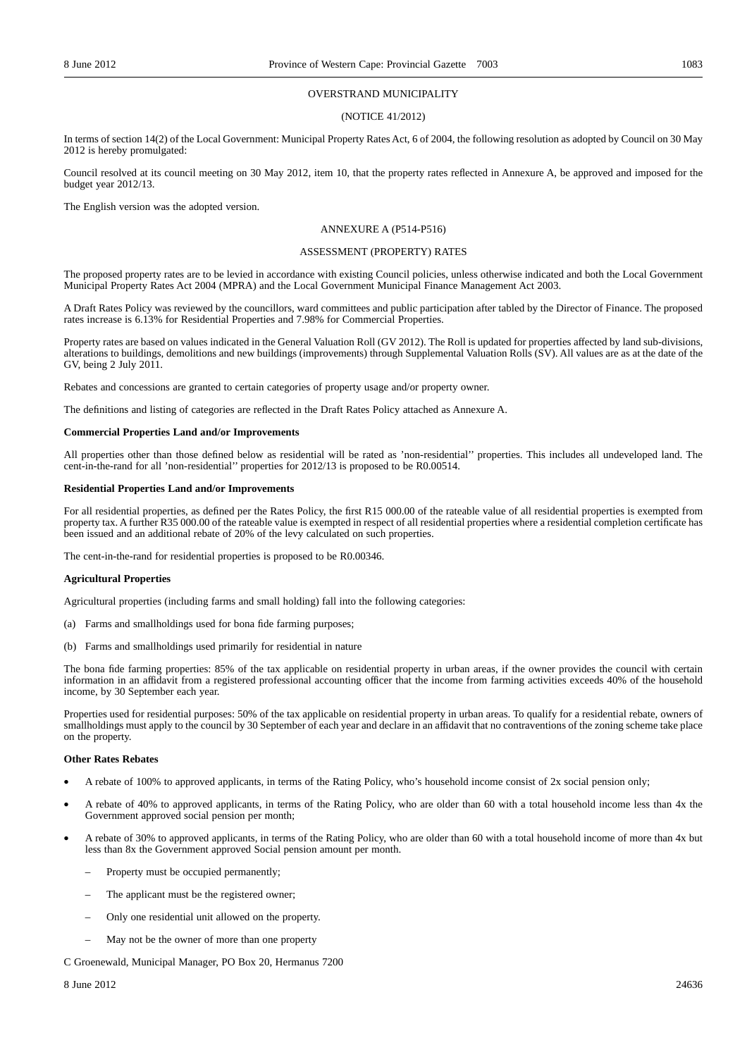OVERSTRAND MUNICIPALITY

(NOTICE 41/2012)

In terms of section 14(2) of the Local Government: Municipal Property Rates Act, 6 of 2004, the following resolution as adopted by Council on 30 May 2012 is hereby promulgated:

Council resolved at its council meeting on 30 May 2012, item 10, that the property rates reflected in Annexure A, be approved and imposed for the budget year 2012/13.

The English version was the adopted version.

ANNEXURE A (P514-P516)

ASSESSMENT (PROPERTY) RATES

The proposed property rates are to be levied in accordance with existing Council policies, unless otherwise indicated and both the Local Government Municipal Property Rates Act 2004 (MPRA) and the Local Government Municipal Finance Management Act 2003.

A Draft Rates Policy was reviewed by the councillors, ward committees and public participation after tabled by the Director of Finance. The proposed rates increase is 6.13% for Residential Properties and 7.98% for Commercial Properties.

Property rates are based on values indicated in the General Valuation Roll (GV 2012). The Roll is updated for properties affected by land sub-divisions, alterations to buildings, demolitions and new buildings (improvements) through Supplemental Valuation Rolls (SV). All values are as at the date of the GV, being 2 July 2011.

Rebates and concessions are granted to certain categories of property usage and/or property owner.

The definitions and listing of categories are reflected in the Draft Rates Policy attached as Annexure A.

**Commercial Properties Land and/or Improvements**

All properties other than those defined below as residential will be rated as 'non-residential'' properties. This includes all undeveloped land. The cent-in-the-rand for all 'non-residential'' properties for 2012/13 is proposed to be R0.00514.

**Residential Properties Land and/or Improvements**

For all residential properties, as defined per the Rates Policy, the first R15 000.00 of the rateable value of all residential properties is exempted from property tax. A further R35 000.00 of the rateable value is exempted in respect of all residential properties where a residential completion certificate has been issued and an additional rebate of 20% of the levy calculated on such properties.

The cent-in-the-rand for residential properties is proposed to be R0.00346.

**Agricultural Properties**

Agricultural properties (including farms and small holding) fall into the following categories:

(a) Farms and smallholdings used for bona fide farming purposes;

(b) Farms and smallholdings used primarily for residential in nature

The bona fide farming properties: 85% of the tax applicable on residential property in urban areas, if the owner provides the council with certain information in an affidavit from a registered professional accounting officer that the income from farming activities exceeds 40% of the household income, by 30 September each year.

Properties used for residential purposes: 50% of the tax applicable on residential property in urban areas. To qualify for a residential rebate, owners of smallholdings must apply to the council by 30 September of each year and declare in an affidavit that no contraventions of the zoning scheme take place on the property.

**Other Rates Rebates**

- A rebate of 100% to approved applicants, in terms of the Rating Policy, who's household income consist of 2x social pension only;
- A rebate of 40% to approved applicants, in terms of the Rating Policy, who are older than 60 with a total household income less than 4x the Government approved social pension per month;
- A rebate of 30% to approved applicants, in terms of the Rating Policy, who are older than 60 with a total household income of more than 4x but less than 8x the Government approved Social pension amount per month.
  - Property must be occupied permanently;
  - The applicant must be the registered owner;
  - Only one residential unit allowed on the property.
  - May not be the owner of more than one property

C Groenewald, Municipal Manager, PO Box 20, Hermanus 7200

8 June 2012 24636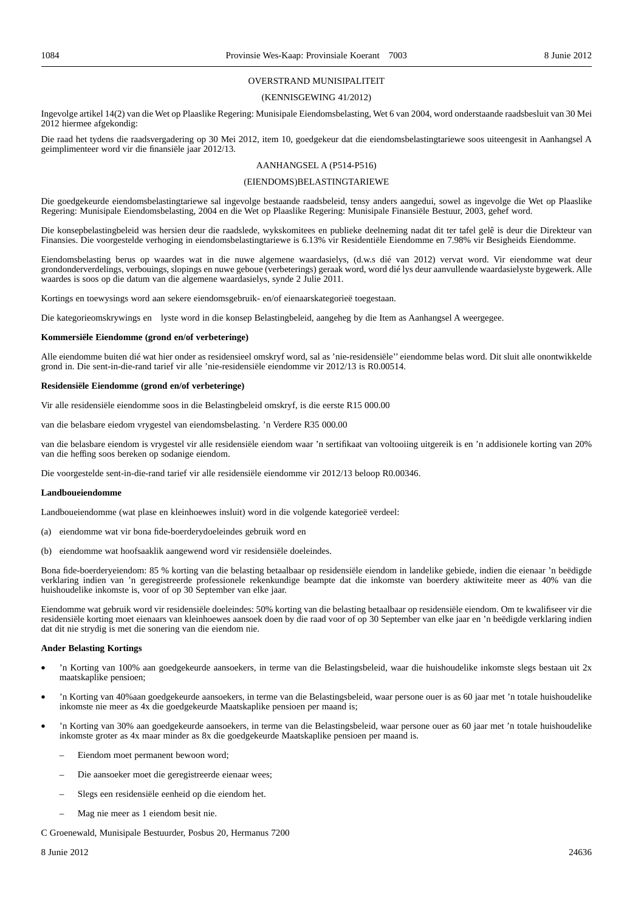OVERSTRAND MUNISIPALITEIT

(KENNISGEWING 41/2012)

Ingevolge artikel 14(2) van die Wet op Plaaslike Regering: Munisipale Eiendomsbelasting, Wet 6 van 2004, word onderstaande raadsbesluit van 30 Mei 2012 hiermee afgekondig:

Die raad het tydens die raadsvergadering op 30 Mei 2012, item 10, goedgekeur dat die eiendomsbelastingtariewe soos uiteengesit in Aanhangsel A geimplimenteer word vir die finansiële jaar 2012/13.

AANHANGSEL A (P514-P516)

(EIENDOMS)BELASTINGTARIEWE

Die goedgekeurde eiendomsbelastingtariewe sal ingevolge bestaande raadsbeleid, tensy anders aangedui, sowel as ingevolge die Wet op Plaaslike Regering: Munisipale Eiendomsbelasting, 2004 en die Wet op Plaaslike Regering: Munisipale Finansiële Bestuur, 2003, gehef word.

Die konsepbelastingbeleid was hersien deur die raadslede, wykskomitees en publieke deelneming nadat dit ter tafel gelê is deur die Direkteur van Finansies. Die voorgestelde verhoging in eiendomsbelastingtariewe is 6.13% vir Residentiële Eiendomme en 7.98% vir Besigheids Eiendomme.

Eiendomsbelasting berus op waardes wat in die nuwe algemene waardasielys, (d.w.s dié van 2012) vervat word. Vir eiendomme wat deur grondonderverdelings, verbouings, slopings en nuwe geboue (verbeterings) geraak word, word dié lys deur aanvullende waardasielyste bygewerk. Alle waardes is soos op die datum van die algemene waardasielys, synde 2 Julie 2011.

Kortings en toewysings word aan sekere eiendomsgebruik- en/of eienaarskategorieë toegestaan.

Die kategorieomskrywings en lyste word in die konsep Belastingbeleid, aangeheg by die Item as Aanhangsel A weergegee.

**Kommersiële Eiendomme (grond en/of verbeteringe)**

Alle eiendomme buiten dié wat hier onder as residensieel omskryf word, sal as 'nie-residensiële'' eiendomme belas word. Dit sluit alle onontwikkelde grond in. Die sent-in-die-rand tarief vir alle 'nie-residensiële eiendomme vir 2012/13 is R0.00514.

**Residensiële Eiendomme (grond en/of verbeteringe)**

Vir alle residensiële eiendomme soos in die Belastingbeleid omskryf, is die eerste R15 000.00

van die belasbare eiedom vrygestel van eiendomsbelasting. 'n Verdere R35 000.00

van die belasbare eiendom is vrygestel vir alle residensiële eiendom waar 'n sertifikaat van voltooiing uitgereik is en 'n addisionele korting van 20% van die heffing soos bereken op sodanige eiendom.

Die voorgestelde sent-in-die-rand tarief vir alle residensiële eiendomme vir 2012/13 beloop R0.00346.

**Landboueiendomme**

Landboueiendomme (wat plase en kleinhoewes insluit) word in die volgende kategorieë verdeel:

(a) eiendomme wat vir bona fide-boerderydoeleindes gebruik word en

(b) eiendomme wat hoofsaaklik aangewend word vir residensiële doeleindes.

Bona fide-boerderyeiendom: 85 % korting van die belasting betaalbaar op residensiële eiendom in landelike gebiede, indien die eienaar 'n beëdigde verklaring indien van 'n geregistreerde professionele rekenkundige beampte dat die inkomste van boerdery aktiwiteite meer as 40% van die huishoudelike inkomste is, voor of op 30 September van elke jaar.

Eiendomme wat gebruik word vir residensiële doeleindes: 50% korting van die belasting betaalbaar op residensiële eiendom. Om te kwalifiseer vir die residensiële korting moet eienaars van kleinhoewes aansoek doen by die raad voor of op 30 September van elke jaar en 'n beëdigde verklaring indien dat dit nie strydig is met die sonering van die eiendom nie.

**Ander Belasting Kortings**

- 'n Korting van 100% aan goedgekeurde aansoekers, in terme van die Belastingsbeleid, waar die huishoudelike inkomste slegs bestaan uit 2x maatskaplike pensioen;
- 'n Korting van 40%aan goedgekeurde aansoekers, in terme van die Belastingsbeleid, waar persone ouer is as 60 jaar met 'n totale huishoudelike inkomste nie meer as 4x die goedgekeurde Maatskaplike pensioen per maand is;
- 'n Korting van 30% aan goedgekeurde aansoekers, in terme van die Belastingsbeleid, waar persone ouer as 60 jaar met 'n totale huishoudelike inkomste groter as 4x maar minder as 8x die goedgekeurde Maatskaplike pensioen per maand is.
  - Eiendom moet permanent bewoon word;
  - Die aansoeker moet die geregistreerde eienaar wees;
  - Slegs een residensiële eenheid op die eiendom het.
  - Mag nie meer as 1 eiendom besit nie.

C Groenewald, Munisipale Bestuurder, Posbus 20, Hermanus 7200

8 Junie 2012 24636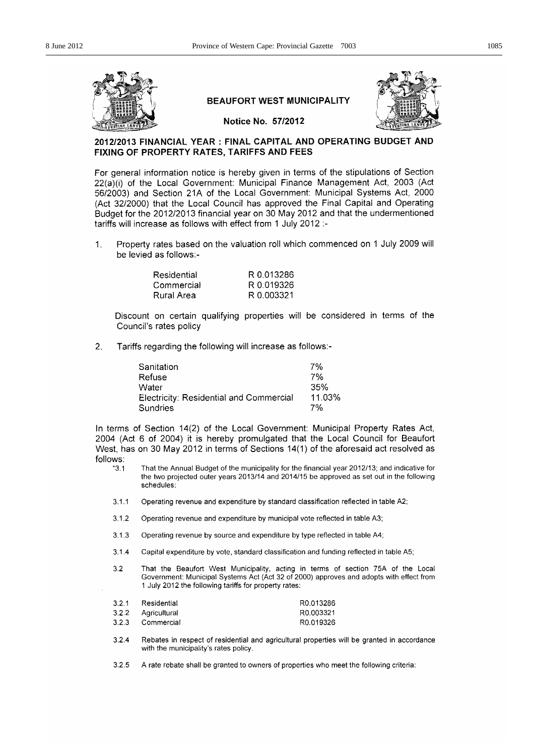## BEAUFORT WEST MUNICIPALITY

**Notice No. 57/2012**

### 2012/2013 FINANCIAL YEAR : FINAL CAPITAL AND OPERATING BUDGET AND FIXING OF PROPERTY RATES, TARIFFS AND FEES

For general information notice is hereby given in terms of the stipulations of Section 22(a)(i) of the Local Government: Municipal Finance Management Act, 2003 (Act 56/2003) and Section 21A of the Local Government: Municipal Systems Act, 2000 (Act 32/2000) that the Local Council has approved the Final Capital and Operating Budget for the 2012/2013 financial year on 30 May 2012 and that the undermentioned tariffs will increase as follows with effect from 1 July 2012 :-

1. Property rates based on the valuation roll which commenced on 1 July 2009 will be levied as follows:-

| | |
|---|---|
| Residential | R 0.013286 |
| Commercial | R 0.019326 |
| Rural Area | R 0.003321 |

Discount on certain qualifying properties will be considered in terms of the Council's rates policy

2. Tariffs regarding the following will increase as follows:-

| | |
|---|---|
| Sanitation | 7% |
| Refuse | 7% |
| Water | 35% |
| Electricity: Residential and Commercial | 11.03% |
| Sundries | 7% |

In terms of Section 14(2) of the Local Government: Municipal Property Rates Act, 2004 (Act 6 of 2004) it is hereby promulgated that the Local Council for Beaufort West, has on 30 May 2012 in terms of Sections 14(1) of the aforesaid act resolved as follows:

"3.1 That the Annual Budget of the municipality for the financial year 2012/13; and indicative for the two projected outer years 2013/14 and 2014/15 be approved as set out in the following schedules:

3.1.1 Operating revenue and expenditure by standard classification reflected in table A2;

3.1.2 Operating revenue and expenditure by municipal vote reflected in table A3;

3.1.3 Operating revenue by source and expenditure by type reflected in table A4;

3.1.4 Capital expenditure by vote, standard classification and funding reflected in table A5;

3.2 That the Beaufort West Municipality, acting in terms of section 75A of the Local Government: Municipal Systems Act (Act 32 of 2000) approves and adopts with effect from 1 July 2012 the following tariffs for property rates:

| | | |
|---|---|---|
| 3.2.1 | Residential | R0.013286 |
| 3.2.2 | Agricultural | R0.003321 |
| 3.2.3 | Commercial | R0.019326 |

3.2.4 Rebates in respect of residential and agricultural properties will be granted in accordance with the municipality's rates policy.

3.2.5 A rate rebate shall be granted to owners of properties who meet the following criteria: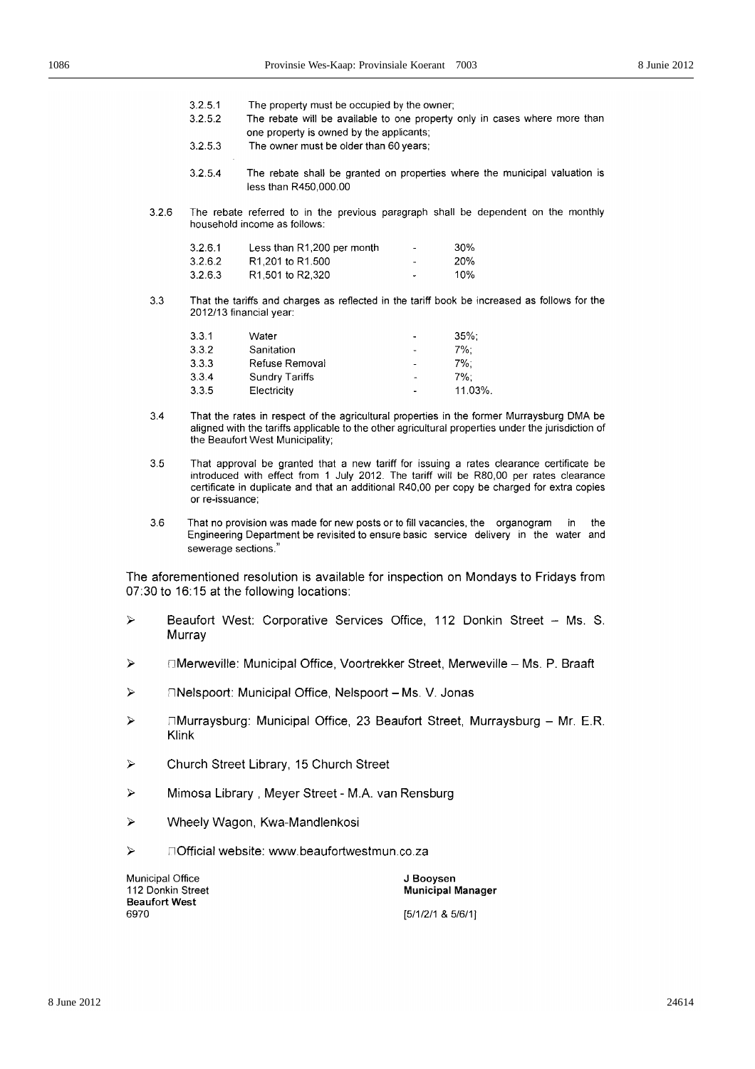3.2.5.1 The property must be occupied by the owner;

3.2.5.2 The rebate will be available to one property only in cases where more than one property is owned by the applicants;

3.2.5.3 The owner must be older than 60 years;

3.2.5.4 The rebate shall be granted on properties where the municipal valuation is less than R450,000.00

3.2.6 The rebate referred to in the previous paragraph shall be dependent on the monthly household income as follows:

| | | | |
|---|---|---|---|
| 3.2.6.1 | Less than R1,200 per month | - | 30% |
| 3.2.6.2 | R1,201 to R1.500 | - | 20% |
| 3.2.6.3 | R1,501 to R2,320 | - | 10% |

3.3 That the tariffs and charges as reflected in the tariff book be increased as follows for the 2012/13 financial year:

| | | | |
|---|---|---|---|
| 3.3.1 | Water | - | 35%; |
| 3.3.2 | Sanitation | - | 7%; |
| 3.3.3 | Refuse Removal | - | 7%; |
| 3.3.4 | Sundry Tariffs | - | 7%; |
| 3.3.5 | Electricity | - | 11.03%. |

3.4 That the rates in respect of the agricultural properties in the former Murraysburg DMA be aligned with the tariffs applicable to the other agricultural properties under the jurisdiction of the Beaufort West Municipality;

3.5 That approval be granted that a new tariff for issuing a rates clearance certificate be introduced with effect from 1 July 2012. The tariff will be R80,00 per rates clearance certificate in duplicate and that an additional R40,00 per copy be charged for extra copies or re-issuance;

3.6 That no provision was made for new posts or to fill vacancies, the organogram in the Engineering Department be revisited to ensure basic service delivery in the water and sewerage sections."

The aforementioned resolution is available for inspection on Mondays to Fridays from 07:30 to 16:15 at the following locations:

- Beaufort West: Corporative Services Office, 112 Donkin Street – Ms. S. Murray
- Merweville: Municipal Office, Voortrekker Street, Merweville – Ms. P. Braaft
- Nelspoort: Municipal Office, Nelspoort – Ms. V. Jonas
- Murraysburg: Municipal Office, 23 Beaufort Street, Murraysburg – Mr. E.R. Klink
- Church Street Library, 15 Church Street
- Mimosa Library , Meyer Street - M.A. van Rensburg
- Wheely Wagon, Kwa-Mandlenkosi
- Official website: www.beaufortwestmun.co.za

Municipal Office
112 Donkin Street
**Beaufort West**
6970

**J Booysen**
**Municipal Manager**

[5/1/2/1 & 5/6/1]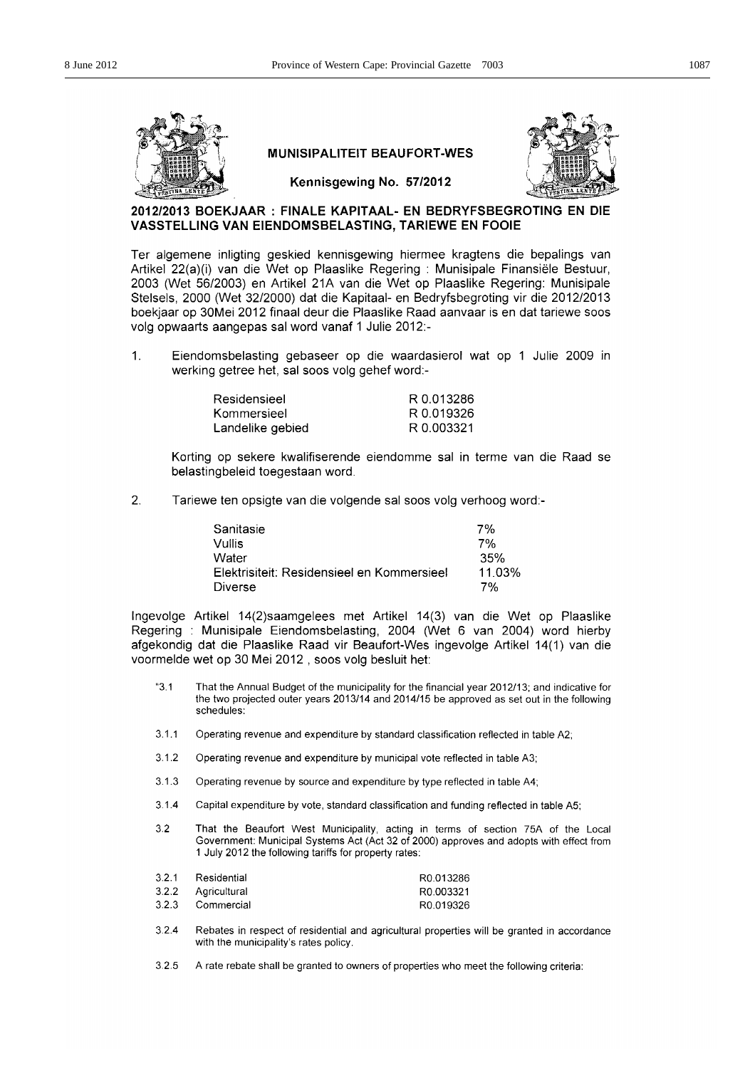**MUNISIPALITEIT BEAUFORT-WES**

**Kennisgewing No. 57/2012**

**2012/2013 BOEKJAAR : FINALE KAPITAAL- EN BEDRYFSBEGROTING EN DIE VASSTELLING VAN EIENDOMSBELASTING, TARIEWE EN FOOIE**

Ter algemene inligting geskied kennisgewing hiermee kragtens die bepalings van Artikel 22(a)(i) van die Wet op Plaaslike Regering : Munisipale Finansiële Bestuur, 2003 (Wet 56/2003) en Artikel 21A van die Wet op Plaaslike Regering: Munisipale Stelsels, 2000 (Wet 32/2000) dat die Kapitaal- en Bedryfsbegroting vir die 2012/2013 boekjaar op 30Mei 2012 finaal deur die Plaaslike Raad aanvaar is en dat tariewe soos volg opwaarts aangepas sal word vanaf 1 Julie 2012:-

1. Eiendomsbelasting gebaseer op die waardasierol wat op 1 Julie 2009 in werking getree het, sal soos volg gehef word:-

| | |
|---|---|
| Residensieel | R 0.013286 |
| Kommersieel | R 0.019326 |
| Landelike gebied | R 0.003321 |

Korting op sekere kwalifiserende eiendomme sal in terme van die Raad se belastingbeleid toegestaan word.

2. Tariewe ten opsigte van die volgende sal soos volg verhoog word:-

| | |
|---|---|
| Sanitasie | 7% |
| Vullis | 7% |
| Water | 35% |
| Elektrisiteit: Residensieel en Kommersieel | 11.03% |
| Diverse | 7% |

Ingevolge Artikel 14(2)saamgelees met Artikel 14(3) van die Wet op Plaaslike Regering : Munisipale Eiendomsbelasting, 2004 (Wet 6 van 2004) word hierby afgekondig dat die Plaaslike Raad vir Beaufort-Wes ingevolge Artikel 14(1) van die voormelde wet op 30 Mei 2012 , soos volg besluit het:

"3.1 That the Annual Budget of the municipality for the financial year 2012/13; and indicative for the two projected outer years 2013/14 and 2014/15 be approved as set out in the following schedules:

3.1.1 Operating revenue and expenditure by standard classification reflected in table A2;

3.1.2 Operating revenue and expenditure by municipal vote reflected in table A3;

3.1.3 Operating revenue by source and expenditure by type reflected in table A4;

3.1.4 Capital expenditure by vote, standard classification and funding reflected in table A5;

3.2 That the Beaufort West Municipality, acting in terms of section 75A of the Local Government: Municipal Systems Act (Act 32 of 2000) approves and adopts with effect from 1 July 2012 the following tariffs for property rates:

| | | |
|---|---|---|
| 3.2.1 | Residential | R0.013286 |
| 3.2.2 | Agricultural | R0.003321 |
| 3.2.3 | Commercial | R0.019326 |

3.2.4 Rebates in respect of residential and agricultural properties will be granted in accordance with the municipality's rates policy.

3.2.5 A rate rebate shall be granted to owners of properties who meet the following criteria: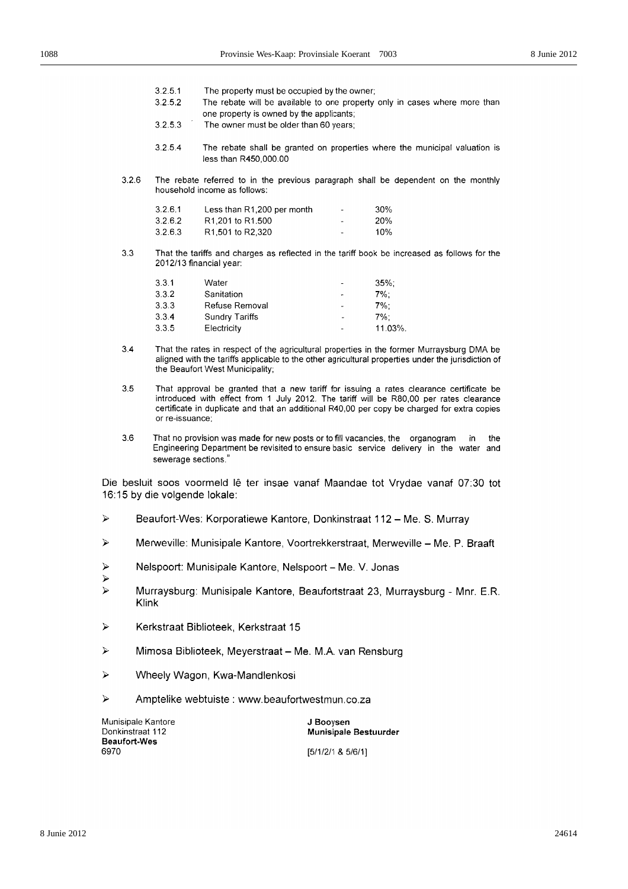3.2.5.1 The property must be occupied by the owner;

3.2.5.2 The rebate will be available to one property only in cases where more than one property is owned by the applicants;

3.2.5.3 The owner must be older than 60 years;

3.2.5.4 The rebate shall be granted on properties where the municipal valuation is less than R450,000.00

3.2.6 The rebate referred to in the previous paragraph shall be dependent on the monthly household income as follows:

| | | | |
|---|---|---|---|
| 3.2.6.1 | Less than R1,200 per month | - | 30% |
| 3.2.6.2 | R1,201 to R1,500 | - | 20% |
| 3.2.6.3 | R1,501 to R2,320 | - | 10% |

3.3 That the tariffs and charges as reflected in the tariff book be increased as follows for the 2012/13 financial year:

| | | | |
|---|---|---|---|
| 3.3.1 | Water | - | 35%; |
| 3.3.2 | Sanitation | - | 7%; |
| 3.3.3 | Refuse Removal | - | 7%; |
| 3.3.4 | Sundry Tariffs | - | 7%; |
| 3.3.5 | Electricity | - | 11.03%. |

3.4 That the rates in respect of the agricultural properties in the former Murraysburg DMA be aligned with the tariffs applicable to the other agricultural properties under the jurisdiction of the Beaufort West Municipality;

3.5 That approval be granted that a new tariff for issuing a rates clearance certificate be introduced with effect from 1 July 2012. The tariff will be R80,00 per rates clearance certificate in duplicate and that an additional R40,00 per copy be charged for extra copies or re-issuance;

3.6 That no provision was made for new posts or to fill vacancies, the organogram in the Engineering Department be revisited to ensure basic service delivery in the water and sewerage sections."

Die besluit soos voormeld lê ter insae vanaf Maandae tot Vrydae vanaf 07:30 tot 16:15 by die volgende lokale:

- Beaufort-Wes: Korporatiewe Kantore, Donkinstraat 112 – Me. S. Murray
- Merweville: Munisipale Kantore, Voortrekkerstraat, Merweville – Me. P. Braaft
- Nelspoort: Munisipale Kantore, Nelspoort – Me. V. Jonas
- Murraysburg: Munisipale Kantore, Beaufortstraat 23, Murraysburg - Mnr. E.R. Klink
- Kerkstraat Biblioteek, Kerkstraat 15
- Mimosa Biblioteek, Meyerstraat – Me. M.A. van Rensburg
- Wheely Wagon, Kwa-Mandlenkosi
- Amptelike webtuiste : www.beaufortwestmun.co.za

Munisipale Kantore
Donkinstraat 112
**Beaufort-Wes**
6970

**J Booysen**
**Munisipale Bestuurder**

[5/1/2/1 & 5/6/1]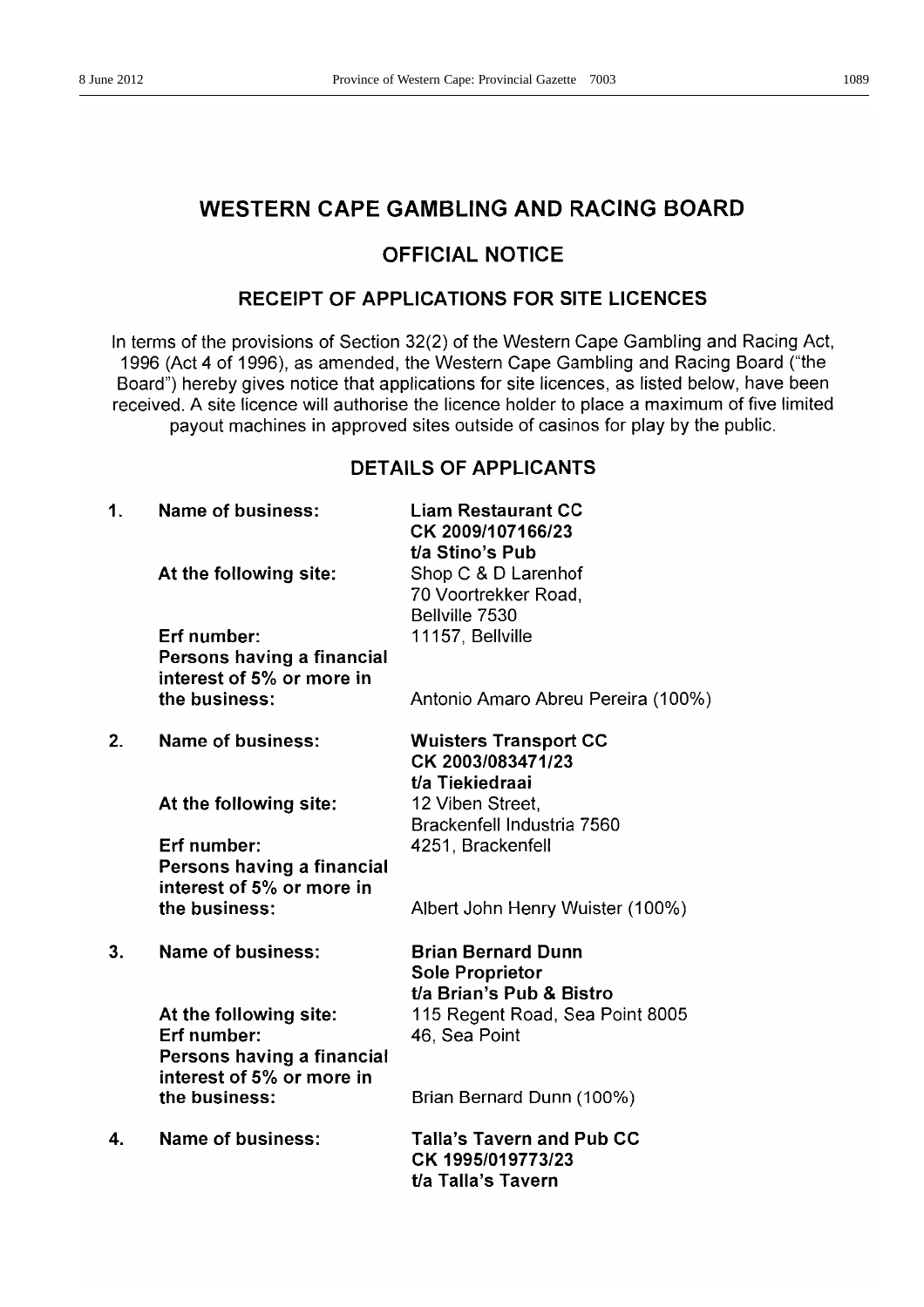# WESTERN CAPE GAMBLING AND RACING BOARD

## OFFICIAL NOTICE

### RECEIPT OF APPLICATIONS FOR SITE LICENCES

In terms of the provisions of Section 32(2) of the Western Cape Gambling and Racing Act, 1996 (Act 4 of 1996), as amended, the Western Cape Gambling and Racing Board ("the Board") hereby gives notice that applications for site licences, as listed below, have been received. A site licence will authorise the licence holder to place a maximum of five limited payout machines in approved sites outside of casinos for play by the public.

### DETAILS OF APPLICANTS

1. **Name of business:** **Liam Restaurant CC**
   **CK 2009/107166/23**
   **t/a Stino's Pub**

   **At the following site:** Shop C & D Larenhof
   70 Voortrekker Road,
   Bellville 7530

   **Erf number:** 11157, Bellville

   **Persons having a financial interest of 5% or more in the business:** Antonio Amaro Abreu Pereira (100%)

2. **Name of business:** **Wuisters Transport CC**
   **CK 2003/083471/23**
   **t/a Tiekiedraai**

   **At the following site:** 12 Viben Street,
   Brackenfell Industria 7560

   **Erf number:** 4251, Brackenfell

   **Persons having a financial interest of 5% or more in the business:** Albert John Henry Wuister (100%)

3. **Name of business:** **Brian Bernard Dunn**
   **Sole Proprietor**
   **t/a Brian's Pub & Bistro**

   **At the following site:** 115 Regent Road, Sea Point 8005

   **Erf number:** 46, Sea Point

   **Persons having a financial interest of 5% or more in the business:** Brian Bernard Dunn (100%)

4. **Name of business:** **Talla's Tavern and Pub CC**
   **CK 1995/019773/23**
   **t/a Talla's Tavern**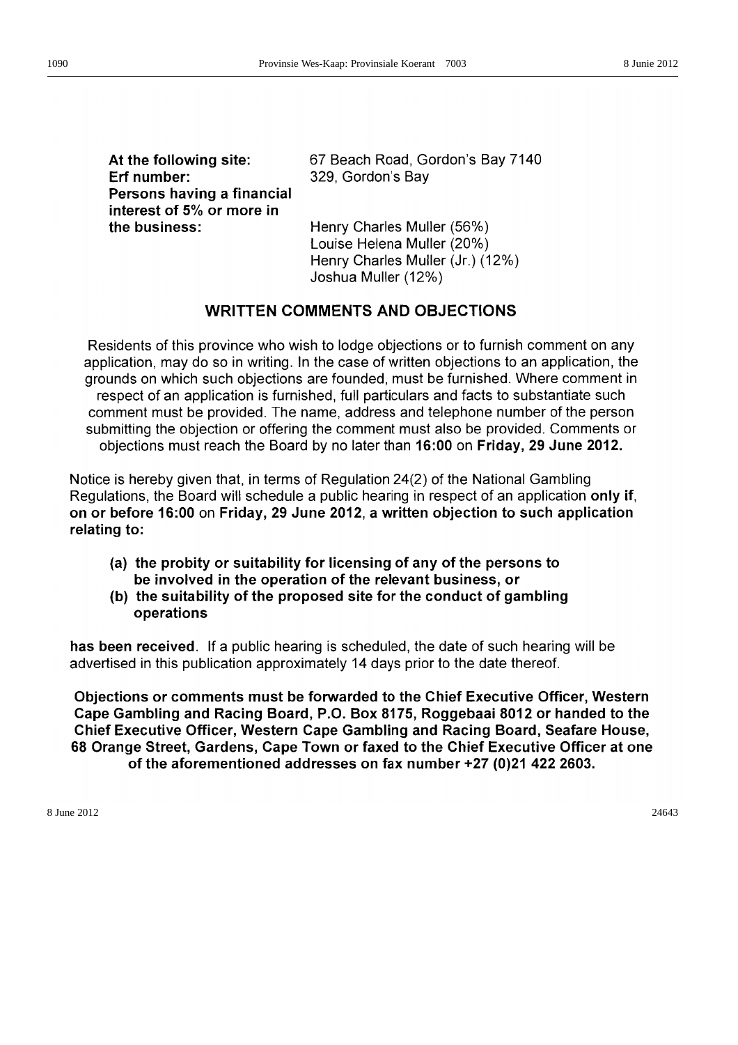| | |
|---|---|
| **At the following site:** | 67 Beach Road, Gordon's Bay 7140 |
| **Erf number:** | 329, Gordon's Bay |
| **Persons having a financial interest of 5% or more in the business:** | Henry Charles Muller (56%)<br>Louise Helena Muller (20%)<br>Henry Charles Muller (Jr.) (12%)<br>Joshua Muller (12%) |

## WRITTEN COMMENTS AND OBJECTIONS

Residents of this province who wish to lodge objections or to furnish comment on any application, may do so in writing. In the case of written objections to an application, the grounds on which such objections are founded, must be furnished. Where comment in respect of an application is furnished, full particulars and facts to substantiate such comment must be provided. The name, address and telephone number of the person submitting the objection or offering the comment must also be provided. Comments or objections must reach the Board by no later than **16:00** on **Friday, 29 June 2012.**

Notice is hereby given that, in terms of Regulation 24(2) of the National Gambling Regulations, the Board will schedule a public hearing in respect of an application **only if**, **on or before 16:00** on **Friday, 29 June 2012**, **a written objection to such application relating to:**

**(a) the probity or suitability for licensing of any of the persons to be involved in the operation of the relevant business, or**

**(b) the suitability of the proposed site for the conduct of gambling operations**

**has been received**. If a public hearing is scheduled, the date of such hearing will be advertised in this publication approximately 14 days prior to the date thereof.

**Objections or comments must be forwarded to the Chief Executive Officer, Western Cape Gambling and Racing Board, P.O. Box 8175, Roggebaai 8012 or handed to the Chief Executive Officer, Western Cape Gambling and Racing Board, Seafare House, 68 Orange Street, Gardens, Cape Town or faxed to the Chief Executive Officer at one of the aforementioned addresses on fax number +27 (0)21 422 2603.**

8 June 2012 24643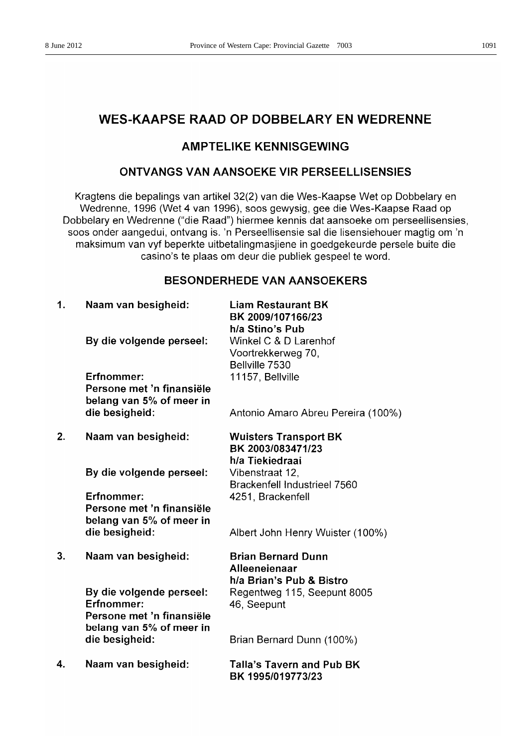# WES-KAAPSE RAAD OP DOBBELARY EN WEDRENNE

## AMPTELIKE KENNISGEWING

## ONTVANGS VAN AANSOEKE VIR PERSEELLISENSIES

Kragtens die bepalings van artikel 32(2) van die Wes-Kaapse Wet op Dobbelary en Wedrenne, 1996 (Wet 4 van 1996), soos gewysig, gee die Wes-Kaapse Raad op Dobbelary en Wedrenne ("die Raad") hiermee kennis dat aansoeke om perseellisensies, soos onder aangedui, ontvang is. 'n Perseellisensie sal die lisensiehouer magtig om 'n maksimum van vyf beperkte uitbetalingmasjiene in goedgekeurde persele buite die casino's te plaas om deur die publiek gespeel te word.

## BESONDERHEDE VAN AANSOEKERS

**1. Naam van besigheid:** **Liam Restaurant BK**
**BK 2009/107166/23**
**h/a Stino's Pub**

**By die volgende perseel:** Winkel C & D Larenhof, Voortrekkerweg 70, Bellville 7530

**Erfnommer:** 11157, Bellville

**Persone met 'n finansiële belang van 5% of meer in die besigheid:** Antonio Amaro Abreu Pereira (100%)

**2. Naam van besigheid:** **Wuisters Transport BK**
**BK 2003/083471/23**
**h/a Tiekiedraai**

**By die volgende perseel:** Vibenstraat 12, Brackenfell Industrieel 7560

**Erfnommer:** 4251, Brackenfell

**Persone met 'n finansiële belang van 5% of meer in die besigheid:** Albert John Henry Wuister (100%)

**3. Naam van besigheid:** **Brian Bernard Dunn**
**Alleeneienaar**
**h/a Brian's Pub & Bistro**

**By die volgende perseel:** Regentweg 115, Seepunt 8005

**Erfnommer:** 46, Seepunt

**Persone met 'n finansiële belang van 5% of meer in die besigheid:** Brian Bernard Dunn (100%)

**4. Naam van besigheid:** **Talla's Tavern and Pub BK**
**BK 1995/019773/23**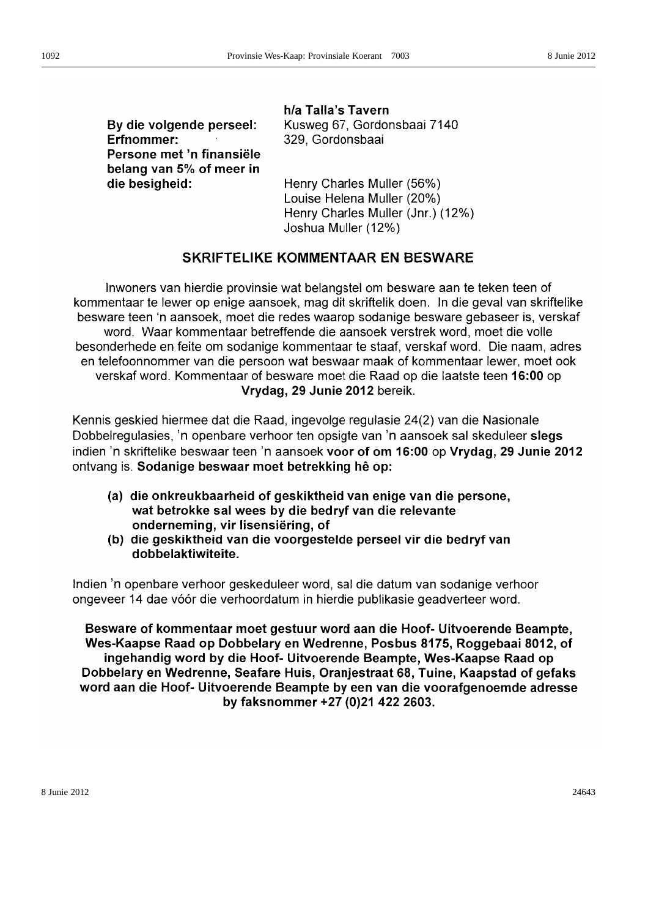| | **h/a Talla's Tavern** |
|---|---|
| **By die volgende perseel:** | Kusweg 67, Gordonsbaai 7140 |
| **Erfnommer:** | 329, Gordonsbaai |
| **Persone met 'n finansiële belang van 5% of meer in die besigheid:** | Henry Charles Muller (56%)<br>Louise Helena Muller (20%)<br>Henry Charles Muller (Jnr.) (12%)<br>Joshua Muller (12%) |

## SKRIFTELIKE KOMMENTAAR EN BESWARE

Inwoners van hierdie provinsie wat belangstel om besware aan te teken teen of kommentaar te lewer op enige aansoek, mag dit skriftelik doen. In die geval van skriftelike besware teen 'n aansoek, moet die redes waarop sodanige besware gebaseer is, verskaf word. Waar kommentaar betreffende die aansoek verstrek word, moet die volle besonderhede en feite om sodanige kommentaar te staaf, verskaf word. Die naam, adres en telefoonnommer van die persoon wat beswaar maak of kommentaar lewer, moet ook verskaf word. Kommentaar of besware moet die Raad op die laatste teen **16:00** op **Vrydag, 29 Junie 2012** bereik.

Kennis geskied hiermee dat die Raad, ingevolge regulasie 24(2) van die Nasionale Dobbelregulasies, 'n openbare verhoor ten opsigte van 'n aansoek sal skeduleer **slegs** indien 'n skriftelike beswaar teen 'n aansoek **voor of om 16:00** op **Vrydag, 29 Junie 2012** ontvang is. **Sodanige beswaar moet betrekking hê op:**

**(a) die onkreukbaarheid of geskiktheid van enige van die persone, wat betrokke sal wees by die bedryf van die relevante onderneming, vir lisensiëring, of**

**(b) die geskiktheid van die voorgestelde perseel vir die bedryf van dobbelaktiwiteite.**

Indien 'n openbare verhoor geskeduleer word, sal die datum van sodanige verhoor ongeveer 14 dae vóór die verhoordatum in hierdie publikasie geadverteer word.

**Besware of kommentaar moet gestuur word aan die Hoof- Uitvoerende Beampte, Wes-Kaapse Raad op Dobbelary en Wedrenne, Posbus 8175, Roggebaai 8012, of ingehandig word by die Hoof- Uitvoerende Beampte, Wes-Kaapse Raad op Dobbelary en Wedrenne, Seafare Huis, Oranjestraat 68, Tuine, Kaapstad of gefaks word aan die Hoof- Uitvoerende Beampte by een van die voorafgenoemde adresse by faksnommer +27 (0)21 422 2603.**

8 Junie 2012 24643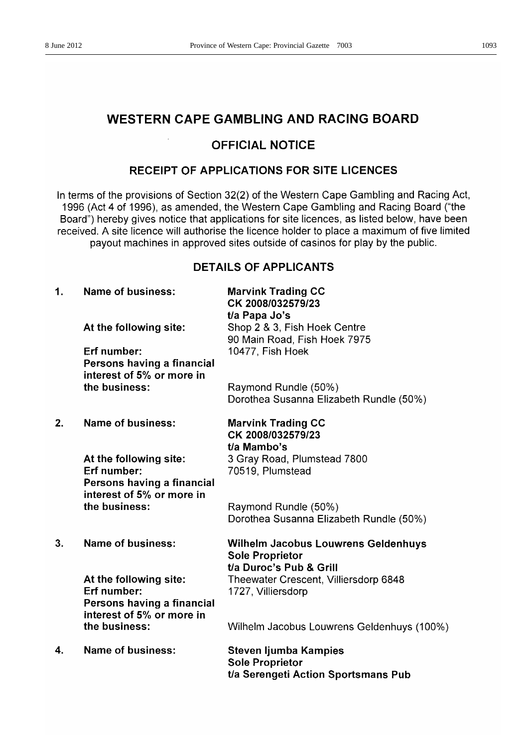# WESTERN CAPE GAMBLING AND RACING BOARD

## OFFICIAL NOTICE

### RECEIPT OF APPLICATIONS FOR SITE LICENCES

In terms of the provisions of Section 32(2) of the Western Cape Gambling and Racing Act, 1996 (Act 4 of 1996), as amended, the Western Cape Gambling and Racing Board ("the Board") hereby gives notice that applications for site licences, as listed below, have been received. A site licence will authorise the licence holder to place a maximum of five limited payout machines in approved sites outside of casinos for play by the public.

### DETAILS OF APPLICANTS

**1. Name of business:** **Marvink Trading CC**
**CK 2008/032579/23**
**t/a Papa Jo's**

**At the following site:** Shop 2 & 3, Fish Hoek Centre, 90 Main Road, Fish Hoek 7975

**Erf number:** 10477, Fish Hoek

**Persons having a financial interest of 5% or more in the business:**
Raymond Rundle (50%)
Dorothea Susanna Elizabeth Rundle (50%)

**2. Name of business:** **Marvink Trading CC**
**CK 2008/032579/23**
**t/a Mambo's**

**At the following site:** 3 Gray Road, Plumstead 7800

**Erf number:** 70519, Plumstead

**Persons having a financial interest of 5% or more in the business:**
Raymond Rundle (50%)
Dorothea Susanna Elizabeth Rundle (50%)

**3. Name of business:** **Wilhelm Jacobus Louwrens Geldenhuys**
**Sole Proprietor**
**t/a Duroc's Pub & Grill**

**At the following site:** Theewater Crescent, Villiersdorp 6848

**Erf number:** 1727, Villiersdorp

**Persons having a financial interest of 5% or more in the business:**
Wilhelm Jacobus Louwrens Geldenhuys (100%)

**4. Name of business:** **Steven Ijumba Kampies**
**Sole Proprietor**
**t/a Serengeti Action Sportsmans Pub**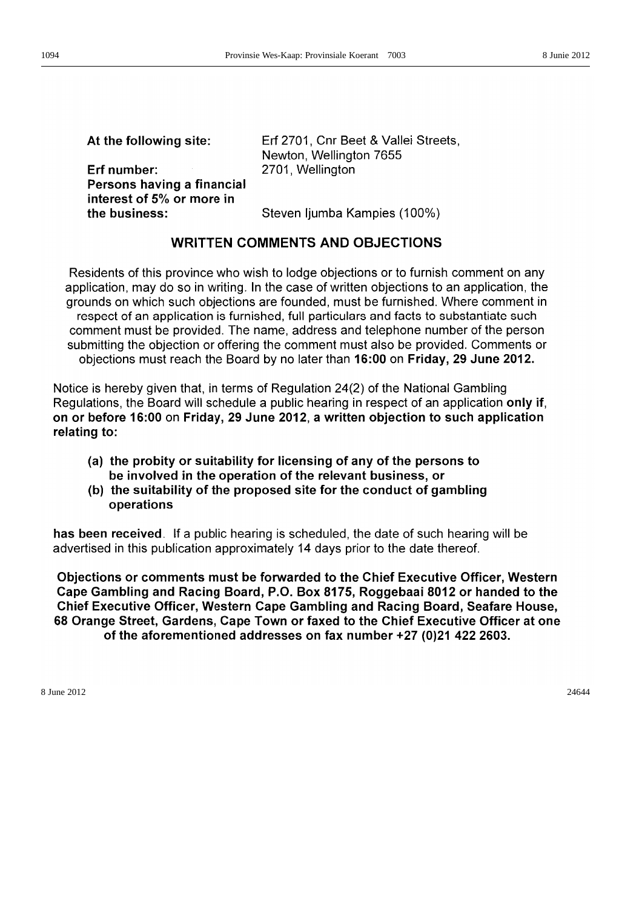| | |
|---|---|
| **At the following site:** | Erf 2701, Cnr Beet & Vallei Streets, Newton, Wellington 7655 |
| **Erf number:** | 2701, Wellington |
| **Persons having a financial interest of 5% or more in the business:** | Steven Ijumba Kampies (100%) |

## WRITTEN COMMENTS AND OBJECTIONS

Residents of this province who wish to lodge objections or to furnish comment on any application, may do so in writing. In the case of written objections to an application, the grounds on which such objections are founded, must be furnished. Where comment in respect of an application is furnished, full particulars and facts to substantiate such comment must be provided. The name, address and telephone number of the person submitting the objection or offering the comment must also be provided. Comments or objections must reach the Board by no later than **16:00** on **Friday, 29 June 2012.**

Notice is hereby given that, in terms of Regulation 24(2) of the National Gambling Regulations, the Board will schedule a public hearing in respect of an application **only if, on or before 16:00** on **Friday, 29 June 2012, a written objection to such application relating to:**

- **(a) the probity or suitability for licensing of any of the persons to be involved in the operation of the relevant business, or**
- **(b) the suitability of the proposed site for the conduct of gambling operations**

**has been received**. If a public hearing is scheduled, the date of such hearing will be advertised in this publication approximately 14 days prior to the date thereof.

**Objections or comments must be forwarded to the Chief Executive Officer, Western Cape Gambling and Racing Board, P.O. Box 8175, Roggebaai 8012 or handed to the Chief Executive Officer, Western Cape Gambling and Racing Board, Seafare House, 68 Orange Street, Gardens, Cape Town or faxed to the Chief Executive Officer at one of the aforementioned addresses on fax number +27 (0)21 422 2603.**

8 June 2012 24644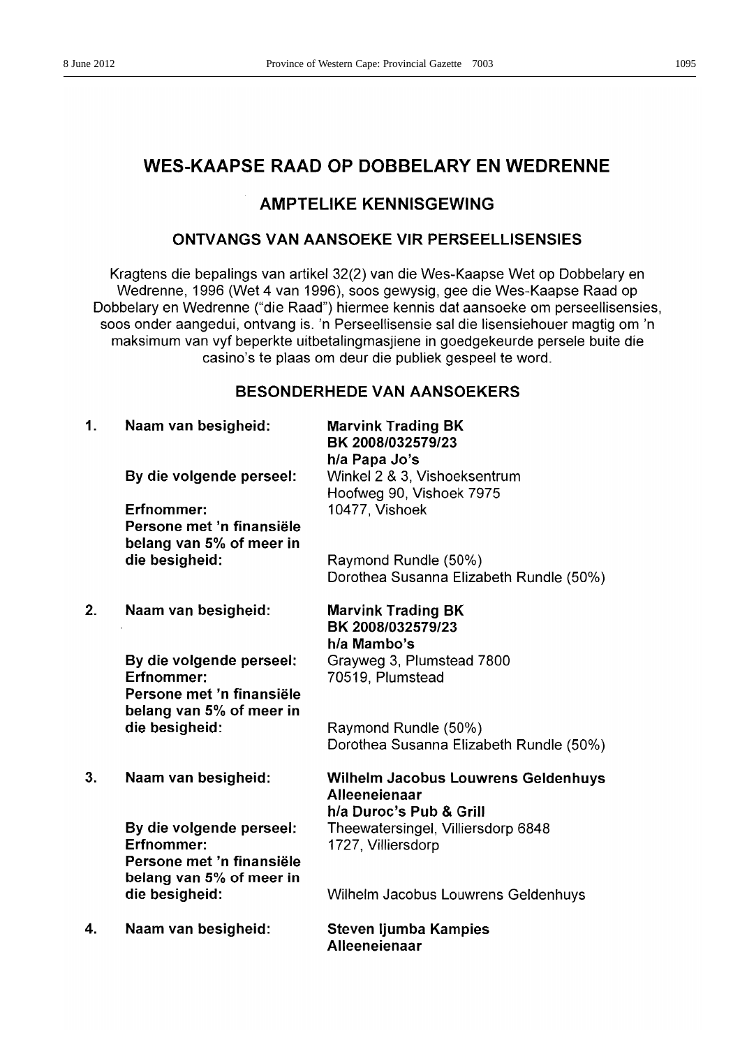# WES-KAAPSE RAAD OP DOBBELARY EN WEDRENNE

## AMPTELIKE KENNISGEWING

### ONTVANGS VAN AANSOEKE VIR PERSEELLISENSIES

Kragtens die bepalings van artikel 32(2) van die Wes-Kaapse Wet op Dobbelary en Wedrenne, 1996 (Wet 4 van 1996), soos gewysig, gee die Wes-Kaapse Raad op Dobbelary en Wedrenne ("die Raad") hiermee kennis dat aansoeke om perseellisensies, soos onder aangedui, ontvang is. 'n Perseellisensie sal die lisensiehouer magtig om 'n maksimum van vyf beperkte uitbetalingmasjiene in goedgekeurde persele buite die casino's te plaas om deur die publiek gespeel te word.

### BESONDERHEDE VAN AANSOEKERS

**1. Naam van besigheid:** **Marvink Trading BK**
**BK 2008/032579/23**
**h/a Papa Jo's**

**By die volgende perseel:** Winkel 2 & 3, Vishoeksentrum
Hoofweg 90, Vishoek 7975

**Erfnommer:** 10477, Vishoek

**Persone met 'n finansiële belang van 5% of meer in die besigheid:** Raymond Rundle (50%)
Dorothea Susanna Elizabeth Rundle (50%)

**2. Naam van besigheid:** **Marvink Trading BK**
**BK 2008/032579/23**
**h/a Mambo's**

**By die volgende perseel:** Grayweg 3, Plumstead 7800

**Erfnommer:** 70519, Plumstead

**Persone met 'n finansiële belang van 5% of meer in die besigheid:** Raymond Rundle (50%)
Dorothea Susanna Elizabeth Rundle (50%)

**3. Naam van besigheid:** **Wilhelm Jacobus Louwrens Geldenhuys**
**Alleeneienaar**
**h/a Duroc's Pub & Grill**

**By die volgende perseel:** Theewatersingel, Villiersdorp 6848

**Erfnommer:** 1727, Villiersdorp

**Persone met 'n finansiële belang van 5% of meer in die besigheid:** Wilhelm Jacobus Louwrens Geldenhuys

**4. Naam van besigheid:** **Steven Ijumba Kampies**
**Alleeneienaar**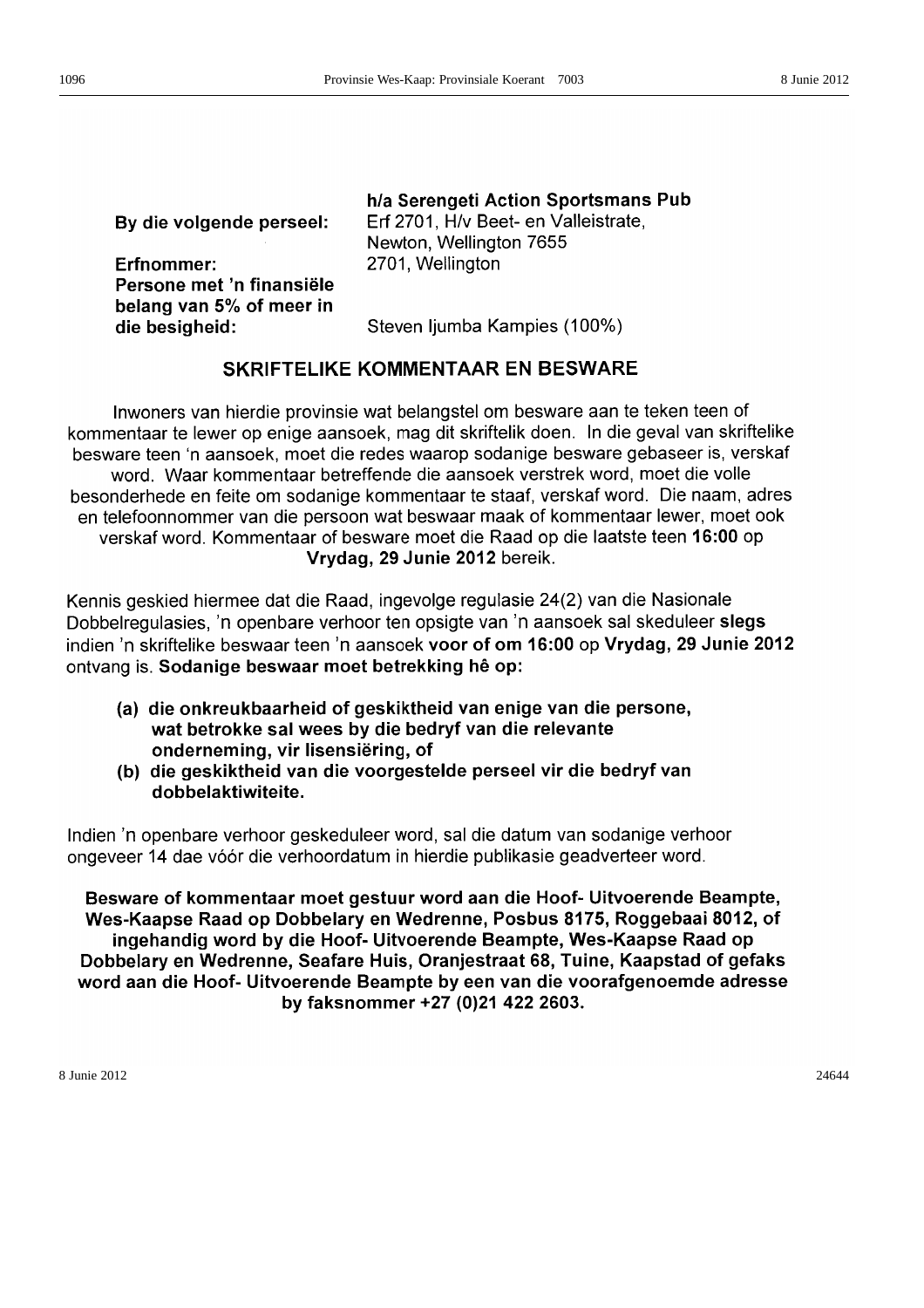| | **h/a Serengeti Action Sportsmans Pub** |
|---|---|
| **By die volgende perseel:** | Erf 2701, H/v Beet- en Valleistrate, Newton, Wellington 7655 |
| **Erfnommer:** | 2701, Wellington |
| **Persone met 'n finansiële belang van 5% of meer in die besigheid:** | Steven Ijumba Kampies (100%) |

## SKRIFTELIKE KOMMENTAAR EN BESWARE

Inwoners van hierdie provinsie wat belangstel om besware aan te teken teen of kommentaar te lewer op enige aansoek, mag dit skriftelik doen. In die geval van skriftelike besware teen 'n aansoek, moet die redes waarop sodanige besware gebaseer is, verskaf word. Waar kommentaar betreffende die aansoek verstrek word, moet die volle besonderhede en feite om sodanige kommentaar te staaf, verskaf word. Die naam, adres en telefoonnommer van die persoon wat beswaar maak of kommentaar lewer, moet ook verskaf word. Kommentaar of besware moet die Raad op die laatste teen **16:00** op **Vrydag, 29 Junie 2012** bereik.

Kennis geskied hiermee dat die Raad, ingevolge regulasie 24(2) van die Nasionale Dobbelregulasies, 'n openbare verhoor ten opsigte van 'n aansoek sal skeduleer **slegs** indien 'n skriftelike beswaar teen 'n aansoek **voor of om 16:00** op **Vrydag, 29 Junie 2012** ontvang is. **Sodanige beswaar moet betrekking hê op:**

**(a) die onkreukbaarheid of geskiktheid van enige van die persone, wat betrokke sal wees by die bedryf van die relevante onderneming, vir lisensiëring, of**

**(b) die geskiktheid van die voorgestelde perseel vir die bedryf van dobbelaktiwiteite.**

Indien 'n openbare verhoor geskeduleer word, sal die datum van sodanige verhoor ongeveer 14 dae vóór die verhoordatum in hierdie publikasie geadverteer word.

**Besware of kommentaar moet gestuur word aan die Hoof- Uitvoerende Beampte, Wes-Kaapse Raad op Dobbelary en Wedrenne, Posbus 8175, Roggebaai 8012, of ingehandig word by die Hoof- Uitvoerende Beampte, Wes-Kaapse Raad op Dobbelary en Wedrenne, Seafare Huis, Oranjestraat 68, Tuine, Kaapstad of gefaks word aan die Hoof- Uitvoerende Beampte by een van die voorafgenoemde adresse by faksnommer +27 (0)21 422 2603.**

8 Junie 2012 24644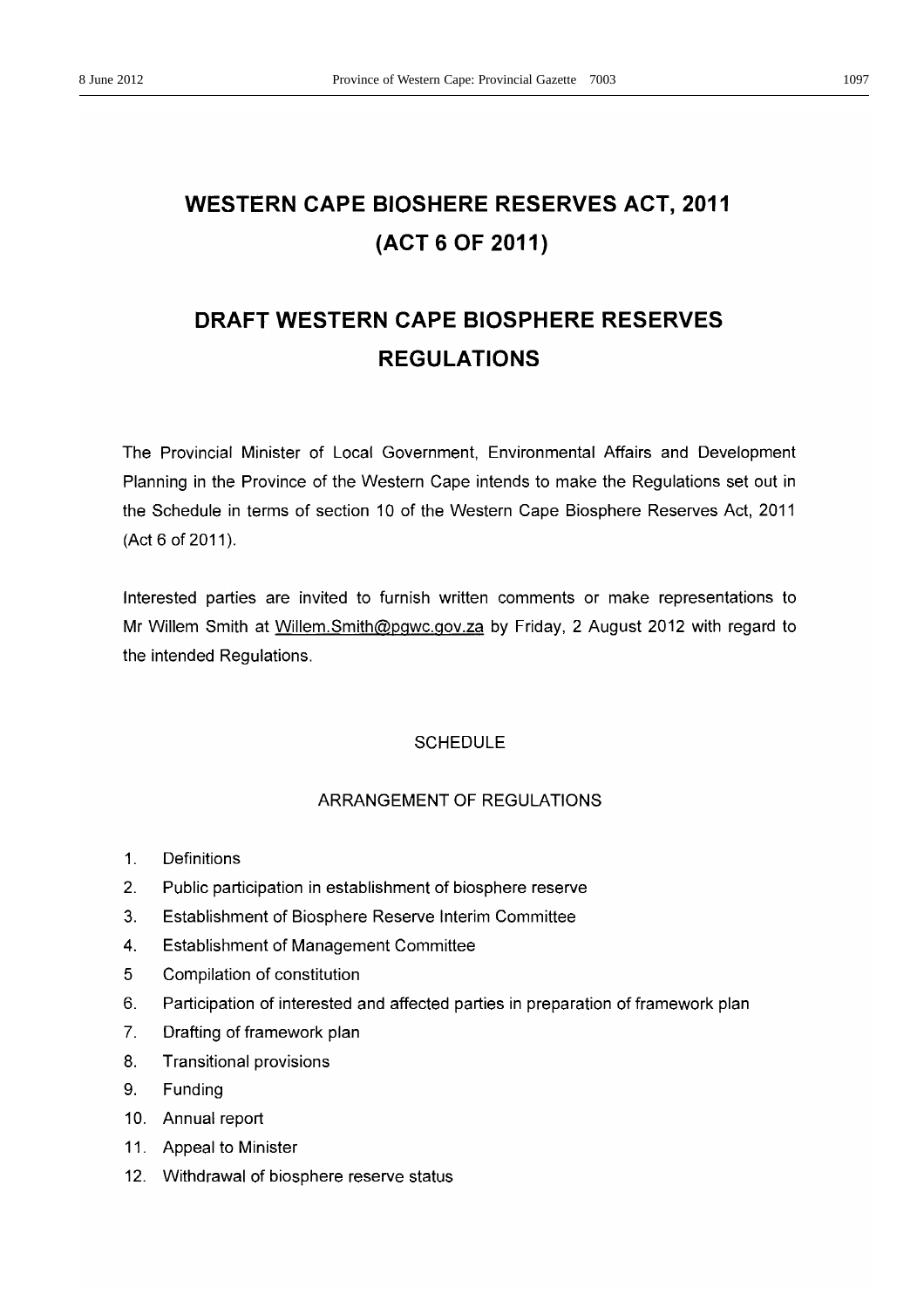# WESTERN CAPE BIOSHERE RESERVES ACT, 2011 (ACT 6 OF 2011)

# DRAFT WESTERN CAPE BIOSPHERE RESERVES REGULATIONS

The Provincial Minister of Local Government, Environmental Affairs and Development Planning in the Province of the Western Cape intends to make the Regulations set out in the Schedule in terms of section 10 of the Western Cape Biosphere Reserves Act, 2011 (Act 6 of 2011).

Interested parties are invited to furnish written comments or make representations to Mr Willem Smith at Willem.Smith@pgwc.gov.za by Friday, 2 August 2012 with regard to the intended Regulations.

SCHEDULE

ARRANGEMENT OF REGULATIONS

1. Definitions
2. Public participation in establishment of biosphere reserve
3. Establishment of Biosphere Reserve Interim Committee
4. Establishment of Management Committee
5 Compilation of constitution
6. Participation of interested and affected parties in preparation of framework plan
7. Drafting of framework plan
8. Transitional provisions
9. Funding
10. Annual report
11. Appeal to Minister
12. Withdrawal of biosphere reserve status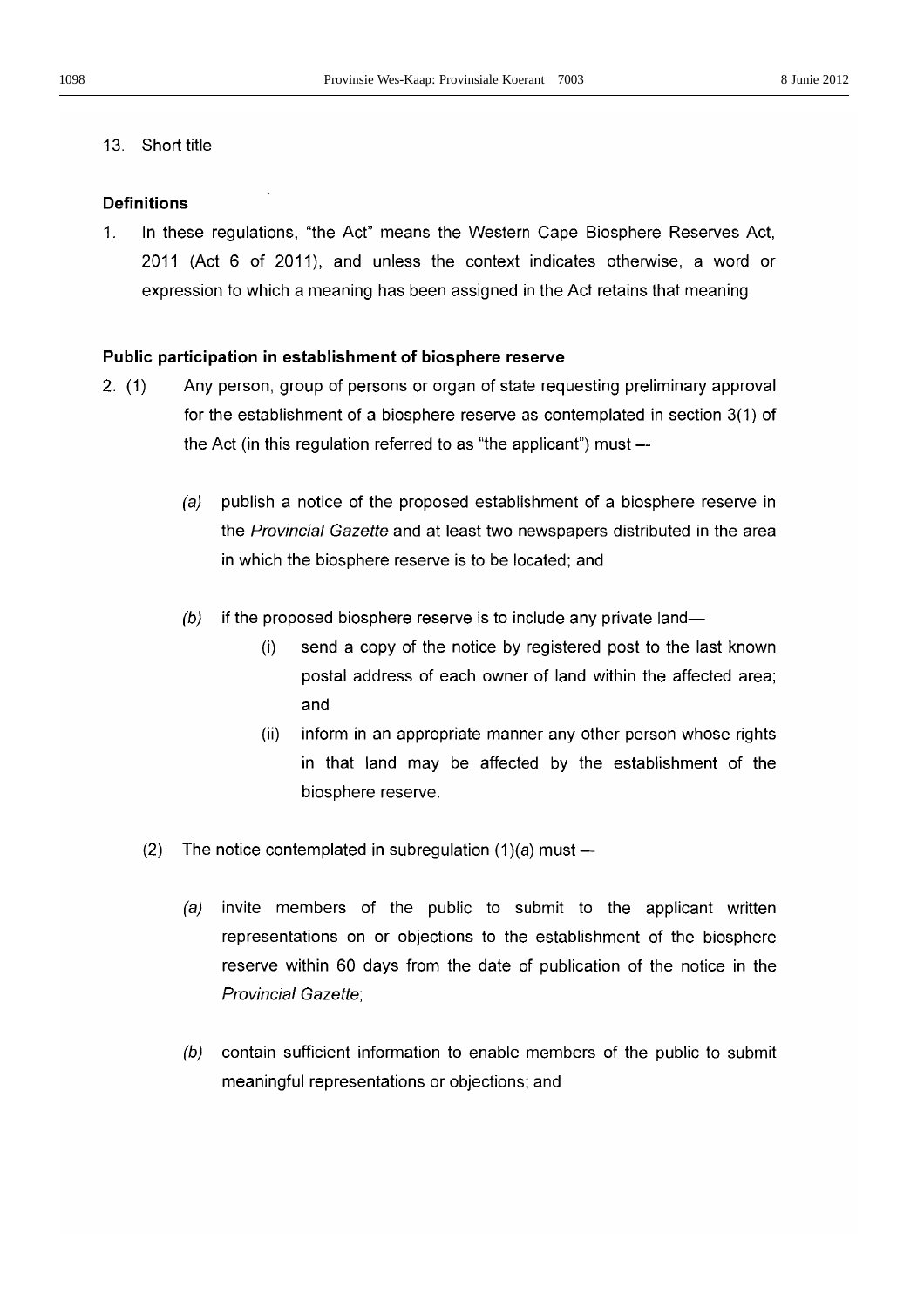13. Short title

**Definitions**

1. In these regulations, "the Act" means the Western Cape Biosphere Reserves Act, 2011 (Act 6 of 2011), and unless the context indicates otherwise, a word or expression to which a meaning has been assigned in the Act retains that meaning.

**Public participation in establishment of biosphere reserve**

2. (1) Any person, group of persons or organ of state requesting preliminary approval for the establishment of a biosphere reserve as contemplated in section 3(1) of the Act (in this regulation referred to as "the applicant") must —

   *(a)* publish a notice of the proposed establishment of a biosphere reserve in the *Provincial Gazette* and at least two newspapers distributed in the area in which the biosphere reserve is to be located; and

   *(b)* if the proposed biosphere reserve is to include any private land—

      (i) send a copy of the notice by registered post to the last known postal address of each owner of land within the affected area; and

      (ii) inform in an appropriate manner any other person whose rights in that land may be affected by the establishment of the biosphere reserve.

(2) The notice contemplated in subregulation (1)*(a)* must —

   *(a)* invite members of the public to submit to the applicant written representations on or objections to the establishment of the biosphere reserve within 60 days from the date of publication of the notice in the *Provincial Gazette*;

   *(b)* contain sufficient information to enable members of the public to submit meaningful representations or objections; and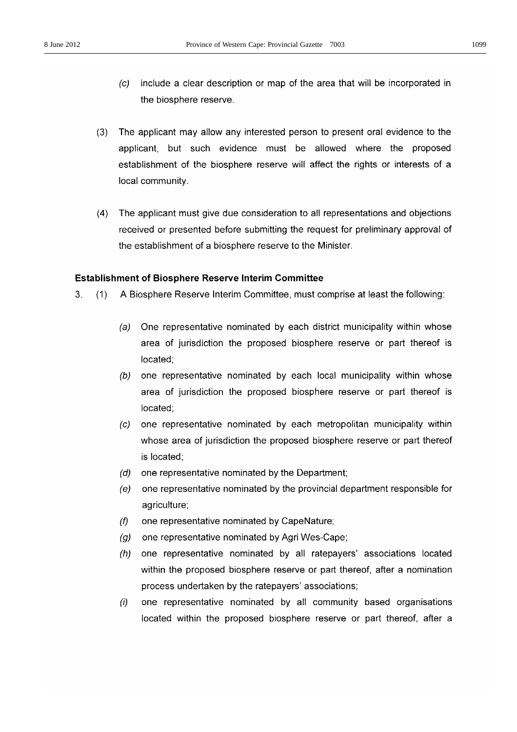(c) include a clear description or map of the area that will be incorporated in the biosphere reserve.

(3) The applicant may allow any interested person to present oral evidence to the applicant, but such evidence must be allowed where the proposed establishment of the biosphere reserve will affect the rights or interests of a local community.

(4) The applicant must give due consideration to all representations and objections received or presented before submitting the request for preliminary approval of the establishment of a biosphere reserve to the Minister.

**Establishment of Biosphere Reserve Interim Committee**

3. (1) A Biosphere Reserve Interim Committee, must comprise at least the following:

*(a)* One representative nominated by each district municipality within whose area of jurisdiction the proposed biosphere reserve or part thereof is located;

*(b)* one representative nominated by each local municipality within whose area of jurisdiction the proposed biosphere reserve or part thereof is located;

*(c)* one representative nominated by each metropolitan municipality within whose area of jurisdiction the proposed biosphere reserve or part thereof is located;

*(d)* one representative nominated by the Department;

*(e)* one representative nominated by the provincial department responsible for agriculture;

*(f)* one representative nominated by CapeNature;

*(g)* one representative nominated by Agri Wes-Cape;

*(h)* one representative nominated by all ratepayers' associations located within the proposed biosphere reserve or part thereof, after a nomination process undertaken by the ratepayers' associations;

*(i)* one representative nominated by all community based organisations located within the proposed biosphere reserve or part thereof, after a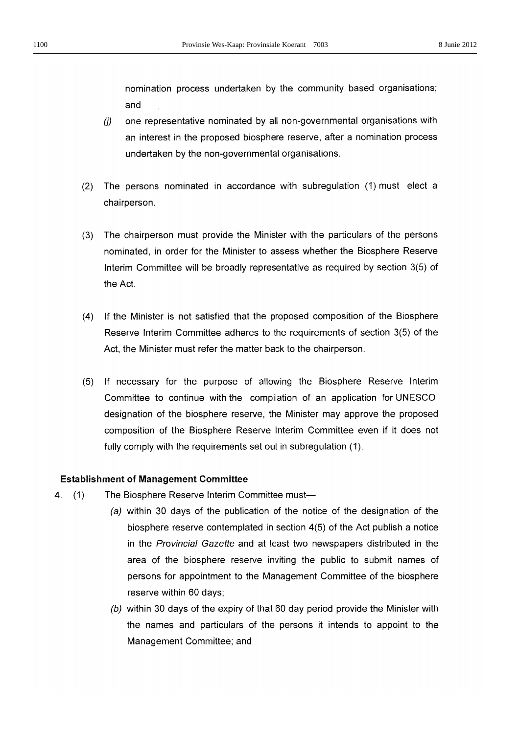nomination process undertaken by the community based organisations; and

*(j)* one representative nominated by all non-governmental organisations with an interest in the proposed biosphere reserve, after a nomination process undertaken by the non-governmental organisations.

(2) The persons nominated in accordance with subregulation (1) must elect a chairperson.

(3) The chairperson must provide the Minister with the particulars of the persons nominated, in order for the Minister to assess whether the Biosphere Reserve Interim Committee will be broadly representative as required by section 3(5) of the Act.

(4) If the Minister is not satisfied that the proposed composition of the Biosphere Reserve Interim Committee adheres to the requirements of section 3(5) of the Act, the Minister must refer the matter back to the chairperson.

(5) If necessary for the purpose of allowing the Biosphere Reserve Interim Committee to continue with the compilation of an application for UNESCO designation of the biosphere reserve, the Minister may approve the proposed composition of the Biosphere Reserve Interim Committee even if it does not fully comply with the requirements set out in subregulation (1).

**Establishment of Management Committee**

4. (1) The Biosphere Reserve Interim Committee must—

*(a)* within 30 days of the publication of the notice of the designation of the biosphere reserve contemplated in section 4(5) of the Act publish a notice in the *Provincial Gazette* and at least two newspapers distributed in the area of the biosphere reserve inviting the public to submit names of persons for appointment to the Management Committee of the biosphere reserve within 60 days;

*(b)* within 30 days of the expiry of that 60 day period provide the Minister with the names and particulars of the persons it intends to appoint to the Management Committee; and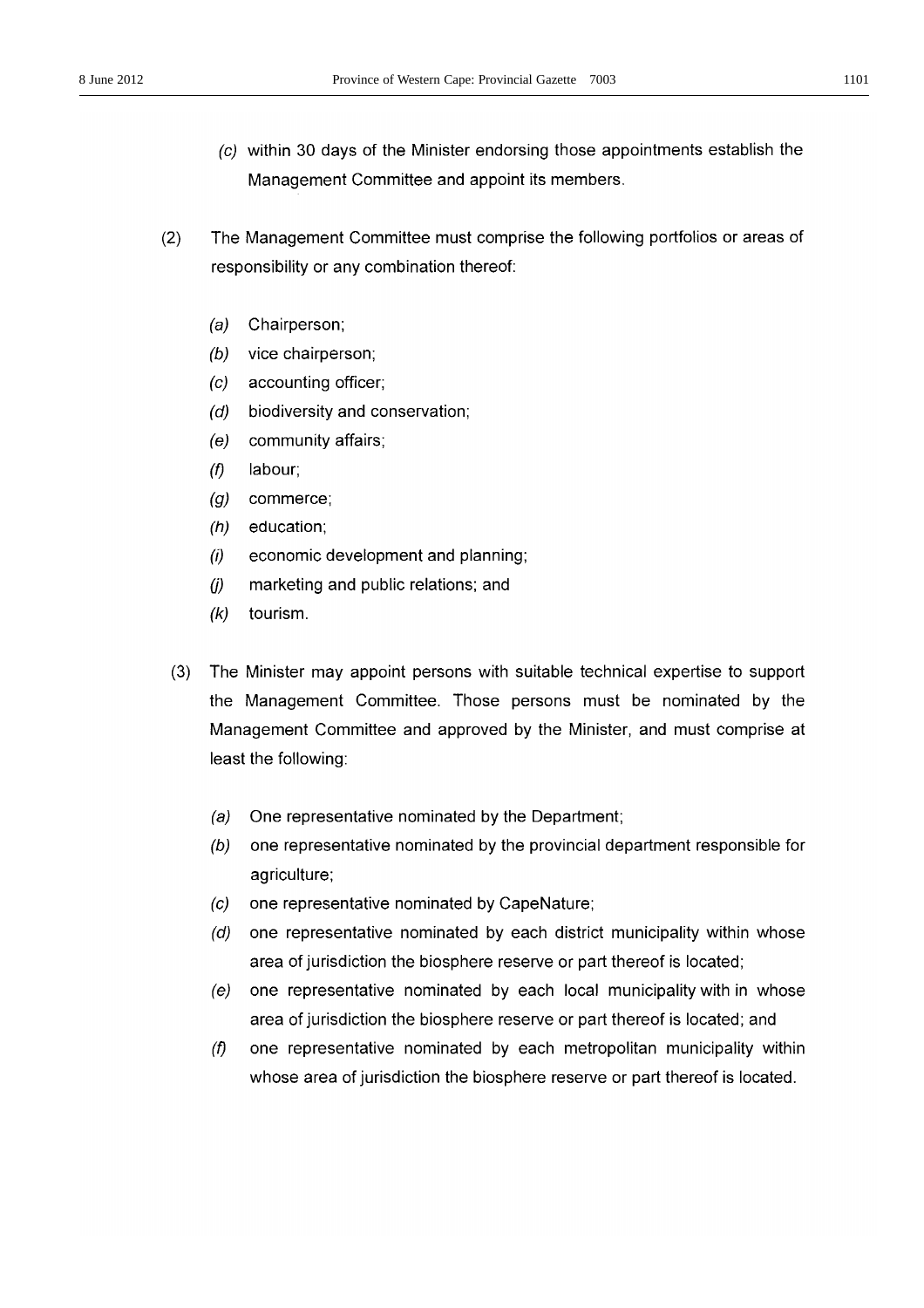*(c)* within 30 days of the Minister endorsing those appointments establish the Management Committee and appoint its members.

(2) The Management Committee must comprise the following portfolios or areas of responsibility or any combination thereof:

*(a)* Chairperson;
*(b)* vice chairperson;
*(c)* accounting officer;
*(d)* biodiversity and conservation;
*(e)* community affairs;
*(f)* labour;
*(g)* commerce;
*(h)* education;
*(i)* economic development and planning;
*(j)* marketing and public relations; and
*(k)* tourism.

(3) The Minister may appoint persons with suitable technical expertise to support the Management Committee. Those persons must be nominated by the Management Committee and approved by the Minister, and must comprise at least the following:

*(a)* One representative nominated by the Department;
*(b)* one representative nominated by the provincial department responsible for agriculture;
*(c)* one representative nominated by CapeNature;
*(d)* one representative nominated by each district municipality within whose area of jurisdiction the biosphere reserve or part thereof is located;
*(e)* one representative nominated by each local municipality with in whose area of jurisdiction the biosphere reserve or part thereof is located; and
*(f)* one representative nominated by each metropolitan municipality within whose area of jurisdiction the biosphere reserve or part thereof is located.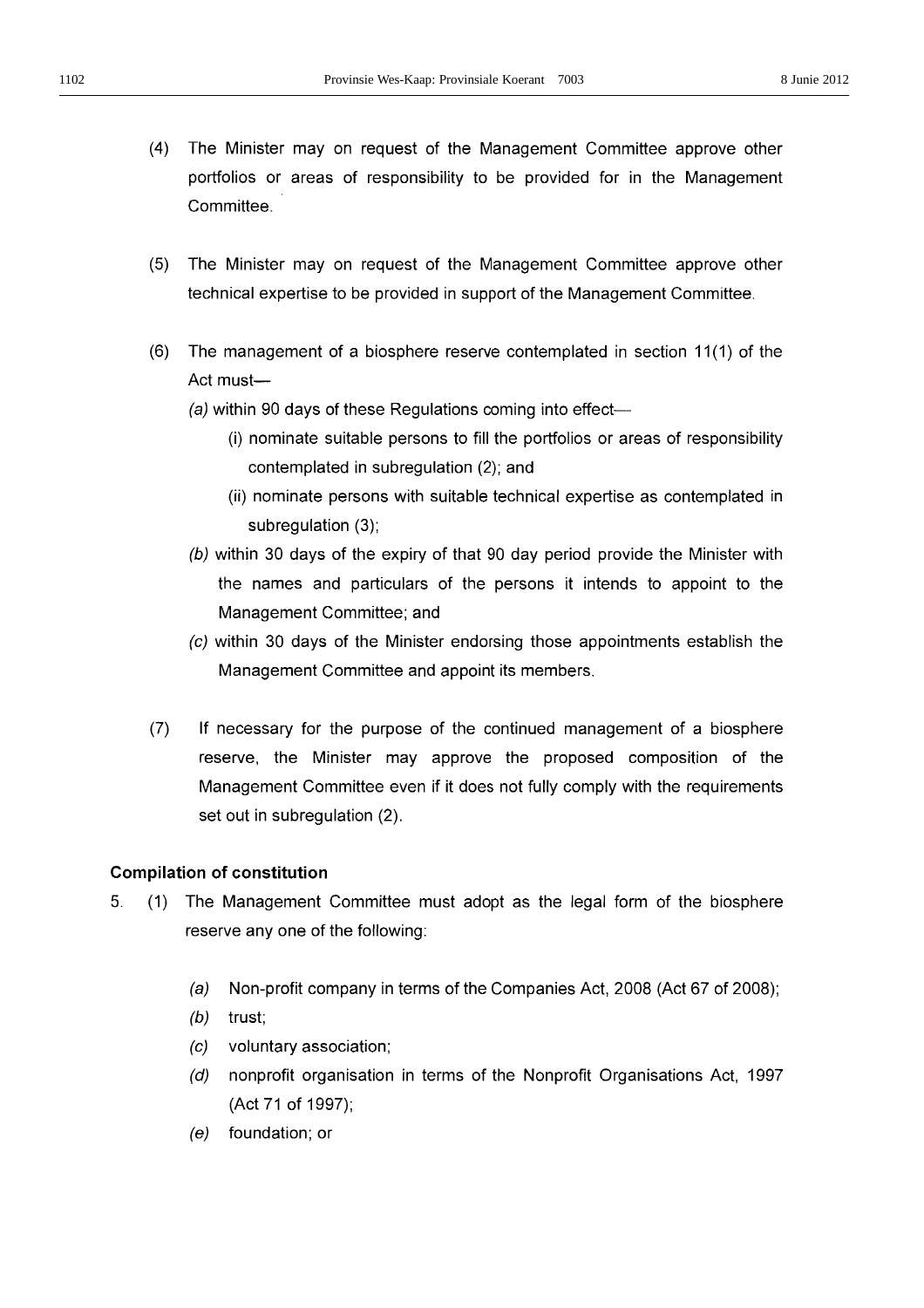(4) The Minister may on request of the Management Committee approve other portfolios or areas of responsibility to be provided for in the Management Committee.

(5) The Minister may on request of the Management Committee approve other technical expertise to be provided in support of the Management Committee.

(6) The management of a biosphere reserve contemplated in section 11(1) of the Act must—

*(a)* within 90 days of these Regulations coming into effect—

(i) nominate suitable persons to fill the portfolios or areas of responsibility contemplated in subregulation (2); and

(ii) nominate persons with suitable technical expertise as contemplated in subregulation (3);

*(b)* within 30 days of the expiry of that 90 day period provide the Minister with the names and particulars of the persons it intends to appoint to the Management Committee; and

*(c)* within 30 days of the Minister endorsing those appointments establish the Management Committee and appoint its members.

(7) If necessary for the purpose of the continued management of a biosphere reserve, the Minister may approve the proposed composition of the Management Committee even if it does not fully comply with the requirements set out in subregulation (2).

**Compilation of constitution**

5. (1) The Management Committee must adopt as the legal form of the biosphere reserve any one of the following:

*(a)* Non-profit company in terms of the Companies Act, 2008 (Act 67 of 2008);

*(b)* trust;

*(c)* voluntary association;

*(d)* nonprofit organisation in terms of the Nonprofit Organisations Act, 1997 (Act 71 of 1997);

*(e)* foundation; or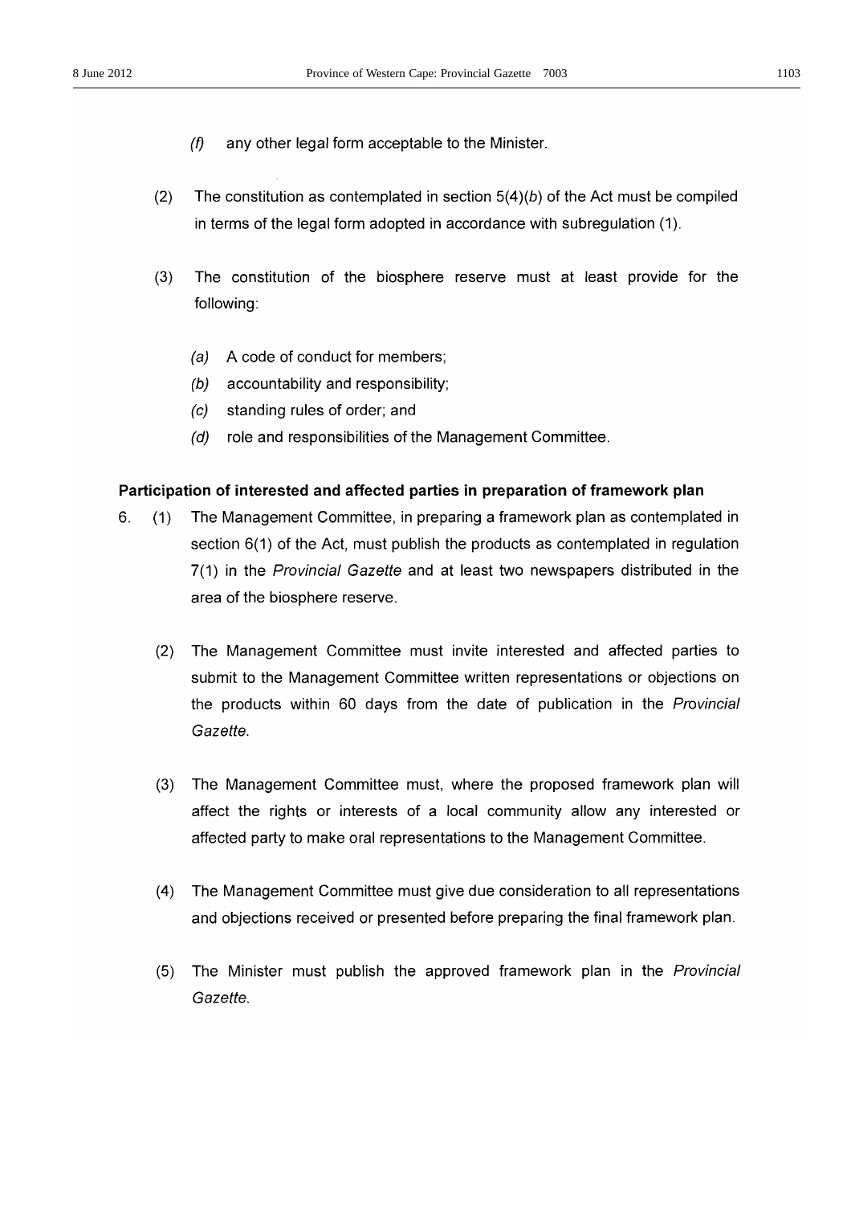(*f*) any other legal form acceptable to the Minister.

(2) The constitution as contemplated in section 5(4)(*b*) of the Act must be compiled in terms of the legal form adopted in accordance with subregulation (1).

(3) The constitution of the biosphere reserve must at least provide for the following:

(*a*) A code of conduct for members;
(*b*) accountability and responsibility;
(*c*) standing rules of order; and
(*d*) role and responsibilities of the Management Committee.

**Participation of interested and affected parties in preparation of framework plan**

6. (1) The Management Committee, in preparing a framework plan as contemplated in section 6(1) of the Act, must publish the products as contemplated in regulation 7(1) in the *Provincial Gazette* and at least two newspapers distributed in the area of the biosphere reserve.

(2) The Management Committee must invite interested and affected parties to submit to the Management Committee written representations or objections on the products within 60 days from the date of publication in the *Provincial Gazette*.

(3) The Management Committee must, where the proposed framework plan will affect the rights or interests of a local community allow any interested or affected party to make oral representations to the Management Committee.

(4) The Management Committee must give due consideration to all representations and objections received or presented before preparing the final framework plan.

(5) The Minister must publish the approved framework plan in the *Provincial Gazette*.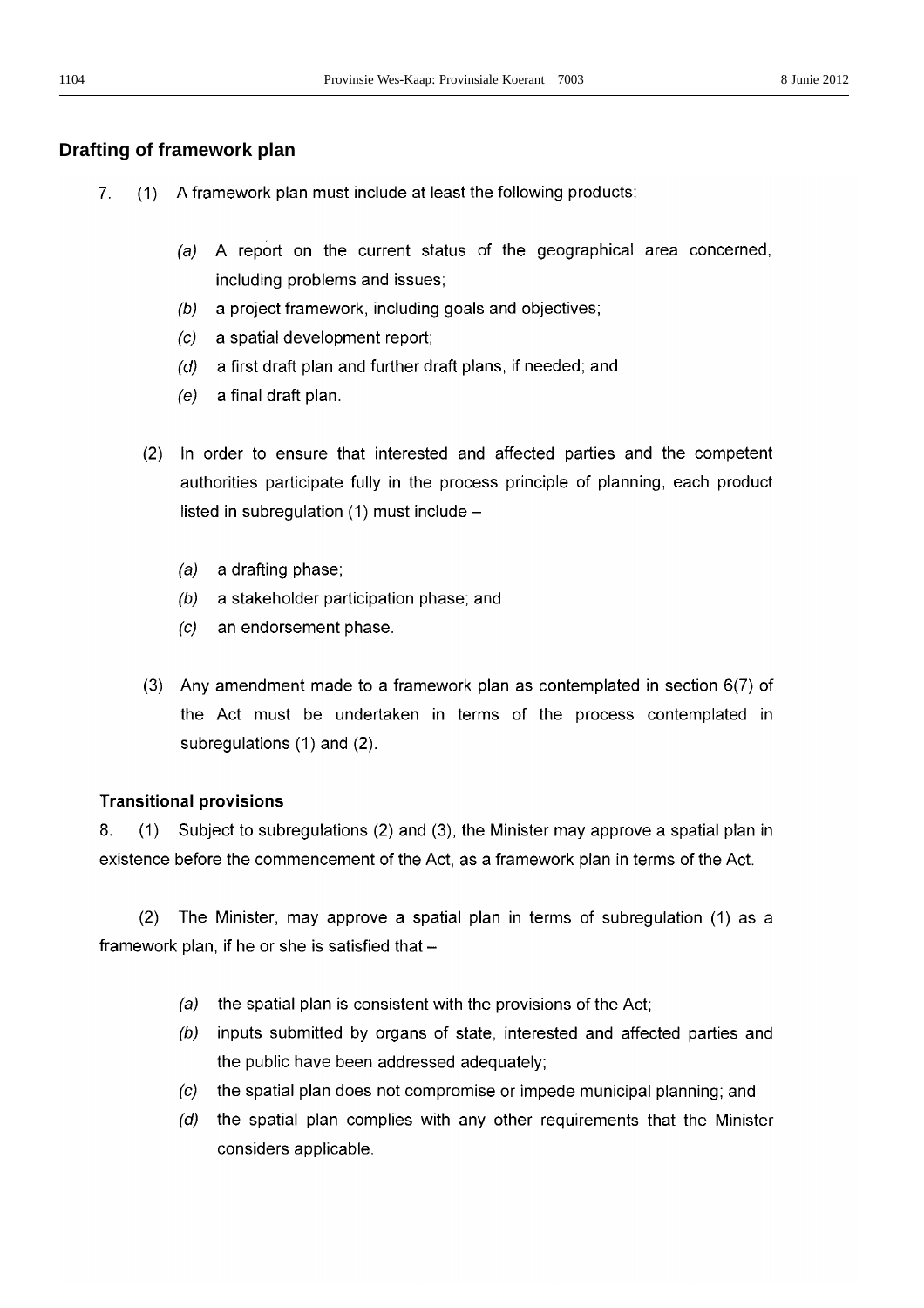## Drafting of framework plan

7. (1) A framework plan must include at least the following products:

*(a)* A report on the current status of the geographical area concerned, including problems and issues;

*(b)* a project framework, including goals and objectives;

*(c)* a spatial development report;

*(d)* a first draft plan and further draft plans, if needed; and

*(e)* a final draft plan.

(2) In order to ensure that interested and affected parties and the competent authorities participate fully in the process principle of planning, each product listed in subregulation (1) must include –

*(a)* a drafting phase;

*(b)* a stakeholder participation phase; and

*(c)* an endorsement phase.

(3) Any amendment made to a framework plan as contemplated in section 6(7) of the Act must be undertaken in terms of the process contemplated in subregulations (1) and (2).

### Transitional provisions

8. (1) Subject to subregulations (2) and (3), the Minister may approve a spatial plan in existence before the commencement of the Act, as a framework plan in terms of the Act.

(2) The Minister, may approve a spatial plan in terms of subregulation (1) as a framework plan, if he or she is satisfied that –

*(a)* the spatial plan is consistent with the provisions of the Act;

*(b)* inputs submitted by organs of state, interested and affected parties and the public have been addressed adequately;

*(c)* the spatial plan does not compromise or impede municipal planning; and

*(d)* the spatial plan complies with any other requirements that the Minister considers applicable.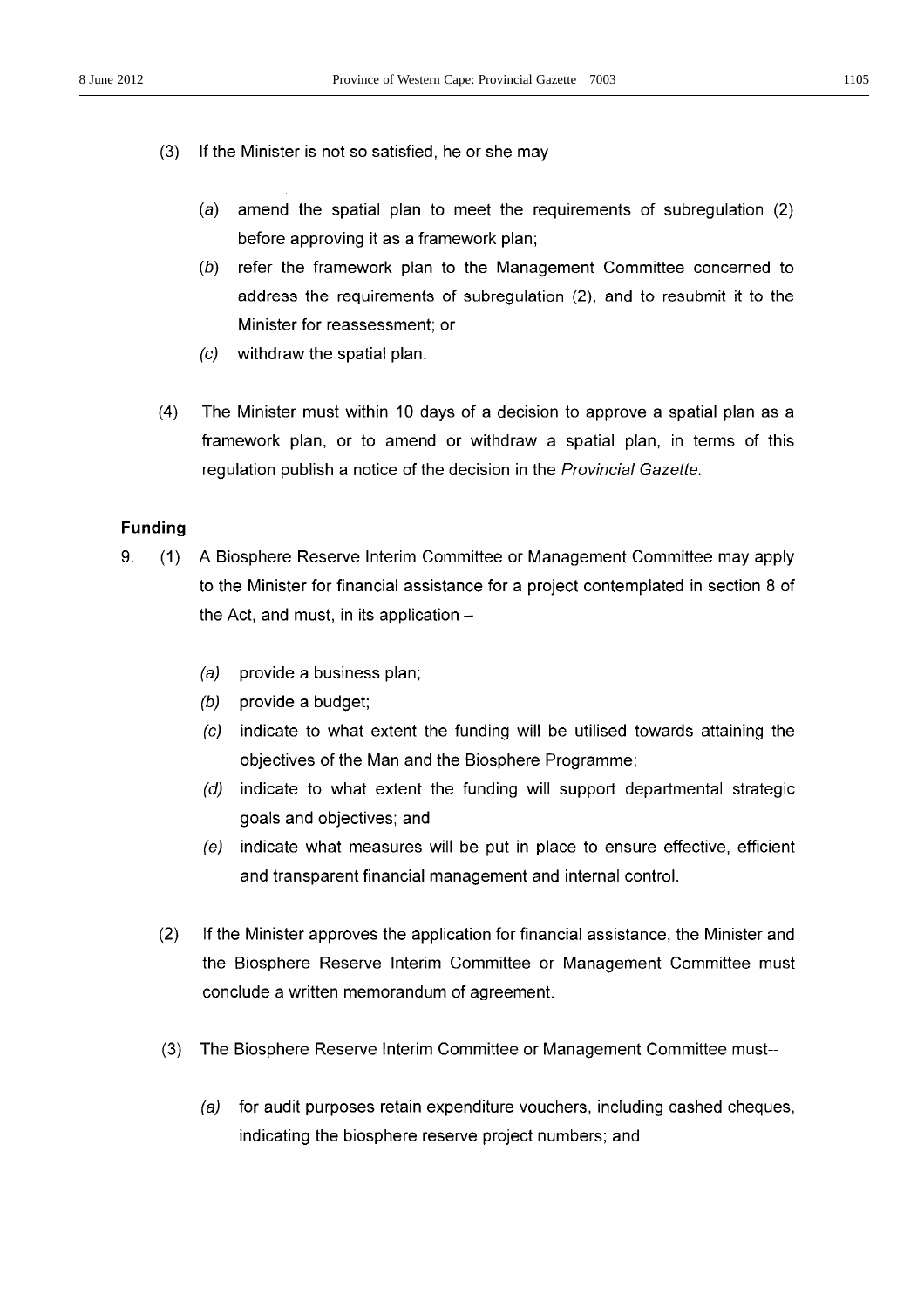(3) If the Minister is not so satisfied, he or she may –

(*a*) amend the spatial plan to meet the requirements of subregulation (2) before approving it as a framework plan;

(*b*) refer the framework plan to the Management Committee concerned to address the requirements of subregulation (2), and to resubmit it to the Minister for reassessment; or

(*c*) withdraw the spatial plan.

(4) The Minister must within 10 days of a decision to approve a spatial plan as a framework plan, or to amend or withdraw a spatial plan, in terms of this regulation publish a notice of the decision in the *Provincial Gazette*.

**Funding**

9. (1) A Biosphere Reserve Interim Committee or Management Committee may apply to the Minister for financial assistance for a project contemplated in section 8 of the Act, and must, in its application –

(*a*) provide a business plan;

(*b*) provide a budget;

(*c*) indicate to what extent the funding will be utilised towards attaining the objectives of the Man and the Biosphere Programme;

(*d*) indicate to what extent the funding will support departmental strategic goals and objectives; and

(*e*) indicate what measures will be put in place to ensure effective, efficient and transparent financial management and internal control.

(2) If the Minister approves the application for financial assistance, the Minister and the Biosphere Reserve Interim Committee or Management Committee must conclude a written memorandum of agreement.

(3) The Biosphere Reserve Interim Committee or Management Committee must--

(*a*) for audit purposes retain expenditure vouchers, including cashed cheques, indicating the biosphere reserve project numbers; and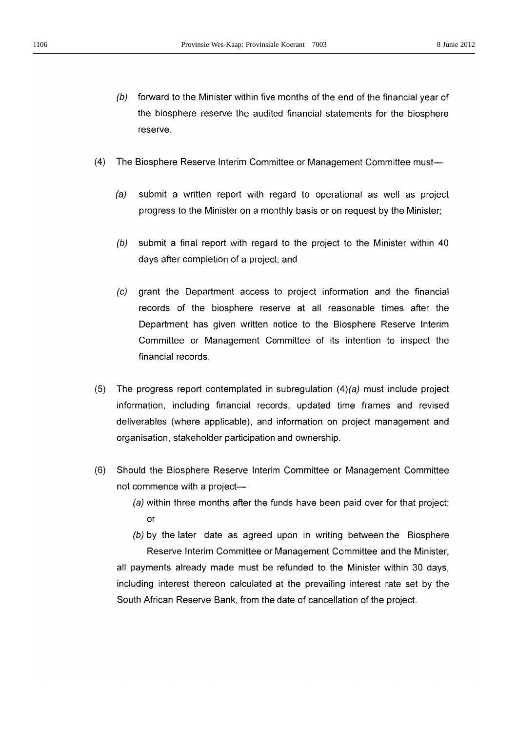(*b*) forward to the Minister within five months of the end of the financial year of the biosphere reserve the audited financial statements for the biosphere reserve.

(4) The Biosphere Reserve Interim Committee or Management Committee must—

(*a*) submit a written report with regard to operational as well as project progress to the Minister on a monthly basis or on request by the Minister;

(*b*) submit a final report with regard to the project to the Minister within 40 days after completion of a project; and

(*c*) grant the Department access to project information and the financial records of the biosphere reserve at all reasonable times after the Department has given written notice to the Biosphere Reserve Interim Committee or Management Committee of its intention to inspect the financial records.

(5) The progress report contemplated in subregulation (4)*(a)* must include project information, including financial records, updated time frames and revised deliverables (where applicable), and information on project management and organisation, stakeholder participation and ownership.

(6) Should the Biosphere Reserve Interim Committee or Management Committee not commence with a project—

(*a*) within three months after the funds have been paid over for that project; or

(*b*) by the later date as agreed upon in writing between the Biosphere Reserve Interim Committee or Management Committee and the Minister,

all payments already made must be refunded to the Minister within 30 days, including interest thereon calculated at the prevailing interest rate set by the South African Reserve Bank, from the date of cancellation of the project.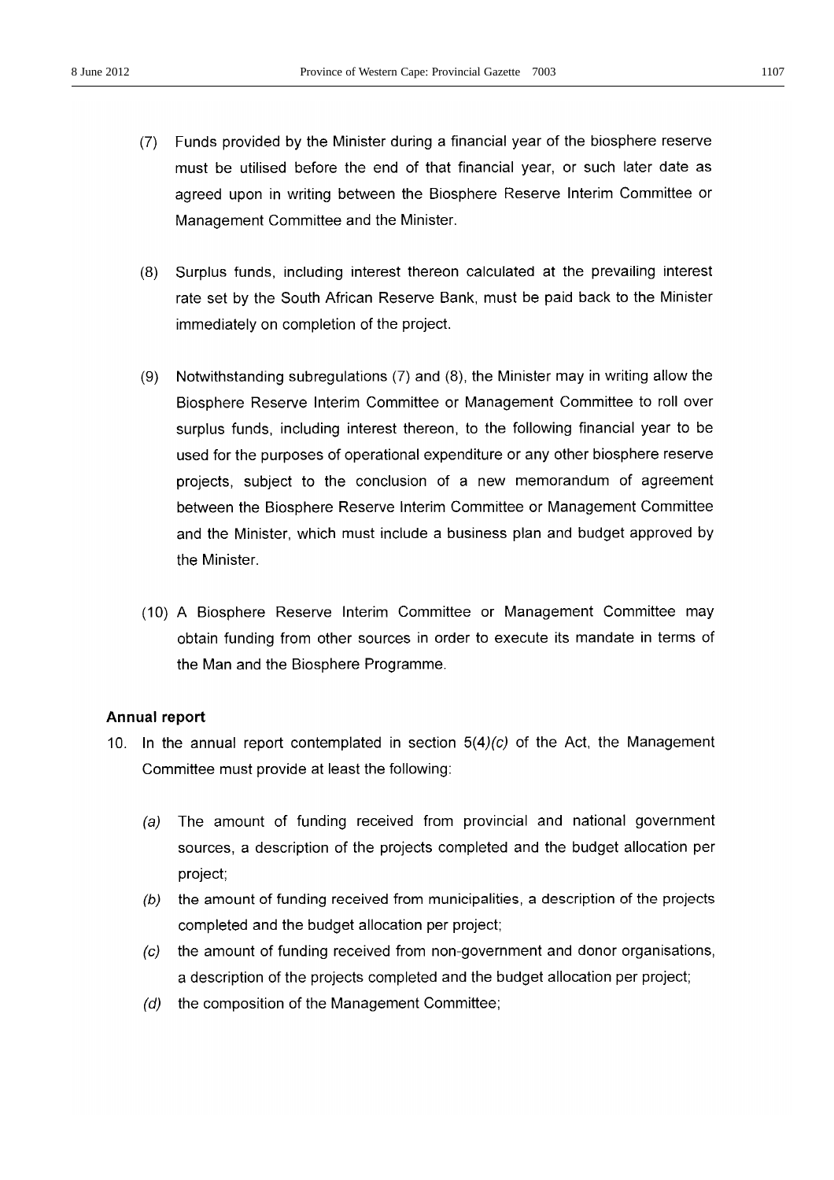(7) Funds provided by the Minister during a financial year of the biosphere reserve must be utilised before the end of that financial year, or such later date as agreed upon in writing between the Biosphere Reserve Interim Committee or Management Committee and the Minister.

(8) Surplus funds, including interest thereon calculated at the prevailing interest rate set by the South African Reserve Bank, must be paid back to the Minister immediately on completion of the project.

(9) Notwithstanding subregulations (7) and (8), the Minister may in writing allow the Biosphere Reserve Interim Committee or Management Committee to roll over surplus funds, including interest thereon, to the following financial year to be used for the purposes of operational expenditure or any other biosphere reserve projects, subject to the conclusion of a new memorandum of agreement between the Biosphere Reserve Interim Committee or Management Committee and the Minister, which must include a business plan and budget approved by the Minister.

(10) A Biosphere Reserve Interim Committee or Management Committee may obtain funding from other sources in order to execute its mandate in terms of the Man and the Biosphere Programme.

**Annual report**

10. In the annual report contemplated in section 5(4)*(c)* of the Act, the Management Committee must provide at least the following:

   *(a)* The amount of funding received from provincial and national government sources, a description of the projects completed and the budget allocation per project;
   *(b)* the amount of funding received from municipalities, a description of the projects completed and the budget allocation per project;
   *(c)* the amount of funding received from non-government and donor organisations, a description of the projects completed and the budget allocation per project;
   *(d)* the composition of the Management Committee;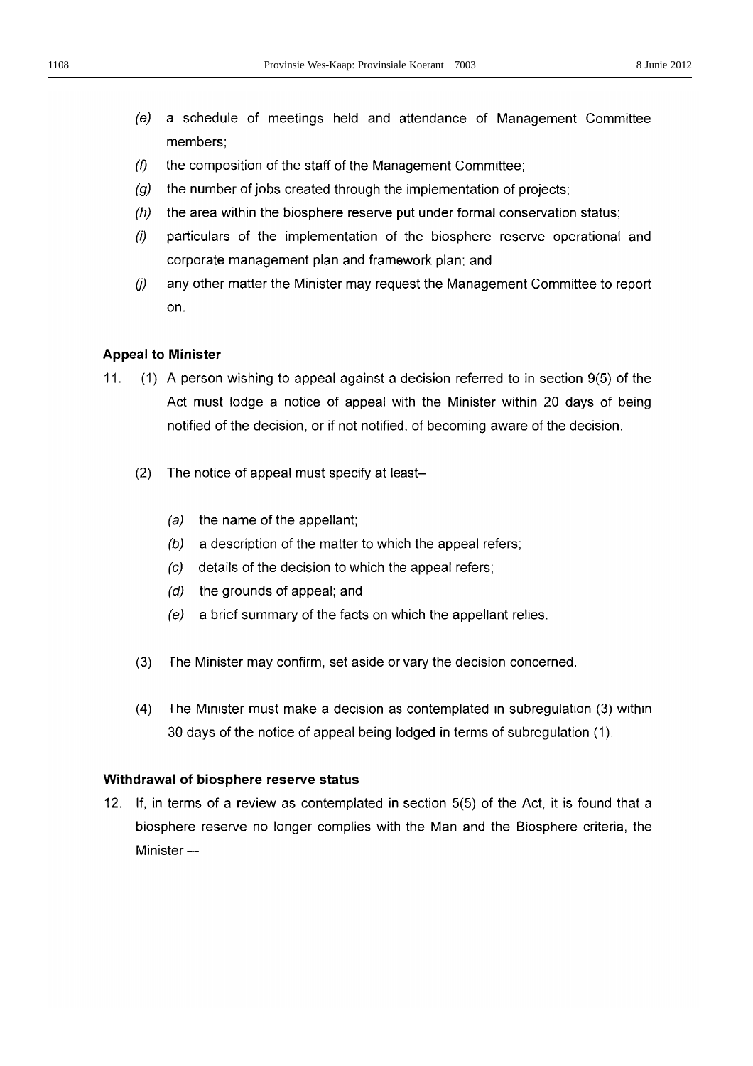*(e)* a schedule of meetings held and attendance of Management Committee members;

*(f)* the composition of the staff of the Management Committee;

*(g)* the number of jobs created through the implementation of projects;

*(h)* the area within the biosphere reserve put under formal conservation status;

*(i)* particulars of the implementation of the biosphere reserve operational and corporate management plan and framework plan; and

*(j)* any other matter the Minister may request the Management Committee to report on.

**Appeal to Minister**

11. (1) A person wishing to appeal against a decision referred to in section 9(5) of the Act must lodge a notice of appeal with the Minister within 20 days of being notified of the decision, or if not notified, of becoming aware of the decision.

(2) The notice of appeal must specify at least–

*(a)* the name of the appellant;

*(b)* a description of the matter to which the appeal refers;

*(c)* details of the decision to which the appeal refers;

*(d)* the grounds of appeal; and

*(e)* a brief summary of the facts on which the appellant relies.

(3) The Minister may confirm, set aside or vary the decision concerned.

(4) The Minister must make a decision as contemplated in subregulation (3) within 30 days of the notice of appeal being lodged in terms of subregulation (1).

**Withdrawal of biosphere reserve status**

12. If, in terms of a review as contemplated in section 5(5) of the Act, it is found that a biosphere reserve no longer complies with the Man and the Biosphere criteria, the Minister —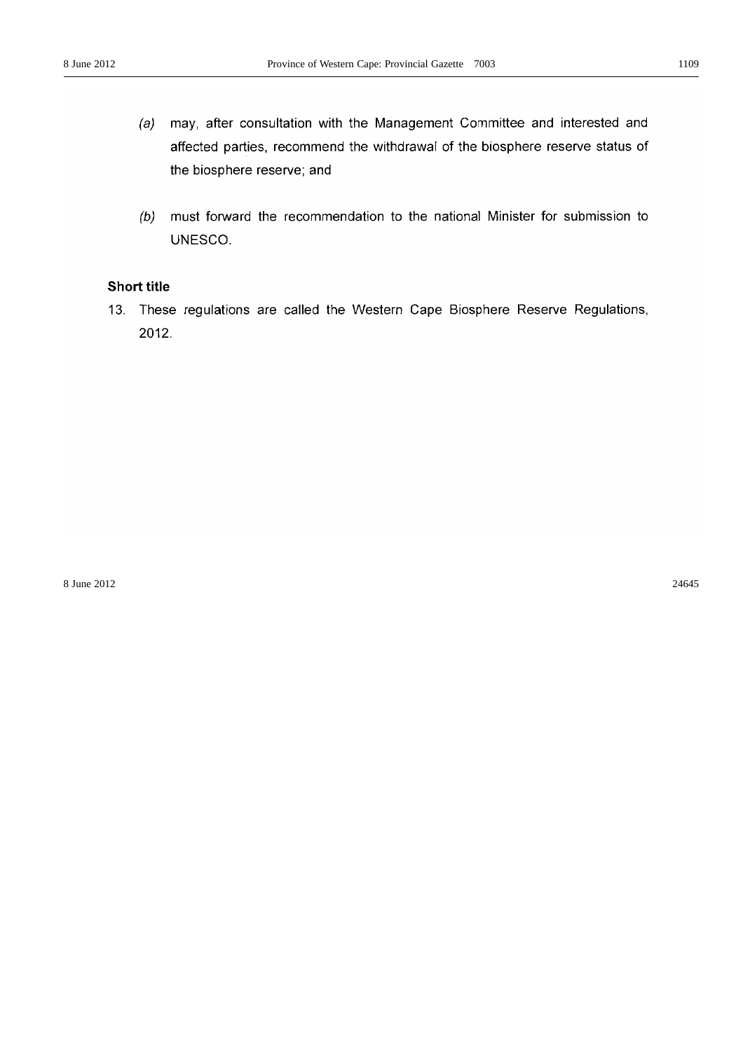*(a)* may, after consultation with the Management Committee and interested and affected parties, recommend the withdrawal of the biosphere reserve status of the biosphere reserve; and

*(b)* must forward the recommendation to the national Minister for submission to UNESCO.

**Short title**

13. These regulations are called the Western Cape Biosphere Reserve Regulations, 2012.

8 June 2012 24645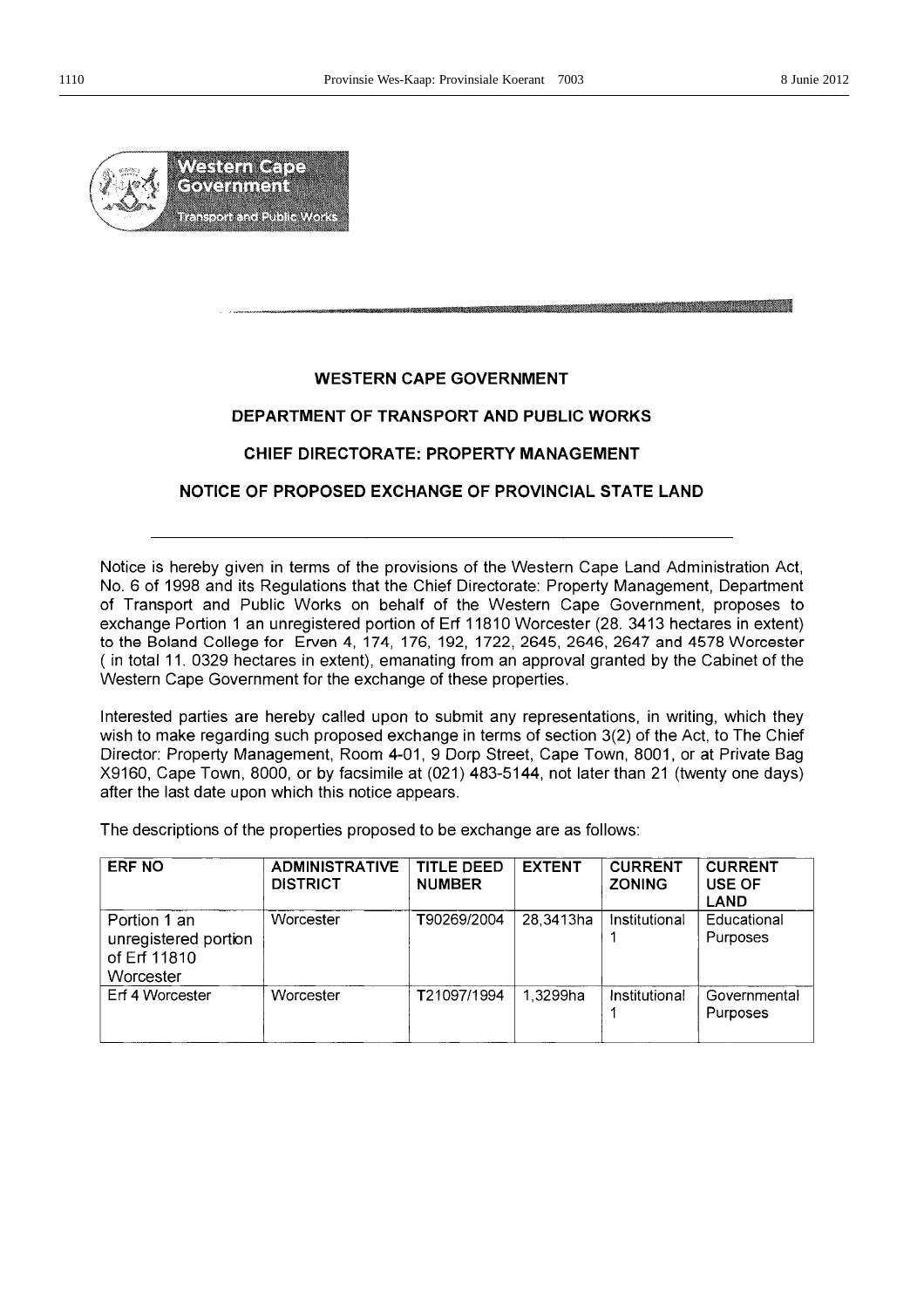Western Cape Government

Transport and Public Works

**WESTERN CAPE GOVERNMENT**

**DEPARTMENT OF TRANSPORT AND PUBLIC WORKS**

**CHIEF DIRECTORATE: PROPERTY MANAGEMENT**

**NOTICE OF PROPOSED EXCHANGE OF PROVINCIAL STATE LAND**

Notice is hereby given in terms of the provisions of the Western Cape Land Administration Act, No. 6 of 1998 and its Regulations that the Chief Directorate: Property Management, Department of Transport and Public Works on behalf of the Western Cape Government, proposes to exchange Portion 1 an unregistered portion of Erf 11810 Worcester (28. 3413 hectares in extent) to the Boland College for Erven 4, 174, 176, 192, 1722, 2645, 2646, 2647 and 4578 Worcester ( in total 11. 0329 hectares in extent), emanating from an approval granted by the Cabinet of the Western Cape Government for the exchange of these properties.

Interested parties are hereby called upon to submit any representations, in writing, which they wish to make regarding such proposed exchange in terms of section 3(2) of the Act, to The Chief Director: Property Management, Room 4-01, 9 Dorp Street, Cape Town, 8001, or at Private Bag X9160, Cape Town, 8000, or by facsimile at (021) 483-5144, not later than 21 (twenty one days) after the last date upon which this notice appears.

The descriptions of the properties proposed to be exchange are as follows:

| ERF NO | ADMINISTRATIVE DISTRICT | TITLE DEED NUMBER | EXTENT | CURRENT ZONING | CURRENT USE OF LAND |
|---|---|---|---|---|---|
| Portion 1 an unregistered portion of Erf 11810 Worcester | Worcester | T90269/2004 | 28,3413ha | Institutional 1 | Educational Purposes |
| Erf 4 Worcester | Worcester | T21097/1994 | 1,3299ha | Institutional 1 | Governmental Purposes |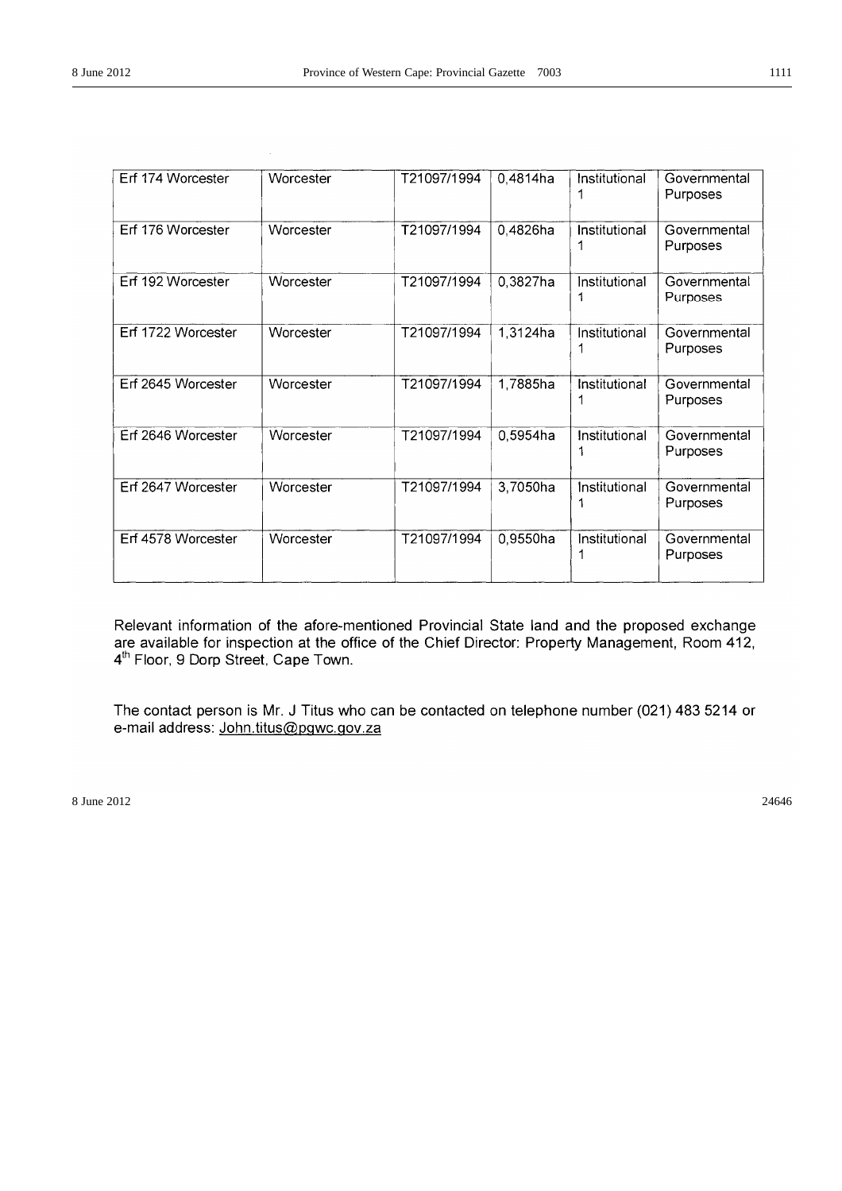| Erf 174 Worcester | Worcester | T21097/1994 | 0,4814ha | Institutional 1 | Governmental Purposes |
|---|---|---|---|---|---|
| Erf 176 Worcester | Worcester | T21097/1994 | 0,4826ha | Institutional 1 | Governmental Purposes |
| Erf 192 Worcester | Worcester | T21097/1994 | 0,3827ha | Institutional 1 | Governmental Purposes |
| Erf 1722 Worcester | Worcester | T21097/1994 | 1,3124ha | Institutional 1 | Governmental Purposes |
| Erf 2645 Worcester | Worcester | T21097/1994 | 1,7885ha | Institutional 1 | Governmental Purposes |
| Erf 2646 Worcester | Worcester | T21097/1994 | 0,5954ha | Institutional 1 | Governmental Purposes |
| Erf 2647 Worcester | Worcester | T21097/1994 | 3,7050ha | Institutional 1 | Governmental Purposes |
| Erf 4578 Worcester | Worcester | T21097/1994 | 0,9550ha | Institutional 1 | Governmental Purposes |

Relevant information of the afore-mentioned Provincial State land and the proposed exchange are available for inspection at the office of the Chief Director: Property Management, Room 412, 4th Floor, 9 Dorp Street, Cape Town.

The contact person is Mr. J Titus who can be contacted on telephone number (021) 483 5214 or e-mail address: John.titus@pgwc.gov.za

8 June 2012 24646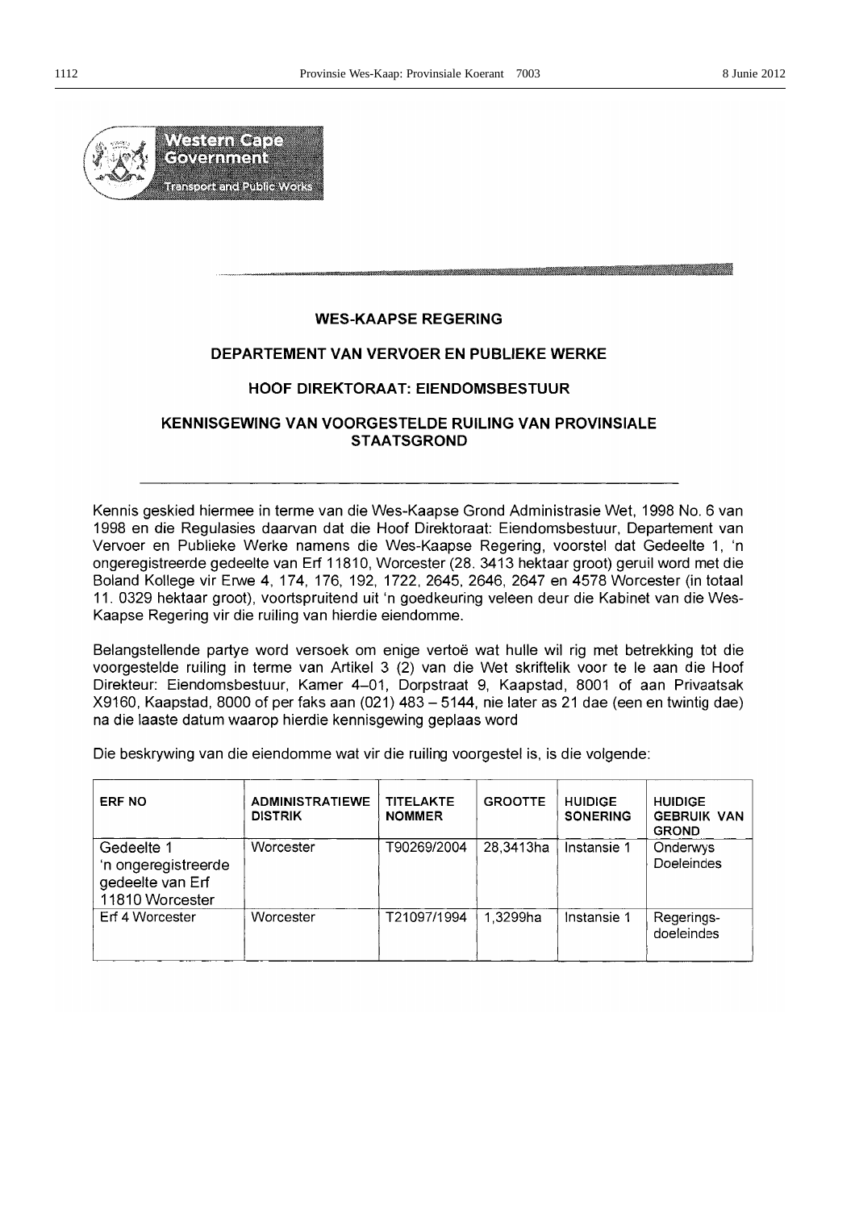Western Cape Government

Transport and Public Works

**WES-KAAPSE REGERING**

**DEPARTEMENT VAN VERVOER EN PUBLIEKE WERKE**

**HOOF DIREKTORAAT: EIENDOMSBESTUUR**

**KENNISGEWING VAN VOORGESTELDE RUILING VAN PROVINSIALE STAATSGROND**

Kennis geskied hiermee in terme van die Wes-Kaapse Grond Administrasie Wet, 1998 No. 6 van 1998 en die Regulasies daarvan dat die Hoof Direktoraat: Eiendomsbestuur, Departement van Vervoer en Publieke Werke namens die Wes-Kaapse Regering, voorstel dat Gedeelte 1, 'n ongeregistreerde gedeelte van Erf 11810, Worcester (28. 3413 hektaar groot) geruil word met die Boland Kollege vir Erwe 4, 174, 176, 192, 1722, 2645, 2646, 2647 en 4578 Worcester (in totaal 11. 0329 hektaar groot), voortspruitend uit 'n goedkeuring veleen deur die Kabinet van die Wes-Kaapse Regering vir die ruiling van hierdie eiendomme.

Belangstellende partye word versoek om enige vertoë wat hulle wil rig met betrekking tot die voorgestelde ruiling in terme van Artikel 3 (2) van die Wet skriftelik voor te le aan die Hoof Direkteur: Eiendomsbestuur, Kamer 4–01, Dorpstraat 9, Kaapstad, 8001 of aan Privaatsak X9160, Kaapstad, 8000 of per faks aan (021) 483 – 5144, nie later as 21 dae (een en twintig dae) na die laaste datum waarop hierdie kennisgewing geplaas word

Die beskrywing van die eiendomme wat vir die ruiling voorgestel is, is die volgende:

| ERF NO | ADMINISTRATIEWE DISTRIK | TITELAKTE NOMMER | GROOTTE | HUIDIGE SONERING | HUIDIGE GEBRUIK VAN GROND |
|---|---|---|---|---|---|
| Gedeelte 1 'n ongeregistreerde gedeelte van Erf 11810 Worcester | Worcester | T90269/2004 | 28,3413ha | Instansie 1 | Onderwys Doeleindes |
| Erf 4 Worcester | Worcester | T21097/1994 | 1,3299ha | Instansie 1 | Regerings-doeleindes |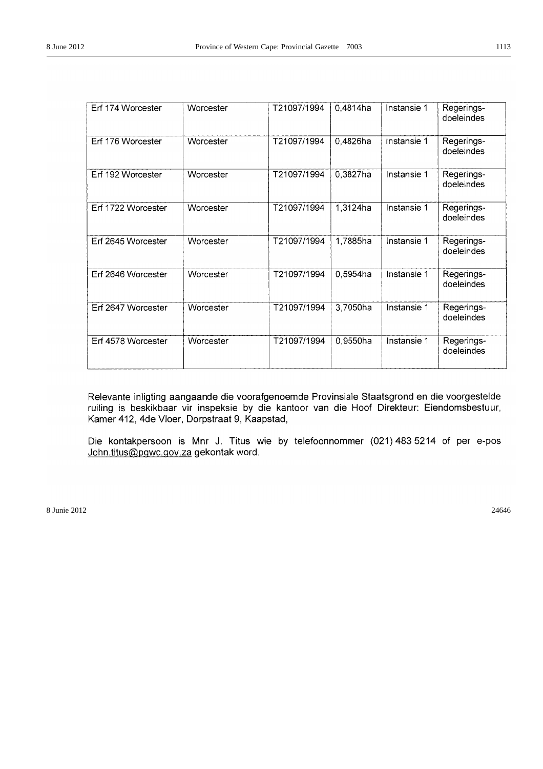| Erf 174 Worcester | Worcester | T21097/1994 | 0,4814ha | Instansie 1 | Regerings-doeleindes |
|---|---|---|---|---|---|
| Erf 176 Worcester | Worcester | T21097/1994 | 0,4826ha | Instansie 1 | Regerings-doeleindes |
| Erf 192 Worcester | Worcester | T21097/1994 | 0,3827ha | Instansie 1 | Regerings-doeleindes |
| Erf 1722 Worcester | Worcester | T21097/1994 | 1,3124ha | Instansie 1 | Regerings-doeleindes |
| Erf 2645 Worcester | Worcester | T21097/1994 | 1,7885ha | Instansie 1 | Regerings-doeleindes |
| Erf 2646 Worcester | Worcester | T21097/1994 | 0,5954ha | Instansie 1 | Regerings-doeleindes |
| Erf 2647 Worcester | Worcester | T21097/1994 | 3,7050ha | Instansie 1 | Regerings-doeleindes |
| Erf 4578 Worcester | Worcester | T21097/1994 | 0,9550ha | Instansie 1 | Regerings-doeleindes |

Relevante inligting aangaande die voorafgenoemde Provinsiale Staatsgrond en die voorgestelde ruiling is beskikbaar vir inspeksie by die kantoor van die Hoof Direkteur: Eiendomsbestuur, Kamer 412, 4de Vloer, Dorpstraat 9, Kaapstad,

Die kontakpersoon is Mnr J. Titus wie by telefoonnommer (021) 483 5214 of per e-pos John.titus@pgwc.gov.za gekontak word.

8 Junie 2012 24646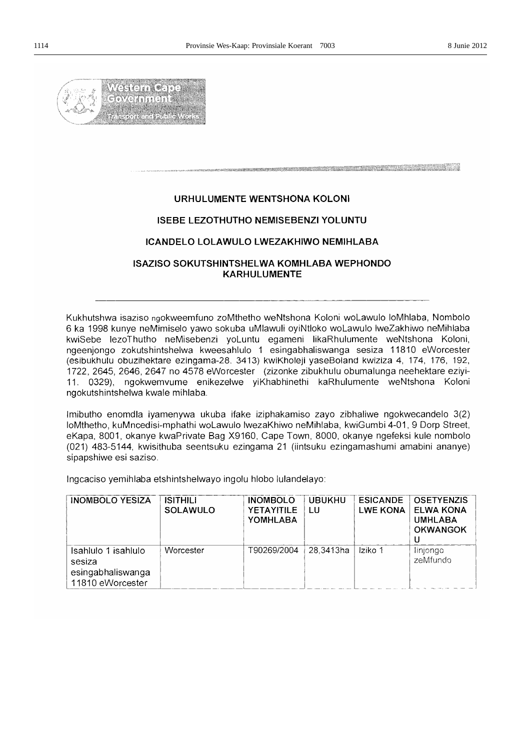Western Cape Government

Transport and Public Works

**URHULUMENTE WENTSHONA KOLONI**

**ISEBE LEZOTHUTHO NEMISEBENZI YOLUNTU**

**ICANDELO LOLAWULO LWEZAKHIWO NEMIHLABA**

**ISAZISO SOKUTSHINTSHELWA KOMHLABA WEPHONDO KARHULUMENTE**

Kukhutshwa isaziso ngokweemfuno zoMthetho weNtshona Koloni woLawulo loMhlaba, Nombolo 6 ka 1998 kunye neMimiselo yawo sokuba uMlawuli oyiNtloko woLawulo lweZakhiwo neMihlaba kwiSebe lezoThutho neMisebenzi yoLuntu egameni likaRhulumente weNtshona Koloni, ngeenjongo zokutshintshelwa kweesahlulo 1 esingabhaliswanga sesiza 11810 eWorcester (esibukhulu obuzihektare ezingama-28. 3413) kwiKholeji yaseBoland kwiziza 4, 174, 176, 192, 1722, 2645, 2646, 2647 no 4578 eWorcester (zizonke zibukhulu obumalunga neehektare eziyi-11. 0329), ngokwemvume enikezelwe yiKhabhinethi kaRhulumente weNtshona Koloni ngokutshintshelwa kwale mihlaba.

Imibutho enomdla iyamenywa ukuba ifake iziphakamiso zayo zibhaliwe ngokwecandelo 3(2) loMthetho, kuMncedisi-mphathi woLawulo lwezaKhiwo neMihlaba, kwiGumbi 4-01, 9 Dorp Street, eKapa, 8001, okanye kwaPrivate Bag X9160, Cape Town, 8000, okanye ngefeksi kule nombolo (021) 483-5144, kwisithuba seentsuku ezingama 21 (iintsuku ezingamashumi amabini ananye) sipapshiwe esi saziso.

Ingcaciso yemihlaba etshintshelwayo ingolu hlobo lulandelayo:

| INOMBOLO YESIZA | ISITHILI SOLAWULO | INOMBOLO YETAYITILE YOMHLABA | UBUKHULU | ESICANDELWE KONA | OSETYENZISELWA KONA UMHLABA OKWANGOKU |
|---|---|---|---|---|---|
| Isahlulo 1 isahlulo sesiza esingabhaliswanga 11810 eWorcester | Worcester | T90269/2004 | 28,3413ha | Iziko 1 | Iinjongo zeMfundo |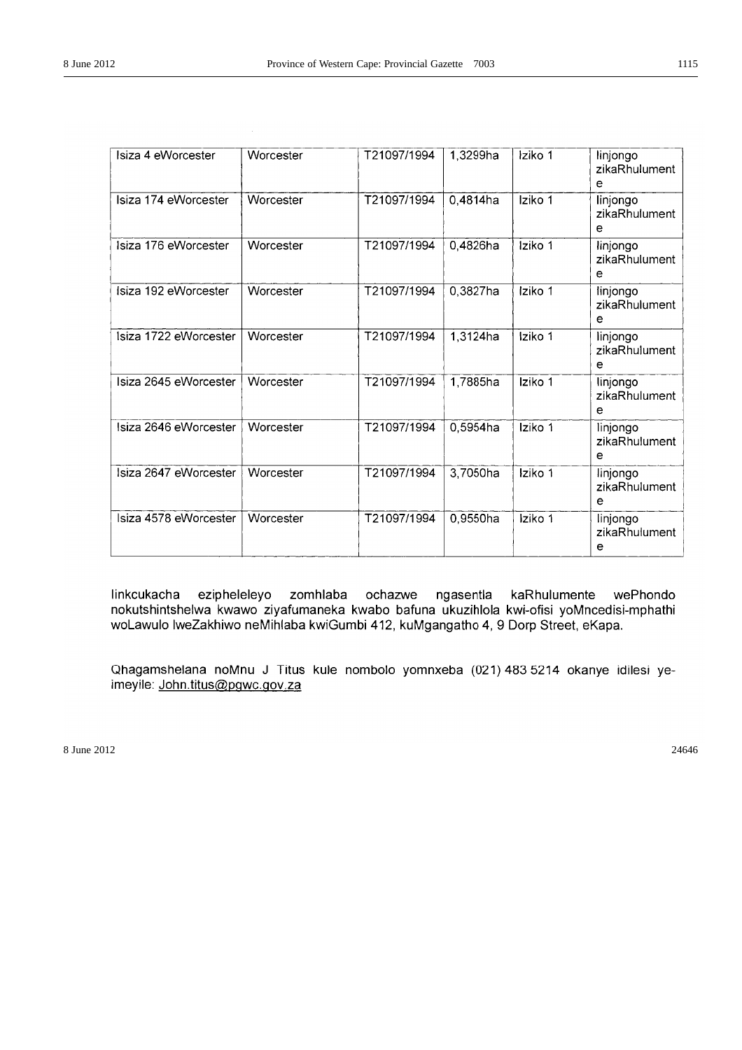| Isiza 4 eWorcester | Worcester | T21097/1994 | 1,3299ha | Iziko 1 | Iinjongo zikaRhulumente |
|---|---|---|---|---|---|
| Isiza 174 eWorcester | Worcester | T21097/1994 | 0,4814ha | Iziko 1 | Iinjongo zikaRhulumente |
| Isiza 176 eWorcester | Worcester | T21097/1994 | 0,4826ha | Iziko 1 | Iinjongo zikaRhulumente |
| Isiza 192 eWorcester | Worcester | T21097/1994 | 0,3827ha | Iziko 1 | Iinjongo zikaRhulumente |
| Isiza 1722 eWorcester | Worcester | T21097/1994 | 1,3124ha | Iziko 1 | Iinjongo zikaRhulumente |
| Isiza 2645 eWorcester | Worcester | T21097/1994 | 1,7885ha | Iziko 1 | Iinjongo zikaRhulumente |
| Isiza 2646 eWorcester | Worcester | T21097/1994 | 0,5954ha | Iziko 1 | Iinjongo zikaRhulumente |
| Isiza 2647 eWorcester | Worcester | T21097/1994 | 3,7050ha | Iziko 1 | Iinjongo zikaRhulumente |
| Isiza 4578 eWorcester | Worcester | T21097/1994 | 0,9550ha | Iziko 1 | Iinjongo zikaRhulumente |

Iinkcukacha ezipheleleyo zomhlaba ochazwe ngasentla kaRhulumente wePhondo nokutshintshelwa kwawo ziyafumaneka kwabo bafuna ukuzihlola kwi-ofisi yoMncedisi-mphathi woLawulo lweZakhiwo neMihlaba kwiGumbi 412, kuMgangatho 4, 9 Dorp Street, eKapa.

Qhagamshelana noMnu J Titus kule nombolo yomnxeba (021) 483 5214 okanye idilesi ye-imeyile: John.titus@pgwc.gov.za

8 June 2012 24646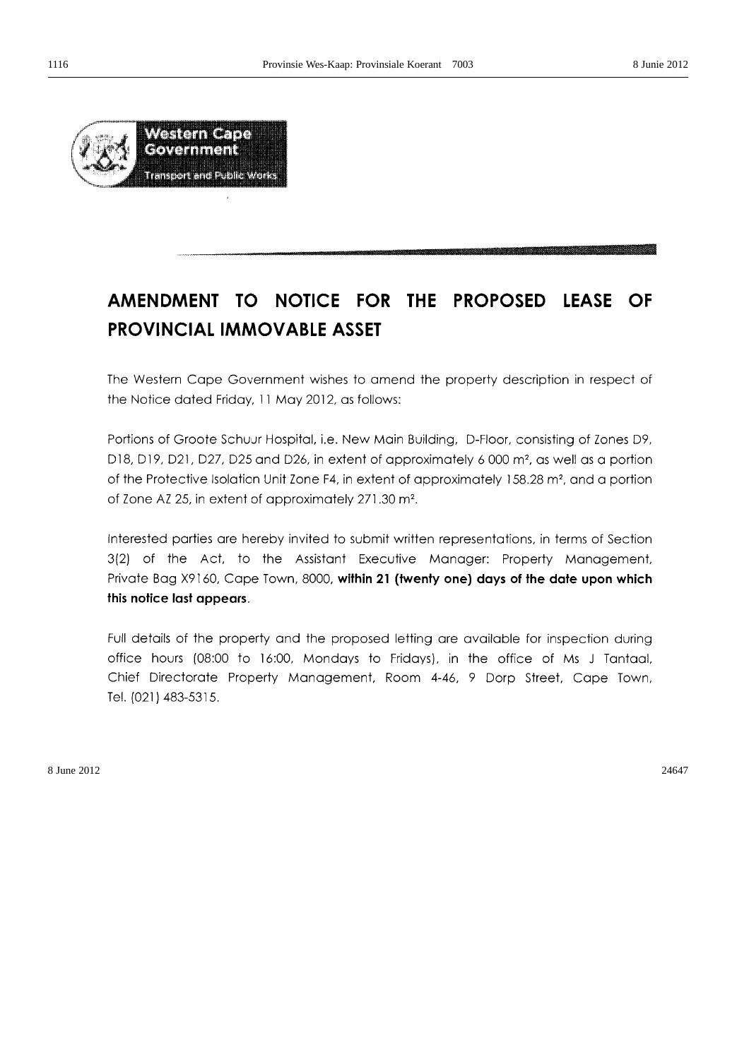Western Cape Government

Transport and Public Works

# AMENDMENT TO NOTICE FOR THE PROPOSED LEASE OF PROVINCIAL IMMOVABLE ASSET

The Western Cape Government wishes to amend the property description in respect of the Notice dated Friday, 11 May 2012, as follows:

Portions of Groote Schuur Hospital, i.e. New Main Building, D-Floor, consisting of Zones D9, D18, D19, D21, D27, D25 and D26, in extent of approximately 6 000 m², as well as a portion of the Protective Isolation Unit Zone F4, in extent of approximately 158.28 m², and a portion of Zone AZ 25, in extent of approximately 271.30 m².

Interested parties are hereby invited to submit written representations, in terms of Section 3(2) of the Act, to the Assistant Executive Manager: Property Management, Private Bag X9160, Cape Town, 8000, **within 21 (twenty one) days of the date upon which this notice last appears**.

Full details of the property and the proposed letting are available for inspection during office hours (08:00 to 16:00, Mondays to Fridays), in the office of Ms J Tantaal, Chief Directorate Property Management, Room 4-46, 9 Dorp Street, Cape Town, Tel. (021) 483-5315.

8 June 2012 24647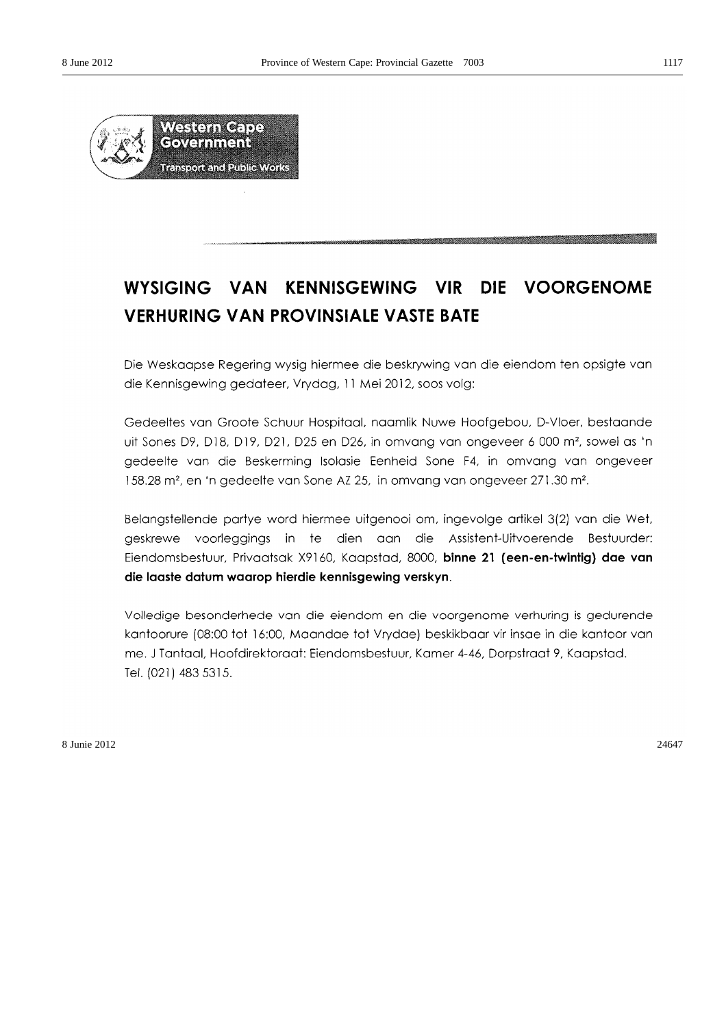Western Cape Government

Transport and Public Works

# WYSIGING VAN KENNISGEWING VIR DIE VOORGENOME VERHURING VAN PROVINSIALE VASTE BATE

Die Weskaapse Regering wysig hiermee die beskrywing van die eiendom ten opsigte van die Kennisgewing gedateer, Vrydag, 11 Mei 2012, soos volg:

Gedeeltes van Groote Schuur Hospitaal, naamlik Nuwe Hoofgebou, D-Vloer, bestaande uit Sones D9, D18, D19, D21, D25 en D26, in omvang van ongeveer 6 000 m², sowel as 'n gedeelte van die Beskerming Isolasie Eenheid Sone F4, in omvang van ongeveer 158.28 m², en 'n gedeelte van Sone AZ 25, in omvang van ongeveer 271.30 m².

Belangstellende partye word hiermee uitgenooi om, ingevolge artikel 3(2) van die Wet, geskrewe voorleggings in te dien aan die Assistent-Uitvoerende Bestuurder: Eiendomsbestuur, Privaatsak X9160, Kaapstad, 8000, **binne 21 (een-en-twintig) dae van die laaste datum waarop hierdie kennisgewing verskyn**.

Volledige besonderhede van die eiendom en die voorgenome verhuring is gedurende kantoorure (08:00 tot 16:00, Maandae tot Vrydae) beskikbaar vir insae in die kantoor van me. J Tantaal, Hoofdirektoraat: Eiendomsbestuur, Kamer 4-46, Dorpstraat 9, Kaapstad. Tel. (021) 483 5315.

8 Junie 2012 24647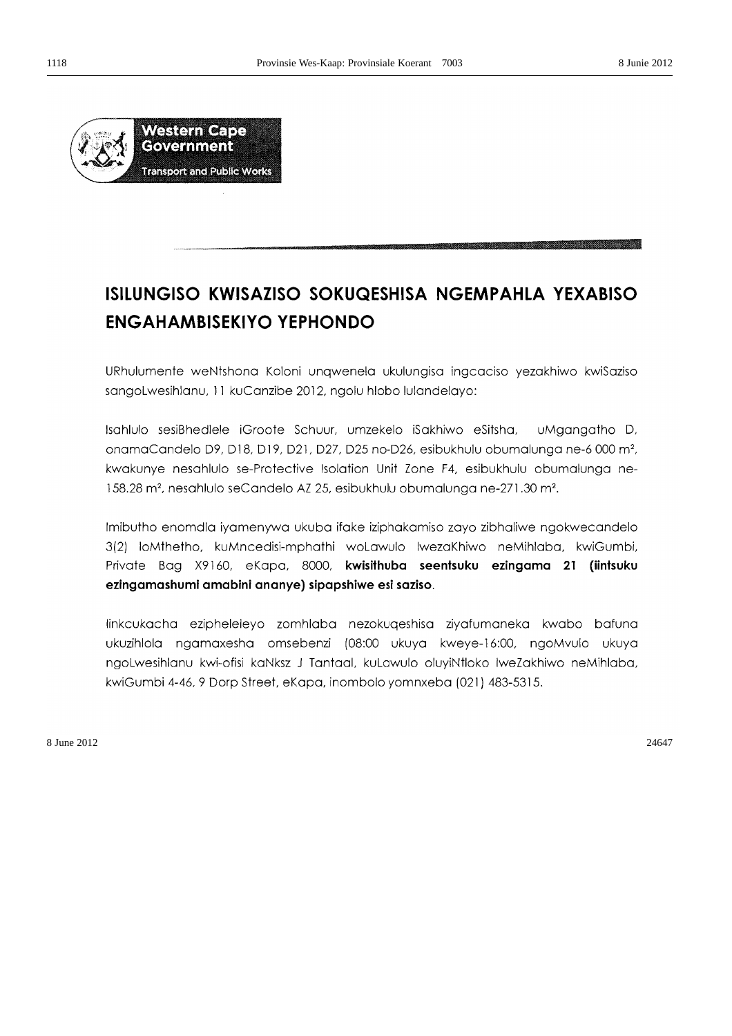Western Cape Government

Transport and Public Works

# ISILUNGISO KWISAZISO SOKUQESHISA NGEMPAHLA YEXABISO ENGAHAMBISEKIYO YEPHONDO

URhulumente weNtshona Koloni unqwenela ukulungisa ingcaciso yezakhiwo kwiSaziso sangoLwesihlanu, 11 kuCanzibe 2012, ngolu hlobo lulandelayo:

Isahlulo sesiBhedlele iGroote Schuur, umzekelo iSakhiwo eSitsha, uMgangatho D, onamaCandelo D9, D18, D19, D21, D27, D25 no-D26, esibukhulu obumalunga ne-6 000 m², kwakunye nesahlulo se-Protective Isolation Unit Zone F4, esibukhulu obumalunga ne-158.28 m², nesahlulo seCandelo AZ 25, esibukhulu obumalunga ne-271.30 m².

Imibutho enomdla iyamenywa ukuba ifake iziphakamiso zayo zibhaliwe ngokwecandelo 3(2) loMthetho, kuMncedisi-mphathi woLawulo lwezaKhiwo neMihlaba, kwiGumbi, Private Bag X9160, eKapa, 8000, **kwisithuba seentsuku ezingama 21 (iintsuku ezingamashumi amabini ananye) sipapshiwe esi saziso**.

Iinkcukacha ezipheleleyo zomhlaba nezokuqeshisa ziyafumaneka kwabo bafuna ukuzihlola ngamaxesha omsebenzi (08:00 ukuya kweye-16:00, ngoMvulo ukuya ngoLwesihlanu kwi-ofisi kaNksz J Tantaal, kuLawulo oluyiNtloko lweZakhiwo neMihlaba, kwiGumbi 4-46, 9 Dorp Street, eKapa, inombolo yomnxeba (021) 483-5315.

8 June 2012 24647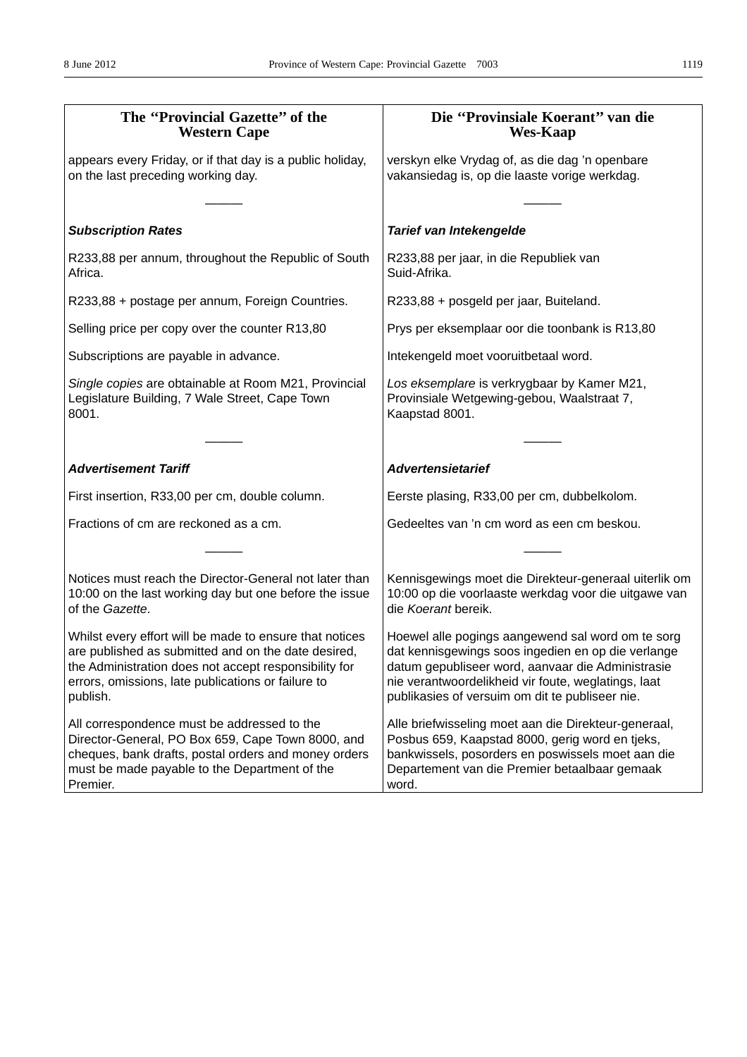| **The "Provincial Gazette" of the Western Cape** | **Die "Provinsiale Koerant" van die Wes-Kaap** |
|---|---|
| appears every Friday, or if that day is a public holiday, on the last preceding working day. | verskyn elke Vrydag of, as die dag 'n openbare vakansiedag is, op die laaste vorige werkdag. |
| ——— | ——— |
| ***Subscription Rates*** | ***Tarief van Intekengelde*** |
| R233,88 per annum, throughout the Republic of South Africa. | R233,88 per jaar, in die Republiek van Suid-Afrika. |
| R233,88 + postage per annum, Foreign Countries. | R233,88 + posgeld per jaar, Buiteland. |
| Selling price per copy over the counter R13,80 | Prys per eksemplaar oor die toonbank is R13,80 |
| Subscriptions are payable in advance. | Intekengeld moet vooruitbetaal word. |
| *Single copies* are obtainable at Room M21, Provincial Legislature Building, 7 Wale Street, Cape Town 8001. | *Los eksemplare* is verkrygbaar by Kamer M21, Provinsiale Wetgewing-gebou, Waalstraat 7, Kaapstad 8001. |
| ——— | ——— |
| ***Advertisement Tariff*** | ***Advertensietarief*** |
| First insertion, R33,00 per cm, double column. | Eerste plasing, R33,00 per cm, dubbelkolom. |
| Fractions of cm are reckoned as a cm. | Gedeeltes van 'n cm word as een cm beskou. |
| ——— | ——— |
| Notices must reach the Director-General not later than 10:00 on the last working day but one before the issue of the *Gazette*. | Kennisgewings moet die Direkteur-generaal uiterlik om 10:00 op die voorlaaste werkdag voor die uitgawe van die *Koerant* bereik. |
| Whilst every effort will be made to ensure that notices are published as submitted and on the date desired, the Administration does not accept responsibility for errors, omissions, late publications or failure to publish. | Hoewel alle pogings aangewend sal word om te sorg dat kennisgewings soos ingedien en op die verlange datum gepubliseer word, aanvaar die Administrasie nie verantwoordelikheid vir foute, weglatings, laat publikasies of versuim om dit te publiseer nie. |
| All correspondence must be addressed to the Director-General, PO Box 659, Cape Town 8000, and cheques, bank drafts, postal orders and money orders must be made payable to the Department of the Premier. | Alle briefwisseling moet aan die Direkteur-generaal, Posbus 659, Kaapstad 8000, gerig word en tjeks, bankwissels, posorders en poswissels moet aan die Departement van die Premier betaalbaar gemaak word. |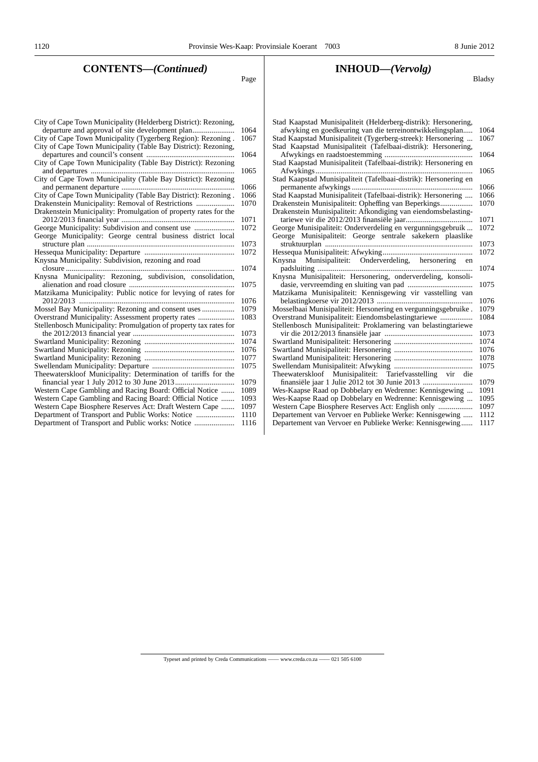## CONTENTS—*(Continued)*

| | Page |
|---|---|
| City of Cape Town Municipality (Helderberg District): Rezoning, departure and approval of site development plan | 1064 |
| City of Cape Town Municipality (Tygerberg Region): Rezoning | 1067 |
| City of Cape Town Municipality (Table Bay District): Rezoning, departures and council's consent | 1064 |
| City of Cape Town Municipality (Table Bay District): Rezoning and departures | 1065 |
| City of Cape Town Municipality (Table Bay District): Rezoning and permanent departure | 1066 |
| City of Cape Town Municipality (Table Bay District): Rezoning | 1066 |
| Drakenstein Municipality: Removal of Restrictions | 1070 |
| Drakenstein Municipality: Promulgation of property rates for the 2012/2013 financial year | 1071 |
| George Municipality: Subdivision and consent use | 1072 |
| George Municipality: George central business district local structure plan | 1073 |
| Hessequa Municipality: Departure | 1072 |
| Knysna Municipality: Subdivision, rezoning and road closure | 1074 |
| Knysna Municipality: Rezoning, subdivision, consolidation, alienation and road closure | 1075 |
| Matzikama Municipality: Public notice for levying of rates for 2012/2013 | 1076 |
| Mossel Bay Municipality: Rezoning and consent uses | 1079 |
| Overstrand Municipality: Assessment property rates | 1083 |
| Stellenbosch Municipality: Promulgation of property tax rates for the 2012/2013 financial year | 1073 |
| Swartland Municipality: Rezoning | 1074 |
| Swartland Municipality: Rezoning | 1076 |
| Swartland Municipality: Rezoning | 1077 |
| Swellendam Municipality: Departure | 1075 |
| Theewaterskloof Municipality: Determination of tariffs for the financial year 1 July 2012 to 30 June 2013 | 1079 |
| Western Cape Gambling and Racing Board: Official Notice | 1089 |
| Western Cape Gambling and Racing Board: Official Notice | 1093 |
| Western Cape Biosphere Reserves Act: Draft Western Cape | 1097 |
| Department of Transport and Public Works: Notice | 1110 |
| Department of Transport and Public works: Notice | 1116 |

## INHOUD—*(Vervolg)*

| | Bladsy |
|---|---|
| Stad Kaapstad Munisipaliteit (Helderberg-distrik): Hersonering, afwyking en goedkeuring van die terreinontwikkelingsplan | 1064 |
| Stad Kaapstad Munisipaliteit (Tygerberg-streek): Hersonering | 1067 |
| Stad Kaapstad Munisipaliteit (Tafelbaai-distrik): Hersonering, Afwykings en raadstoestemming | 1064 |
| Stad Kaapstad Munisipaliteit (Tafelbaai-distrik): Hersonering en Afwykings | 1065 |
| Stad Kaapstad Munisipaliteit (Tafelbaai-distrik): Hersonering en permanente afwykings | 1066 |
| Stad Kaapstad Munisipaliteit (Tafelbaai-distrik): Hersonering | 1066 |
| Drakenstein Munisipaliteit: Opheffing van Beperkings | 1070 |
| Drakenstein Munisipaliteit: Afkondiging van eiendomsbelastingtariewe vir die 2012/2013 finansiële jaar | 1071 |
| George Munisipaliteit: Onderverdeling en vergunningsgebruik | 1072 |
| George Munisipaliteit: George sentrale sakekern plaaslike struktuurplan | 1073 |
| Hessequa Munisipaliteit: Afwyking | 1072 |
| Knysna Munisipaliteit: Onderverdeling, hersonering en padsluiting | 1074 |
| Knysna Munisipaliteit: Hersonering, onderverdeling, konsolidasie, vervreemding en sluiting van pad | 1075 |
| Matzikama Munisipaliteit: Kennisgewing vir vasstelling van belastingkoerse vir 2012/2013 | 1076 |
| Mosselbaai Munisipaliteit: Hersonering en vergunningsgebruike | 1079 |
| Overstrand Munisipaliteit: Eiendomsbelastingtariewe | 1084 |
| Stellenbosch Munisipaliteit: Proklamering van belastingtariewe vir die 2012/2013 finansiële jaar | 1073 |
| Swartland Munisipaliteit: Hersonering | 1074 |
| Swartland Munisipaliteit: Hersonering | 1076 |
| Swartland Munisipaliteit: Hersonering | 1078 |
| Swellendam Munisipaliteit: Afwyking | 1075 |
| Theewaterskloof Munisipaliteit: Tariefvasstelling vir die finansiële jaar 1 Julie 2012 tot 30 Junie 2013 | 1079 |
| Wes-Kaapse Raad op Dobbelary en Wedrenne: Kennisgewing | 1091 |
| Wes-Kaapse Raad op Dobbelary en Wedrenne: Kennisgewing | 1095 |
| Western Cape Biosphere Reserves Act: English only | 1097 |
| Departement van Vervoer en Publieke Werke: Kennisgewing | 1112 |
| Departement van Vervoer en Publieke Werke: Kennisgewing | 1117 |

Typeset and printed by Creda Communications —— www.creda.co.za —— 021 505 6100